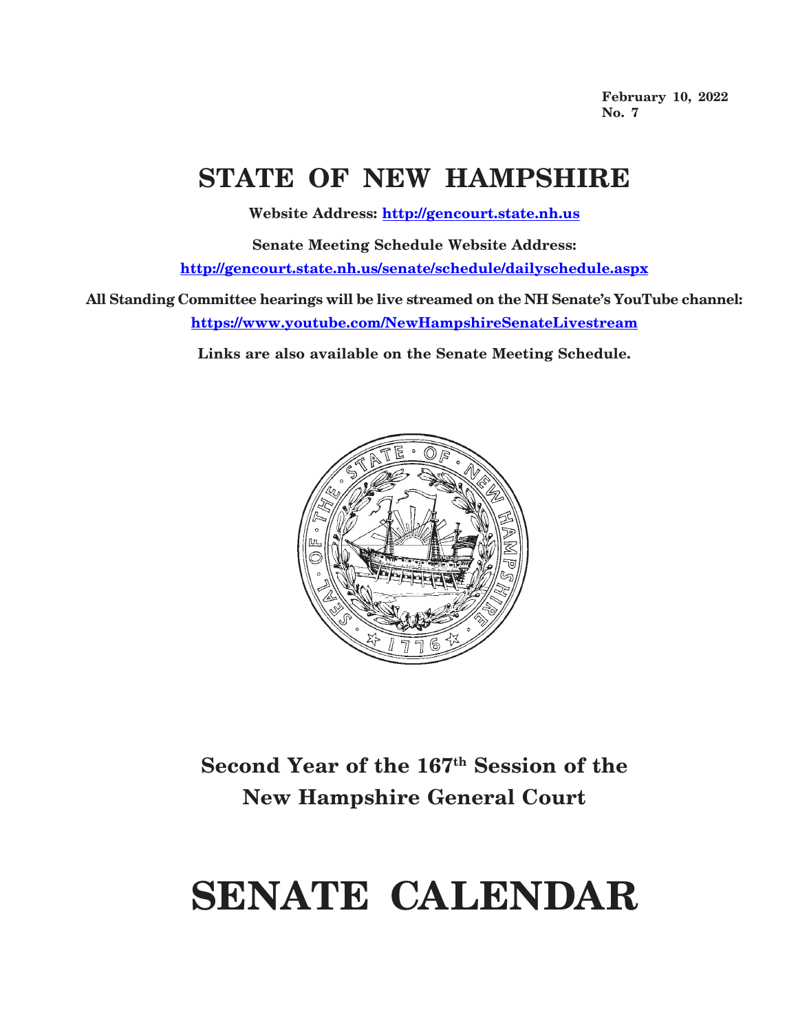**February 10, 2022**
**No. 7**

# STATE OF NEW HAMPSHIRE

**Website Address: http://gencourt.state.nh.us**

**Senate Meeting Schedule Website Address:**
**http://gencourt.state.nh.us/senate/schedule/dailyschedule.aspx**

**All Standing Committee hearings will be live streamed on the NH Senate's YouTube channel:**
**https://www.youtube.com/NewHampshireSenateLivestream**

**Links are also available on the Senate Meeting Schedule.**

## Second Year of the 167th Session of the New Hampshire General Court

# SENATE CALENDAR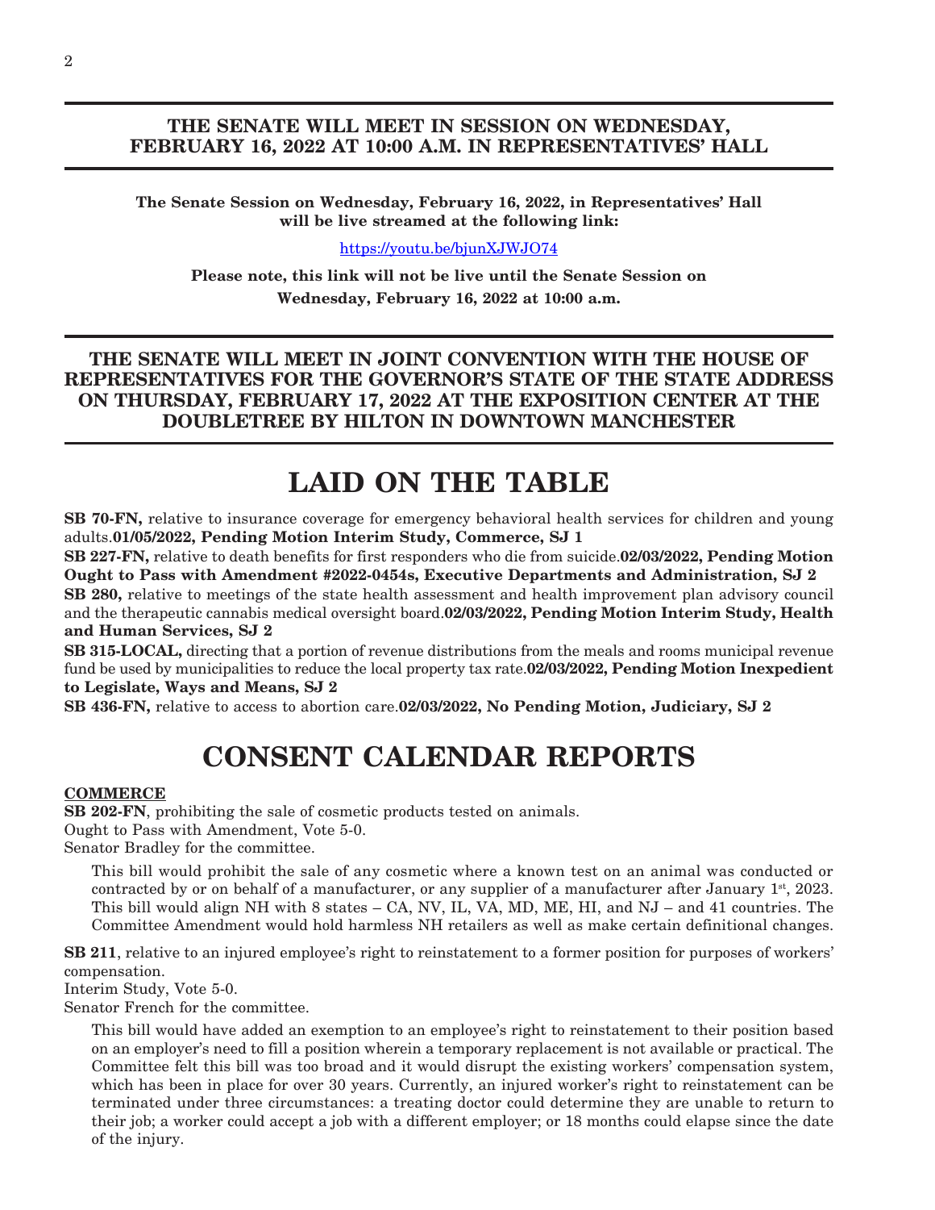**THE SENATE WILL MEET IN SESSION ON WEDNESDAY, FEBRUARY 16, 2022 AT 10:00 A.M. IN REPRESENTATIVES' HALL**

---

**The Senate Session on Wednesday, February 16, 2022, in Representatives' Hall will be live streamed at the following link:**

https://youtu.be/bjunXJWJO74

**Please note, this link will not be live until the Senate Session on Wednesday, February 16, 2022 at 10:00 a.m.**

---

**THE SENATE WILL MEET IN JOINT CONVENTION WITH THE HOUSE OF REPRESENTATIVES FOR THE GOVERNOR'S STATE OF THE STATE ADDRESS ON THURSDAY, FEBRUARY 17, 2022 AT THE EXPOSITION CENTER AT THE DOUBLETREE BY HILTON IN DOWNTOWN MANCHESTER**

---

# LAID ON THE TABLE

**SB 70-FN,** relative to insurance coverage for emergency behavioral health services for children and young adults.**01/05/2022, Pending Motion Interim Study, Commerce, SJ 1**

**SB 227-FN,** relative to death benefits for first responders who die from suicide.**02/03/2022, Pending Motion Ought to Pass with Amendment #2022-0454s, Executive Departments and Administration, SJ 2**

**SB 280,** relative to meetings of the state health assessment and health improvement plan advisory council and the therapeutic cannabis medical oversight board.**02/03/2022, Pending Motion Interim Study, Health and Human Services, SJ 2**

**SB 315-LOCAL,** directing that a portion of revenue distributions from the meals and rooms municipal revenue fund be used by municipalities to reduce the local property tax rate.**02/03/2022, Pending Motion Inexpedient to Legislate, Ways and Means, SJ 2**

**SB 436-FN,** relative to access to abortion care.**02/03/2022, No Pending Motion, Judiciary, SJ 2**

# CONSENT CALENDAR REPORTS

**COMMERCE**

**SB 202-FN**, prohibiting the sale of cosmetic products tested on animals.
Ought to Pass with Amendment, Vote 5-0.
Senator Bradley for the committee.

This bill would prohibit the sale of any cosmetic where a known test on an animal was conducted or contracted by or on behalf of a manufacturer, or any supplier of a manufacturer after January 1st, 2023. This bill would align NH with 8 states – CA, NV, IL, VA, MD, ME, HI, and NJ – and 41 countries. The Committee Amendment would hold harmless NH retailers as well as make certain definitional changes.

**SB 211**, relative to an injured employee's right to reinstatement to a former position for purposes of workers' compensation.
Interim Study, Vote 5-0.
Senator French for the committee.

This bill would have added an exemption to an employee's right to reinstatement to their position based on an employer's need to fill a position wherein a temporary replacement is not available or practical. The Committee felt this bill was too broad and it would disrupt the existing workers' compensation system, which has been in place for over 30 years. Currently, an injured worker's right to reinstatement can be terminated under three circumstances: a treating doctor could determine they are unable to return to their job; a worker could accept a job with a different employer; or 18 months could elapse since the date of the injury.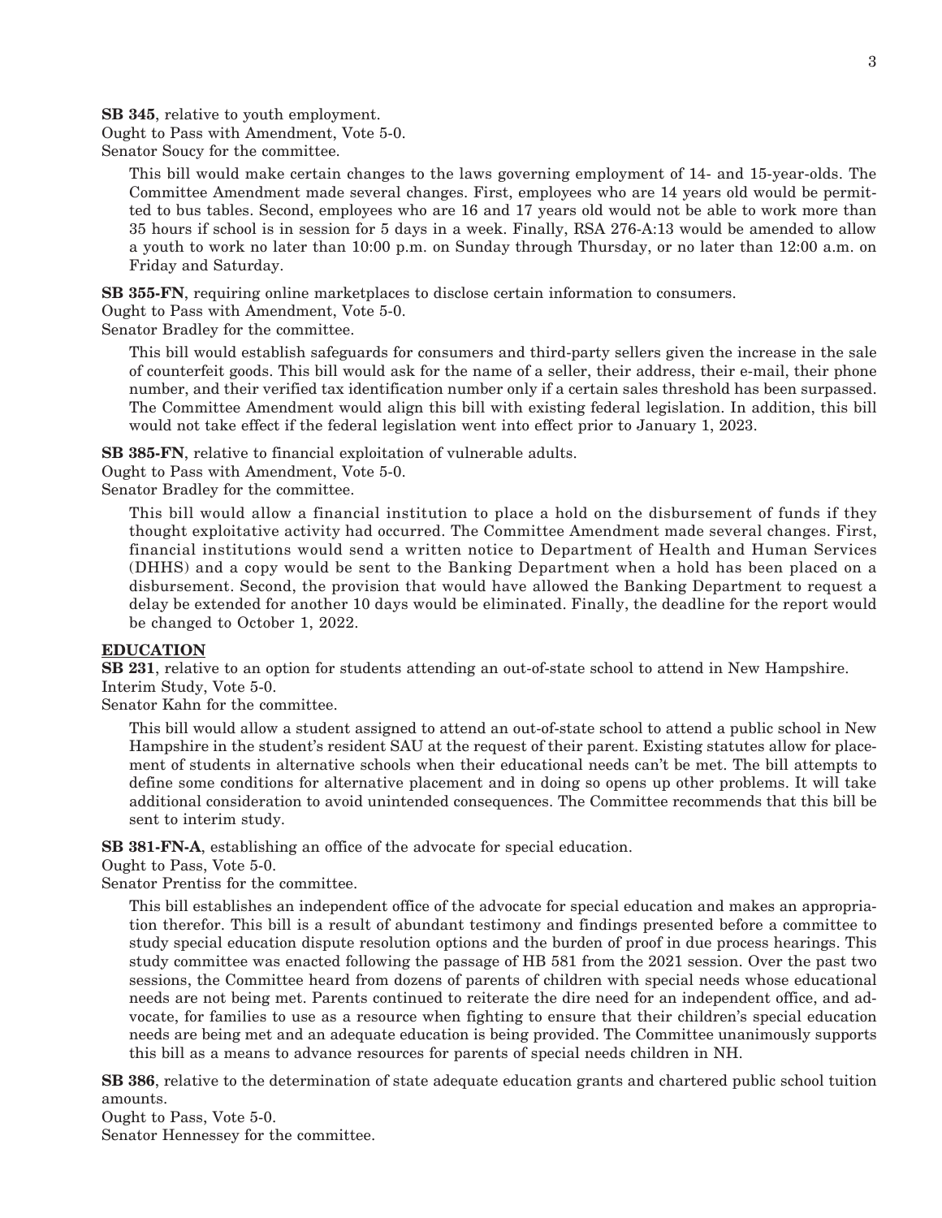**SB 345**, relative to youth employment.
Ought to Pass with Amendment, Vote 5-0.
Senator Soucy for the committee.

This bill would make certain changes to the laws governing employment of 14- and 15-year-olds. The Committee Amendment made several changes. First, employees who are 14 years old would be permitted to bus tables. Second, employees who are 16 and 17 years old would not be able to work more than 35 hours if school is in session for 5 days in a week. Finally, RSA 276-A:13 would be amended to allow a youth to work no later than 10:00 p.m. on Sunday through Thursday, or no later than 12:00 a.m. on Friday and Saturday.

**SB 355-FN**, requiring online marketplaces to disclose certain information to consumers.
Ought to Pass with Amendment, Vote 5-0.
Senator Bradley for the committee.

This bill would establish safeguards for consumers and third-party sellers given the increase in the sale of counterfeit goods. This bill would ask for the name of a seller, their address, their e-mail, their phone number, and their verified tax identification number only if a certain sales threshold has been surpassed. The Committee Amendment would align this bill with existing federal legislation. In addition, this bill would not take effect if the federal legislation went into effect prior to January 1, 2023.

**SB 385-FN**, relative to financial exploitation of vulnerable adults.
Ought to Pass with Amendment, Vote 5-0.
Senator Bradley for the committee.

This bill would allow a financial institution to place a hold on the disbursement of funds if they thought exploitative activity had occurred. The Committee Amendment made several changes. First, financial institutions would send a written notice to Department of Health and Human Services (DHHS) and a copy would be sent to the Banking Department when a hold has been placed on a disbursement. Second, the provision that would have allowed the Banking Department to request a delay be extended for another 10 days would be eliminated. Finally, the deadline for the report would be changed to October 1, 2022.

**EDUCATION**

**SB 231**, relative to an option for students attending an out-of-state school to attend in New Hampshire.
Interim Study, Vote 5-0.
Senator Kahn for the committee.

This bill would allow a student assigned to attend an out-of-state school to attend a public school in New Hampshire in the student's resident SAU at the request of their parent. Existing statutes allow for placement of students in alternative schools when their educational needs can't be met. The bill attempts to define some conditions for alternative placement and in doing so opens up other problems. It will take additional consideration to avoid unintended consequences. The Committee recommends that this bill be sent to interim study.

**SB 381-FN-A**, establishing an office of the advocate for special education.
Ought to Pass, Vote 5-0.
Senator Prentiss for the committee.

This bill establishes an independent office of the advocate for special education and makes an appropriation therefor. This bill is a result of abundant testimony and findings presented before a committee to study special education dispute resolution options and the burden of proof in due process hearings. This study committee was enacted following the passage of HB 581 from the 2021 session. Over the past two sessions, the Committee heard from dozens of parents of children with special needs whose educational needs are not being met. Parents continued to reiterate the dire need for an independent office, and advocate, for families to use as a resource when fighting to ensure that their children's special education needs are being met and an adequate education is being provided. The Committee unanimously supports this bill as a means to advance resources for parents of special needs children in NH.

**SB 386**, relative to the determination of state adequate education grants and chartered public school tuition amounts.
Ought to Pass, Vote 5-0.
Senator Hennessey for the committee.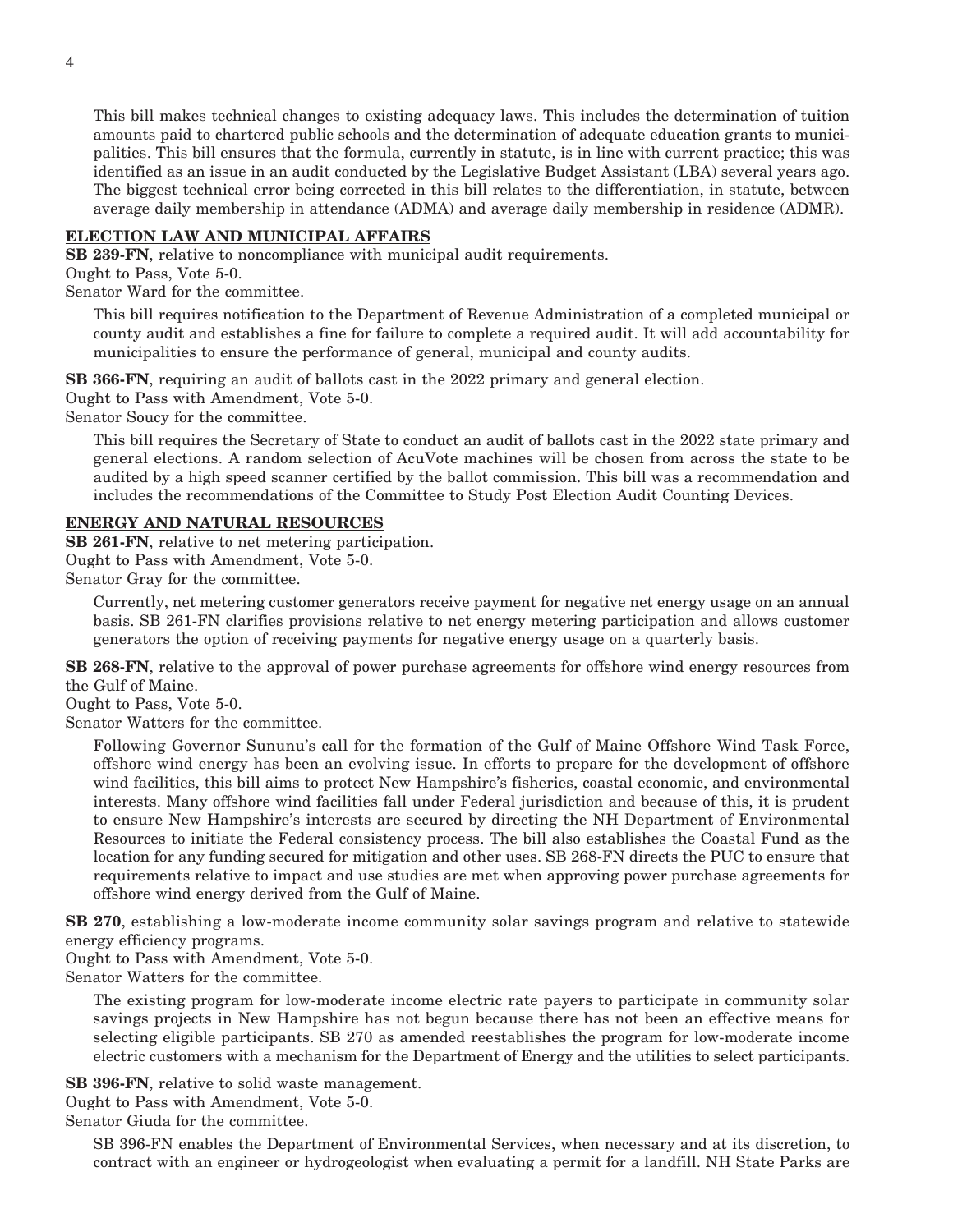This bill makes technical changes to existing adequacy laws. This includes the determination of tuition amounts paid to chartered public schools and the determination of adequate education grants to municipalities. This bill ensures that the formula, currently in statute, is in line with current practice; this was identified as an issue in an audit conducted by the Legislative Budget Assistant (LBA) several years ago. The biggest technical error being corrected in this bill relates to the differentiation, in statute, between average daily membership in attendance (ADMA) and average daily membership in residence (ADMR).

## ELECTION LAW AND MUNICIPAL AFFAIRS

**SB 239-FN**, relative to noncompliance with municipal audit requirements.
Ought to Pass, Vote 5-0.
Senator Ward for the committee.

This bill requires notification to the Department of Revenue Administration of a completed municipal or county audit and establishes a fine for failure to complete a required audit. It will add accountability for municipalities to ensure the performance of general, municipal and county audits.

**SB 366-FN**, requiring an audit of ballots cast in the 2022 primary and general election.
Ought to Pass with Amendment, Vote 5-0.
Senator Soucy for the committee.

This bill requires the Secretary of State to conduct an audit of ballots cast in the 2022 state primary and general elections. A random selection of AcuVote machines will be chosen from across the state to be audited by a high speed scanner certified by the ballot commission. This bill was a recommendation and includes the recommendations of the Committee to Study Post Election Audit Counting Devices.

## ENERGY AND NATURAL RESOURCES

**SB 261-FN**, relative to net metering participation.
Ought to Pass with Amendment, Vote 5-0.
Senator Gray for the committee.

Currently, net metering customer generators receive payment for negative net energy usage on an annual basis. SB 261-FN clarifies provisions relative to net energy metering participation and allows customer generators the option of receiving payments for negative energy usage on a quarterly basis.

**SB 268-FN**, relative to the approval of power purchase agreements for offshore wind energy resources from the Gulf of Maine.
Ought to Pass, Vote 5-0.
Senator Watters for the committee.

Following Governor Sununu's call for the formation of the Gulf of Maine Offshore Wind Task Force, offshore wind energy has been an evolving issue. In efforts to prepare for the development of offshore wind facilities, this bill aims to protect New Hampshire's fisheries, coastal economic, and environmental interests. Many offshore wind facilities fall under Federal jurisdiction and because of this, it is prudent to ensure New Hampshire's interests are secured by directing the NH Department of Environmental Resources to initiate the Federal consistency process. The bill also establishes the Coastal Fund as the location for any funding secured for mitigation and other uses. SB 268-FN directs the PUC to ensure that requirements relative to impact and use studies are met when approving power purchase agreements for offshore wind energy derived from the Gulf of Maine.

**SB 270**, establishing a low-moderate income community solar savings program and relative to statewide energy efficiency programs.
Ought to Pass with Amendment, Vote 5-0.
Senator Watters for the committee.

The existing program for low-moderate income electric rate payers to participate in community solar savings projects in New Hampshire has not begun because there has not been an effective means for selecting eligible participants. SB 270 as amended reestablishes the program for low-moderate income electric customers with a mechanism for the Department of Energy and the utilities to select participants.

**SB 396-FN**, relative to solid waste management.
Ought to Pass with Amendment, Vote 5-0.
Senator Giuda for the committee.

SB 396-FN enables the Department of Environmental Services, when necessary and at its discretion, to contract with an engineer or hydrogeologist when evaluating a permit for a landfill. NH State Parks are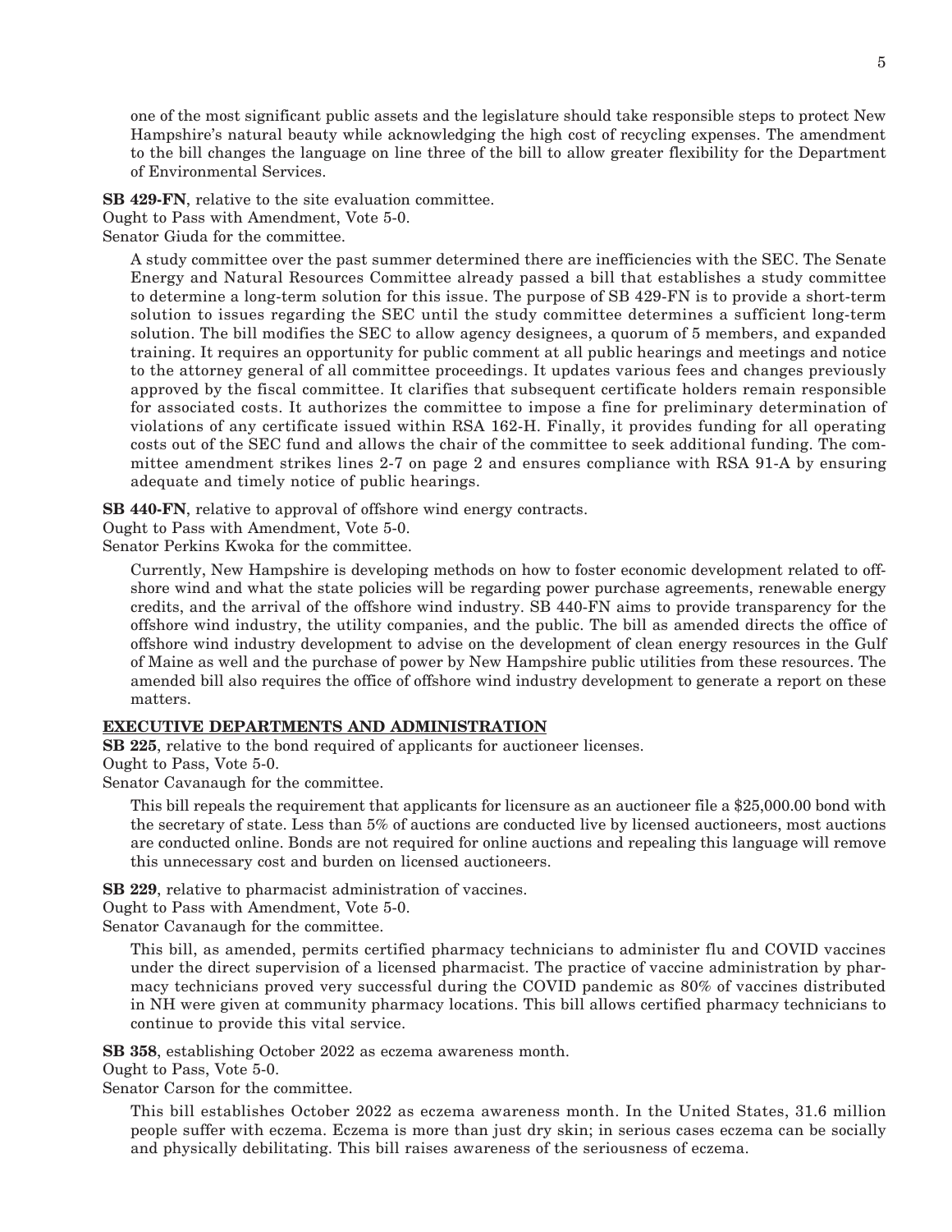one of the most significant public assets and the legislature should take responsible steps to protect New Hampshire's natural beauty while acknowledging the high cost of recycling expenses. The amendment to the bill changes the language on line three of the bill to allow greater flexibility for the Department of Environmental Services.

**SB 429-FN**, relative to the site evaluation committee.
Ought to Pass with Amendment, Vote 5-0.
Senator Giuda for the committee.

A study committee over the past summer determined there are inefficiencies with the SEC. The Senate Energy and Natural Resources Committee already passed a bill that establishes a study committee to determine a long-term solution for this issue. The purpose of SB 429-FN is to provide a short-term solution to issues regarding the SEC until the study committee determines a sufficient long-term solution. The bill modifies the SEC to allow agency designees, a quorum of 5 members, and expanded training. It requires an opportunity for public comment at all public hearings and meetings and notice to the attorney general of all committee proceedings. It updates various fees and changes previously approved by the fiscal committee. It clarifies that subsequent certificate holders remain responsible for associated costs. It authorizes the committee to impose a fine for preliminary determination of violations of any certificate issued within RSA 162-H. Finally, it provides funding for all operating costs out of the SEC fund and allows the chair of the committee to seek additional funding. The committee amendment strikes lines 2-7 on page 2 and ensures compliance with RSA 91-A by ensuring adequate and timely notice of public hearings.

**SB 440-FN**, relative to approval of offshore wind energy contracts.
Ought to Pass with Amendment, Vote 5-0.
Senator Perkins Kwoka for the committee.

Currently, New Hampshire is developing methods on how to foster economic development related to offshore wind and what the state policies will be regarding power purchase agreements, renewable energy credits, and the arrival of the offshore wind industry. SB 440-FN aims to provide transparency for the offshore wind industry, the utility companies, and the public. The bill as amended directs the office of offshore wind industry development to advise on the development of clean energy resources in the Gulf of Maine as well and the purchase of power by New Hampshire public utilities from these resources. The amended bill also requires the office of offshore wind industry development to generate a report on these matters.

**EXECUTIVE DEPARTMENTS AND ADMINISTRATION**

**SB 225**, relative to the bond required of applicants for auctioneer licenses.
Ought to Pass, Vote 5-0.
Senator Cavanaugh for the committee.

This bill repeals the requirement that applicants for licensure as an auctioneer file a $25,000.00 bond with the secretary of state. Less than 5% of auctions are conducted live by licensed auctioneers, most auctions are conducted online. Bonds are not required for online auctions and repealing this language will remove this unnecessary cost and burden on licensed auctioneers.

**SB 229**, relative to pharmacist administration of vaccines.
Ought to Pass with Amendment, Vote 5-0.
Senator Cavanaugh for the committee.

This bill, as amended, permits certified pharmacy technicians to administer flu and COVID vaccines under the direct supervision of a licensed pharmacist. The practice of vaccine administration by pharmacy technicians proved very successful during the COVID pandemic as 80% of vaccines distributed in NH were given at community pharmacy locations. This bill allows certified pharmacy technicians to continue to provide this vital service.

**SB 358**, establishing October 2022 as eczema awareness month.
Ought to Pass, Vote 5-0.
Senator Carson for the committee.

This bill establishes October 2022 as eczema awareness month. In the United States, 31.6 million people suffer with eczema. Eczema is more than just dry skin; in serious cases eczema can be socially and physically debilitating. This bill raises awareness of the seriousness of eczema.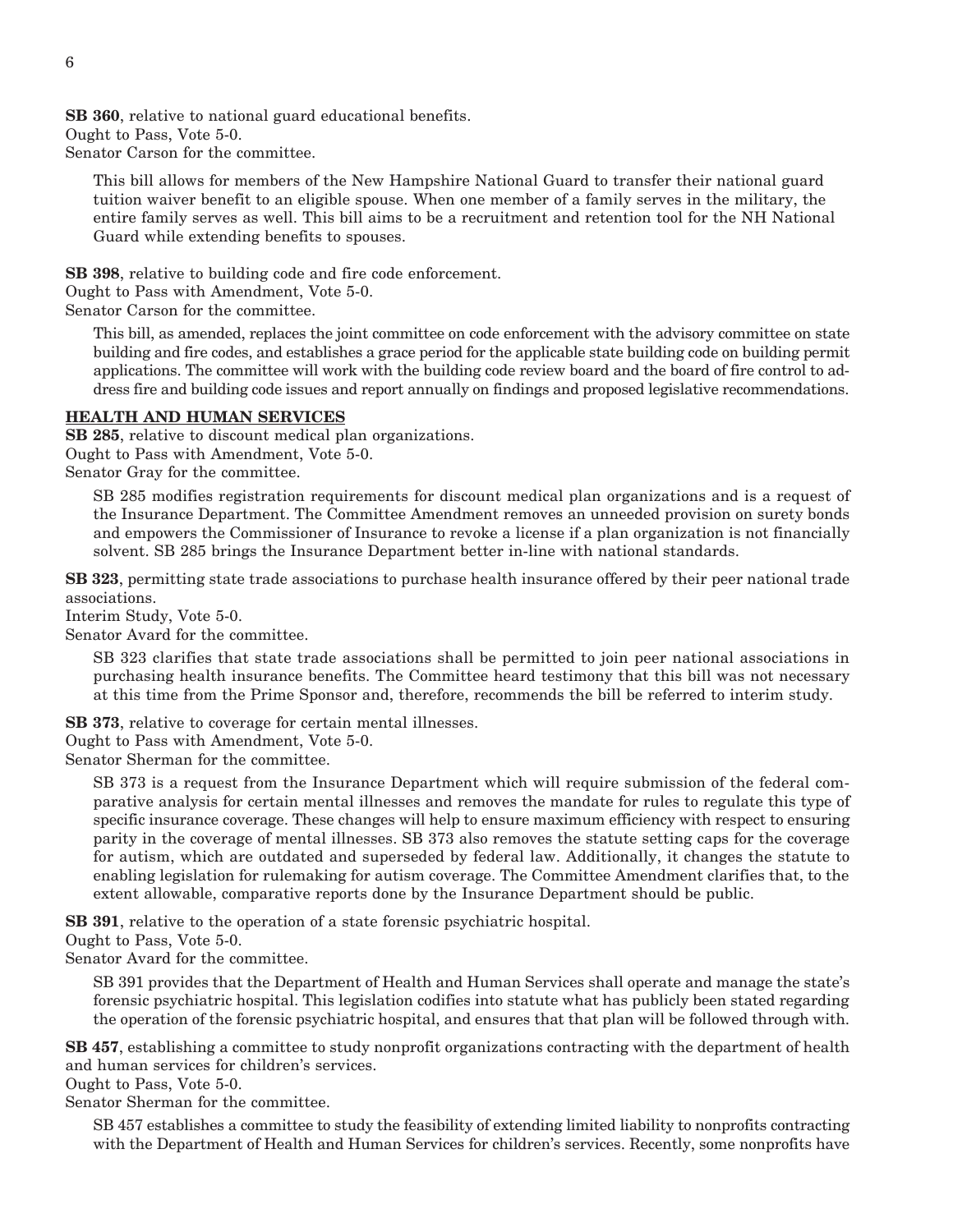**SB 360**, relative to national guard educational benefits.
Ought to Pass, Vote 5-0.
Senator Carson for the committee.

This bill allows for members of the New Hampshire National Guard to transfer their national guard tuition waiver benefit to an eligible spouse. When one member of a family serves in the military, the entire family serves as well. This bill aims to be a recruitment and retention tool for the NH National Guard while extending benefits to spouses.

**SB 398**, relative to building code and fire code enforcement.
Ought to Pass with Amendment, Vote 5-0.
Senator Carson for the committee.

This bill, as amended, replaces the joint committee on code enforcement with the advisory committee on state building and fire codes, and establishes a grace period for the applicable state building code on building permit applications. The committee will work with the building code review board and the board of fire control to address fire and building code issues and report annually on findings and proposed legislative recommendations.

## HEALTH AND HUMAN SERVICES

**SB 285**, relative to discount medical plan organizations.
Ought to Pass with Amendment, Vote 5-0.
Senator Gray for the committee.

SB 285 modifies registration requirements for discount medical plan organizations and is a request of the Insurance Department. The Committee Amendment removes an unneeded provision on surety bonds and empowers the Commissioner of Insurance to revoke a license if a plan organization is not financially solvent. SB 285 brings the Insurance Department better in-line with national standards.

**SB 323**, permitting state trade associations to purchase health insurance offered by their peer national trade associations.
Interim Study, Vote 5-0.
Senator Avard for the committee.

SB 323 clarifies that state trade associations shall be permitted to join peer national associations in purchasing health insurance benefits. The Committee heard testimony that this bill was not necessary at this time from the Prime Sponsor and, therefore, recommends the bill be referred to interim study.

**SB 373**, relative to coverage for certain mental illnesses.
Ought to Pass with Amendment, Vote 5-0.
Senator Sherman for the committee.

SB 373 is a request from the Insurance Department which will require submission of the federal comparative analysis for certain mental illnesses and removes the mandate for rules to regulate this type of specific insurance coverage. These changes will help to ensure maximum efficiency with respect to ensuring parity in the coverage of mental illnesses. SB 373 also removes the statute setting caps for the coverage for autism, which are outdated and superseded by federal law. Additionally, it changes the statute to enabling legislation for rulemaking for autism coverage. The Committee Amendment clarifies that, to the extent allowable, comparative reports done by the Insurance Department should be public.

**SB 391**, relative to the operation of a state forensic psychiatric hospital.
Ought to Pass, Vote 5-0.
Senator Avard for the committee.

SB 391 provides that the Department of Health and Human Services shall operate and manage the state's forensic psychiatric hospital. This legislation codifies into statute what has publicly been stated regarding the operation of the forensic psychiatric hospital, and ensures that that plan will be followed through with.

**SB 457**, establishing a committee to study nonprofit organizations contracting with the department of health and human services for children's services.
Ought to Pass, Vote 5-0.
Senator Sherman for the committee.

SB 457 establishes a committee to study the feasibility of extending limited liability to nonprofits contracting with the Department of Health and Human Services for children's services. Recently, some nonprofits have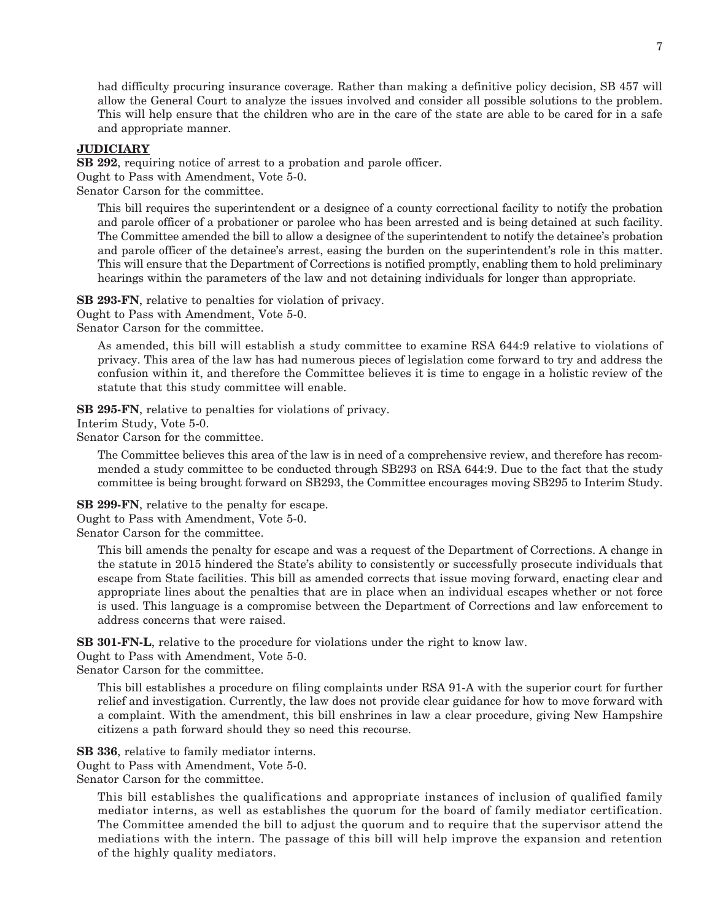had difficulty procuring insurance coverage. Rather than making a definitive policy decision, SB 457 will allow the General Court to analyze the issues involved and consider all possible solutions to the problem. This will help ensure that the children who are in the care of the state are able to be cared for in a safe and appropriate manner.

**JUDICIARY**

**SB 292**, requiring notice of arrest to a probation and parole officer.
Ought to Pass with Amendment, Vote 5-0.
Senator Carson for the committee.

This bill requires the superintendent or a designee of a county correctional facility to notify the probation and parole officer of a probationer or parolee who has been arrested and is being detained at such facility. The Committee amended the bill to allow a designee of the superintendent to notify the detainee's probation and parole officer of the detainee's arrest, easing the burden on the superintendent's role in this matter. This will ensure that the Department of Corrections is notified promptly, enabling them to hold preliminary hearings within the parameters of the law and not detaining individuals for longer than appropriate.

**SB 293-FN**, relative to penalties for violation of privacy.
Ought to Pass with Amendment, Vote 5-0.
Senator Carson for the committee.

As amended, this bill will establish a study committee to examine RSA 644:9 relative to violations of privacy. This area of the law has had numerous pieces of legislation come forward to try and address the confusion within it, and therefore the Committee believes it is time to engage in a holistic review of the statute that this study committee will enable.

**SB 295-FN**, relative to penalties for violations of privacy.
Interim Study, Vote 5-0.
Senator Carson for the committee.

The Committee believes this area of the law is in need of a comprehensive review, and therefore has recommended a study committee to be conducted through SB293 on RSA 644:9. Due to the fact that the study committee is being brought forward on SB293, the Committee encourages moving SB295 to Interim Study.

**SB 299-FN**, relative to the penalty for escape.
Ought to Pass with Amendment, Vote 5-0.
Senator Carson for the committee.

This bill amends the penalty for escape and was a request of the Department of Corrections. A change in the statute in 2015 hindered the State's ability to consistently or successfully prosecute individuals that escape from State facilities. This bill as amended corrects that issue moving forward, enacting clear and appropriate lines about the penalties that are in place when an individual escapes whether or not force is used. This language is a compromise between the Department of Corrections and law enforcement to address concerns that were raised.

**SB 301-FN-L**, relative to the procedure for violations under the right to know law.
Ought to Pass with Amendment, Vote 5-0.
Senator Carson for the committee.

This bill establishes a procedure on filing complaints under RSA 91-A with the superior court for further relief and investigation. Currently, the law does not provide clear guidance for how to move forward with a complaint. With the amendment, this bill enshrines in law a clear procedure, giving New Hampshire citizens a path forward should they so need this recourse.

**SB 336**, relative to family mediator interns.
Ought to Pass with Amendment, Vote 5-0.
Senator Carson for the committee.

This bill establishes the qualifications and appropriate instances of inclusion of qualified family mediator interns, as well as establishes the quorum for the board of family mediator certification. The Committee amended the bill to adjust the quorum and to require that the supervisor attend the mediations with the intern. The passage of this bill will help improve the expansion and retention of the highly quality mediators.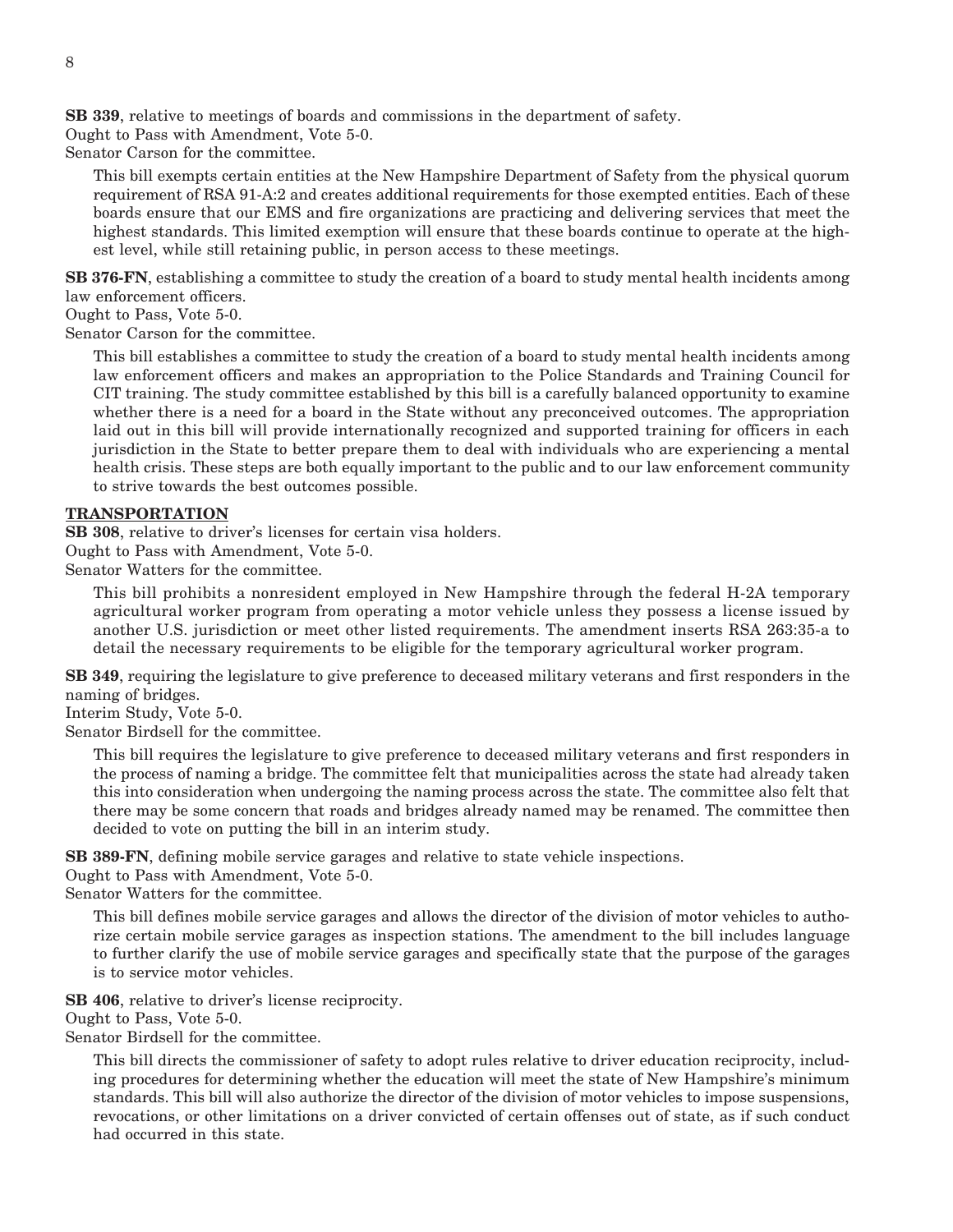**SB 339**, relative to meetings of boards and commissions in the department of safety.
Ought to Pass with Amendment, Vote 5-0.
Senator Carson for the committee.

This bill exempts certain entities at the New Hampshire Department of Safety from the physical quorum requirement of RSA 91-A:2 and creates additional requirements for those exempted entities. Each of these boards ensure that our EMS and fire organizations are practicing and delivering services that meet the highest standards. This limited exemption will ensure that these boards continue to operate at the highest level, while still retaining public, in person access to these meetings.

**SB 376-FN**, establishing a committee to study the creation of a board to study mental health incidents among law enforcement officers.
Ought to Pass, Vote 5-0.
Senator Carson for the committee.

This bill establishes a committee to study the creation of a board to study mental health incidents among law enforcement officers and makes an appropriation to the Police Standards and Training Council for CIT training. The study committee established by this bill is a carefully balanced opportunity to examine whether there is a need for a board in the State without any preconceived outcomes. The appropriation laid out in this bill will provide internationally recognized and supported training for officers in each jurisdiction in the State to better prepare them to deal with individuals who are experiencing a mental health crisis. These steps are both equally important to the public and to our law enforcement community to strive towards the best outcomes possible.

**TRANSPORTATION**

**SB 308**, relative to driver's licenses for certain visa holders.
Ought to Pass with Amendment, Vote 5-0.
Senator Watters for the committee.

This bill prohibits a nonresident employed in New Hampshire through the federal H-2A temporary agricultural worker program from operating a motor vehicle unless they possess a license issued by another U.S. jurisdiction or meet other listed requirements. The amendment inserts RSA 263:35-a to detail the necessary requirements to be eligible for the temporary agricultural worker program.

**SB 349**, requiring the legislature to give preference to deceased military veterans and first responders in the naming of bridges.
Interim Study, Vote 5-0.
Senator Birdsell for the committee.

This bill requires the legislature to give preference to deceased military veterans and first responders in the process of naming a bridge. The committee felt that municipalities across the state had already taken this into consideration when undergoing the naming process across the state. The committee also felt that there may be some concern that roads and bridges already named may be renamed. The committee then decided to vote on putting the bill in an interim study.

**SB 389-FN**, defining mobile service garages and relative to state vehicle inspections.
Ought to Pass with Amendment, Vote 5-0.
Senator Watters for the committee.

This bill defines mobile service garages and allows the director of the division of motor vehicles to authorize certain mobile service garages as inspection stations. The amendment to the bill includes language to further clarify the use of mobile service garages and specifically state that the purpose of the garages is to service motor vehicles.

**SB 406**, relative to driver's license reciprocity.
Ought to Pass, Vote 5-0.
Senator Birdsell for the committee.

This bill directs the commissioner of safety to adopt rules relative to driver education reciprocity, including procedures for determining whether the education will meet the state of New Hampshire's minimum standards. This bill will also authorize the director of the division of motor vehicles to impose suspensions, revocations, or other limitations on a driver convicted of certain offenses out of state, as if such conduct had occurred in this state.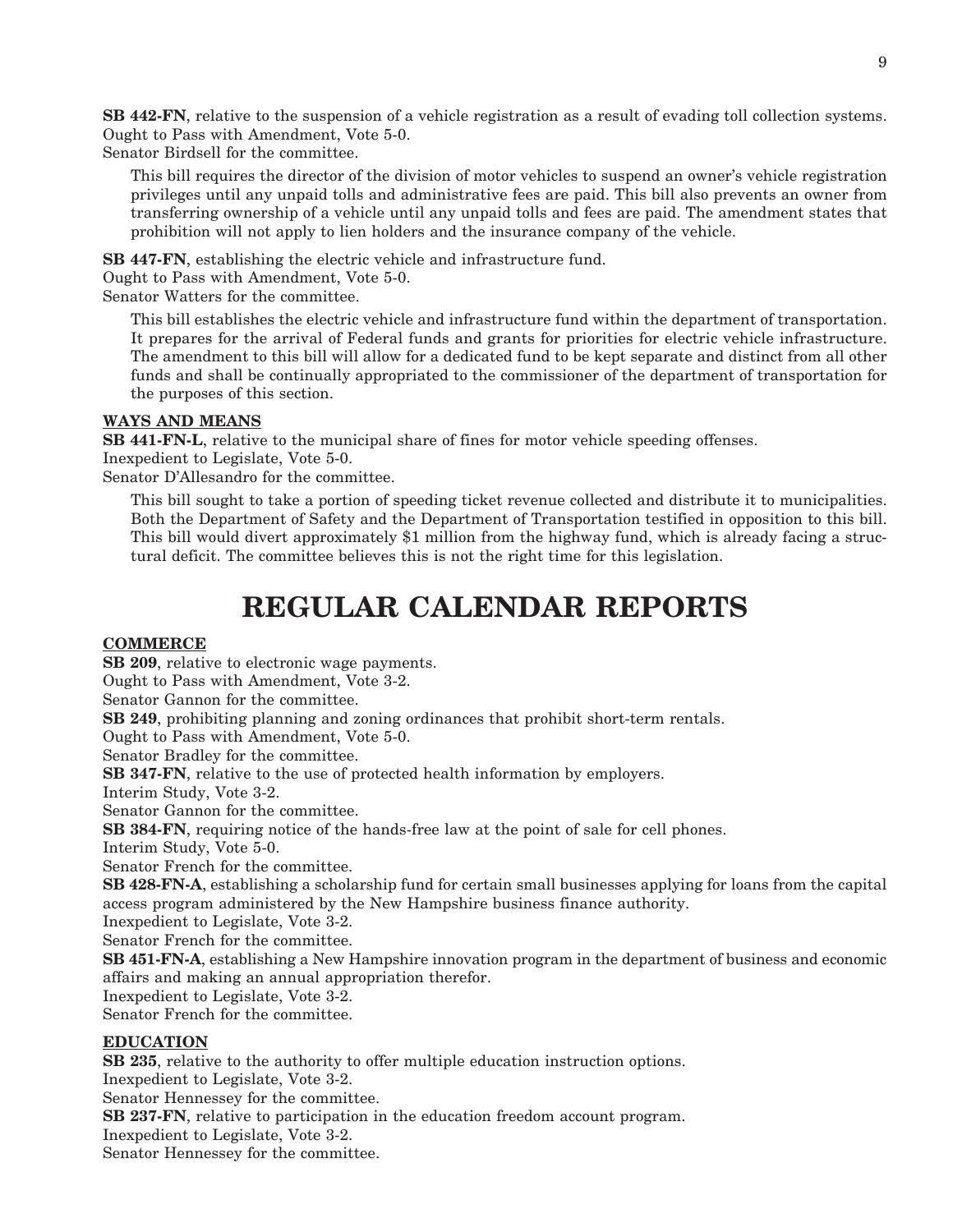**SB 442-FN**, relative to the suspension of a vehicle registration as a result of evading toll collection systems.
Ought to Pass with Amendment, Vote 5-0.
Senator Birdsell for the committee.

> This bill requires the director of the division of motor vehicles to suspend an owner's vehicle registration privileges until any unpaid tolls and administrative fees are paid. This bill also prevents an owner from transferring ownership of a vehicle until any unpaid tolls and fees are paid. The amendment states that prohibition will not apply to lien holders and the insurance company of the vehicle.

**SB 447-FN**, establishing the electric vehicle and infrastructure fund.
Ought to Pass with Amendment, Vote 5-0.
Senator Watters for the committee.

> This bill establishes the electric vehicle and infrastructure fund within the department of transportation. It prepares for the arrival of Federal funds and grants for priorities for electric vehicle infrastructure. The amendment to this bill will allow for a dedicated fund to be kept separate and distinct from all other funds and shall be continually appropriated to the commissioner of the department of transportation for the purposes of this section.

**WAYS AND MEANS**

**SB 441-FN-L**, relative to the municipal share of fines for motor vehicle speeding offenses.
Inexpedient to Legislate, Vote 5-0.
Senator D'Allesandro for the committee.

> This bill sought to take a portion of speeding ticket revenue collected and distribute it to municipalities. Both the Department of Safety and the Department of Transportation testified in opposition to this bill. This bill would divert approximately $1 million from the highway fund, which is already facing a structural deficit. The committee believes this is not the right time for this legislation.

# REGULAR CALENDAR REPORTS

**COMMERCE**

**SB 209**, relative to electronic wage payments.
Ought to Pass with Amendment, Vote 3-2.
Senator Gannon for the committee.

**SB 249**, prohibiting planning and zoning ordinances that prohibit short-term rentals.
Ought to Pass with Amendment, Vote 5-0.
Senator Bradley for the committee.

**SB 347-FN**, relative to the use of protected health information by employers.
Interim Study, Vote 3-2.
Senator Gannon for the committee.

**SB 384-FN**, requiring notice of the hands-free law at the point of sale for cell phones.
Interim Study, Vote 5-0.
Senator French for the committee.

**SB 428-FN-A**, establishing a scholarship fund for certain small businesses applying for loans from the capital access program administered by the New Hampshire business finance authority.
Inexpedient to Legislate, Vote 3-2.
Senator French for the committee.

**SB 451-FN-A**, establishing a New Hampshire innovation program in the department of business and economic affairs and making an annual appropriation therefor.
Inexpedient to Legislate, Vote 3-2.
Senator French for the committee.

**EDUCATION**

**SB 235**, relative to the authority to offer multiple education instruction options.
Inexpedient to Legislate, Vote 3-2.
Senator Hennessey for the committee.

**SB 237-FN**, relative to participation in the education freedom account program.
Inexpedient to Legislate, Vote 3-2.
Senator Hennessey for the committee.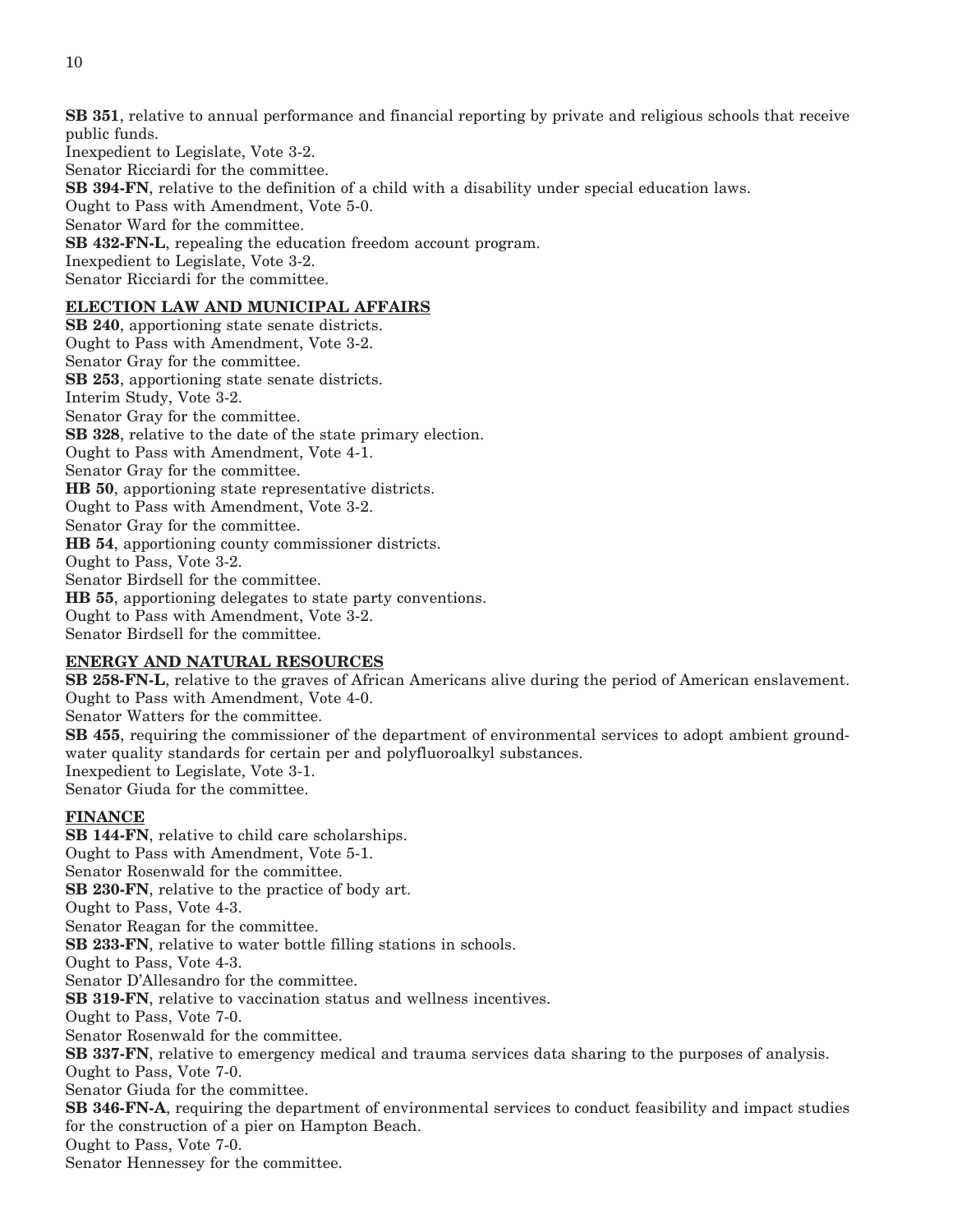**SB 351**, relative to annual performance and financial reporting by private and religious schools that receive public funds.
Inexpedient to Legislate, Vote 3-2.
Senator Ricciardi for the committee.
**SB 394-FN**, relative to the definition of a child with a disability under special education laws.
Ought to Pass with Amendment, Vote 5-0.
Senator Ward for the committee.
**SB 432-FN-L**, repealing the education freedom account program.
Inexpedient to Legislate, Vote 3-2.
Senator Ricciardi for the committee.

**ELECTION LAW AND MUNICIPAL AFFAIRS**

**SB 240**, apportioning state senate districts.
Ought to Pass with Amendment, Vote 3-2.
Senator Gray for the committee.
**SB 253**, apportioning state senate districts.
Interim Study, Vote 3-2.
Senator Gray for the committee.
**SB 328**, relative to the date of the state primary election.
Ought to Pass with Amendment, Vote 4-1.
Senator Gray for the committee.
**HB 50**, apportioning state representative districts.
Ought to Pass with Amendment, Vote 3-2.
Senator Gray for the committee.
**HB 54**, apportioning county commissioner districts.
Ought to Pass, Vote 3-2.
Senator Birdsell for the committee.
**HB 55**, apportioning delegates to state party conventions.
Ought to Pass with Amendment, Vote 3-2.
Senator Birdsell for the committee.

**ENERGY AND NATURAL RESOURCES**

**SB 258-FN-L**, relative to the graves of African Americans alive during the period of American enslavement.
Ought to Pass with Amendment, Vote 4-0.
Senator Watters for the committee.
**SB 455**, requiring the commissioner of the department of environmental services to adopt ambient groundwater quality standards for certain per and polyfluoroalkyl substances.
Inexpedient to Legislate, Vote 3-1.
Senator Giuda for the committee.

**FINANCE**

**SB 144-FN**, relative to child care scholarships.
Ought to Pass with Amendment, Vote 5-1.
Senator Rosenwald for the committee.
**SB 230-FN**, relative to the practice of body art.
Ought to Pass, Vote 4-3.
Senator Reagan for the committee.
**SB 233-FN**, relative to water bottle filling stations in schools.
Ought to Pass, Vote 4-3.
Senator D'Allesandro for the committee.
**SB 319-FN**, relative to vaccination status and wellness incentives.
Ought to Pass, Vote 7-0.
Senator Rosenwald for the committee.
**SB 337-FN**, relative to emergency medical and trauma services data sharing to the purposes of analysis.
Ought to Pass, Vote 7-0.
Senator Giuda for the committee.
**SB 346-FN-A**, requiring the department of environmental services to conduct feasibility and impact studies for the construction of a pier on Hampton Beach.
Ought to Pass, Vote 7-0.
Senator Hennessey for the committee.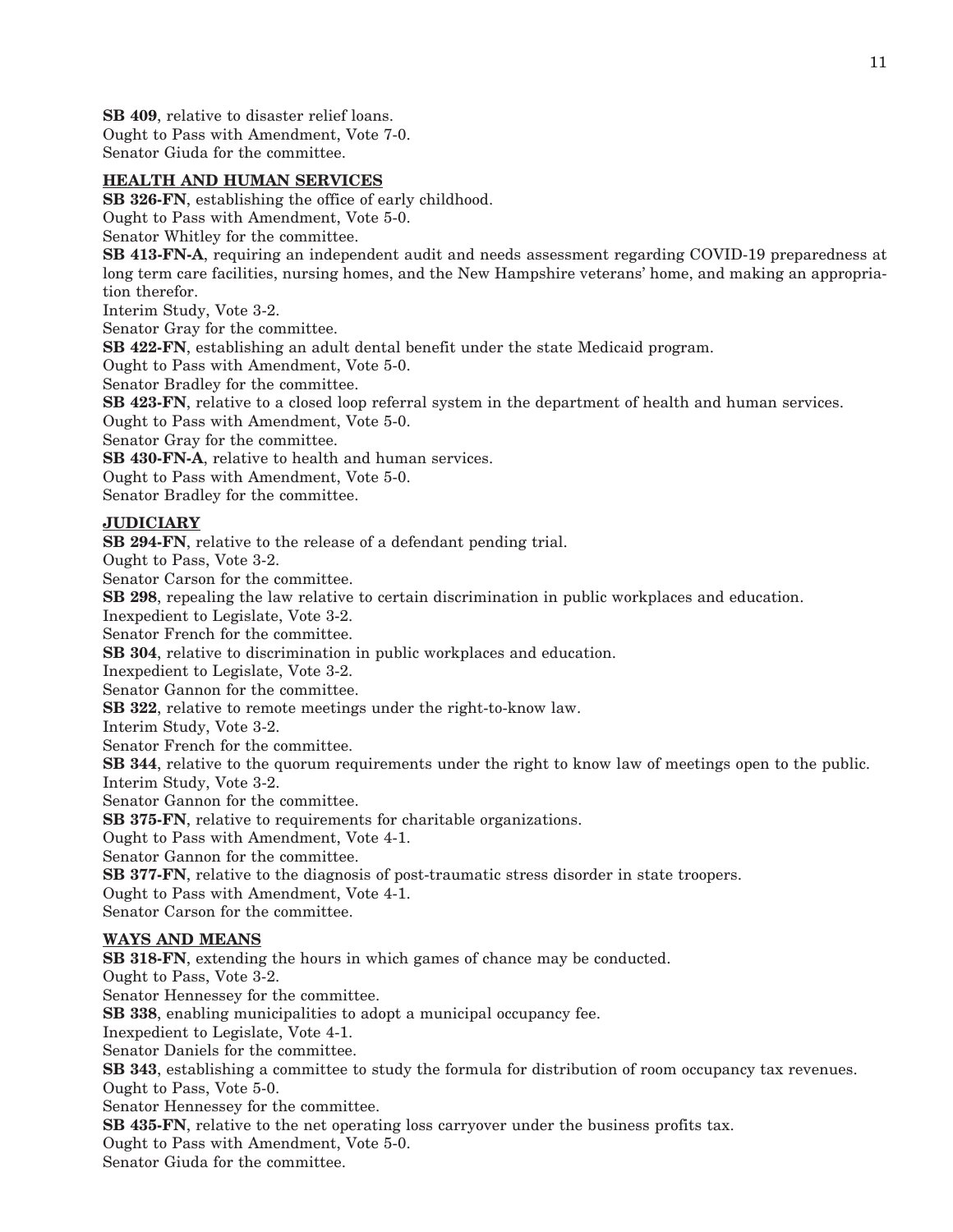**SB 409**, relative to disaster relief loans.
Ought to Pass with Amendment, Vote 7-0.
Senator Giuda for the committee.

**HEALTH AND HUMAN SERVICES**

**SB 326-FN**, establishing the office of early childhood.
Ought to Pass with Amendment, Vote 5-0.
Senator Whitley for the committee.

**SB 413-FN-A**, requiring an independent audit and needs assessment regarding COVID-19 preparedness at long term care facilities, nursing homes, and the New Hampshire veterans' home, and making an appropriation therefor.
Interim Study, Vote 3-2.
Senator Gray for the committee.

**SB 422-FN**, establishing an adult dental benefit under the state Medicaid program.
Ought to Pass with Amendment, Vote 5-0.
Senator Bradley for the committee.

**SB 423-FN**, relative to a closed loop referral system in the department of health and human services.
Ought to Pass with Amendment, Vote 5-0.
Senator Gray for the committee.

**SB 430-FN-A**, relative to health and human services.
Ought to Pass with Amendment, Vote 5-0.
Senator Bradley for the committee.

**JUDICIARY**

**SB 294-FN**, relative to the release of a defendant pending trial.
Ought to Pass, Vote 3-2.
Senator Carson for the committee.

**SB 298**, repealing the law relative to certain discrimination in public workplaces and education.
Inexpedient to Legislate, Vote 3-2.
Senator French for the committee.

**SB 304**, relative to discrimination in public workplaces and education.
Inexpedient to Legislate, Vote 3-2.
Senator Gannon for the committee.

**SB 322**, relative to remote meetings under the right-to-know law.
Interim Study, Vote 3-2.
Senator French for the committee.

**SB 344**, relative to the quorum requirements under the right to know law of meetings open to the public.
Interim Study, Vote 3-2.
Senator Gannon for the committee.

**SB 375-FN**, relative to requirements for charitable organizations.
Ought to Pass with Amendment, Vote 4-1.
Senator Gannon for the committee.

**SB 377-FN**, relative to the diagnosis of post-traumatic stress disorder in state troopers.
Ought to Pass with Amendment, Vote 4-1.
Senator Carson for the committee.

**WAYS AND MEANS**

**SB 318-FN**, extending the hours in which games of chance may be conducted.
Ought to Pass, Vote 3-2.
Senator Hennessey for the committee.

**SB 338**, enabling municipalities to adopt a municipal occupancy fee.
Inexpedient to Legislate, Vote 4-1.
Senator Daniels for the committee.

**SB 343**, establishing a committee to study the formula for distribution of room occupancy tax revenues.
Ought to Pass, Vote 5-0.
Senator Hennessey for the committee.

**SB 435-FN**, relative to the net operating loss carryover under the business profits tax.
Ought to Pass with Amendment, Vote 5-0.
Senator Giuda for the committee.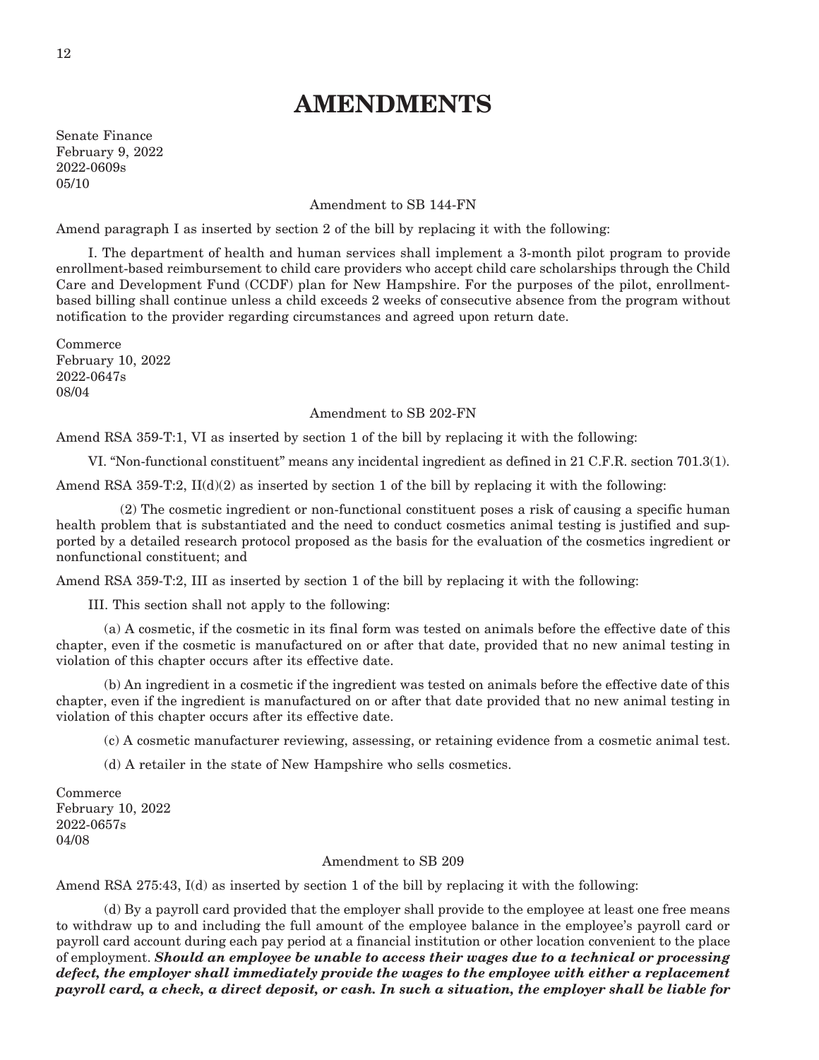# AMENDMENTS

Senate Finance
February 9, 2022
2022-0609s
05/10

Amendment to SB 144-FN

Amend paragraph I as inserted by section 2 of the bill by replacing it with the following:

I. The department of health and human services shall implement a 3-month pilot program to provide enrollment-based reimbursement to child care providers who accept child care scholarships through the Child Care and Development Fund (CCDF) plan for New Hampshire. For the purposes of the pilot, enrollment-based billing shall continue unless a child exceeds 2 weeks of consecutive absence from the program without notification to the provider regarding circumstances and agreed upon return date.

Commerce
February 10, 2022
2022-0647s
08/04

Amendment to SB 202-FN

Amend RSA 359-T:1, VI as inserted by section 1 of the bill by replacing it with the following:

VI. "Non-functional constituent" means any incidental ingredient as defined in 21 C.F.R. section 701.3(1).

Amend RSA 359-T:2, II(d)(2) as inserted by section 1 of the bill by replacing it with the following:

(2) The cosmetic ingredient or non-functional constituent poses a risk of causing a specific human health problem that is substantiated and the need to conduct cosmetics animal testing is justified and supported by a detailed research protocol proposed as the basis for the evaluation of the cosmetics ingredient or nonfunctional constituent; and

Amend RSA 359-T:2, III as inserted by section 1 of the bill by replacing it with the following:

III. This section shall not apply to the following:

(a) A cosmetic, if the cosmetic in its final form was tested on animals before the effective date of this chapter, even if the cosmetic is manufactured on or after that date, provided that no new animal testing in violation of this chapter occurs after its effective date.

(b) An ingredient in a cosmetic if the ingredient was tested on animals before the effective date of this chapter, even if the ingredient is manufactured on or after that date provided that no new animal testing in violation of this chapter occurs after its effective date.

(c) A cosmetic manufacturer reviewing, assessing, or retaining evidence from a cosmetic animal test.

(d) A retailer in the state of New Hampshire who sells cosmetics.

Commerce
February 10, 2022
2022-0657s
04/08

Amendment to SB 209

Amend RSA 275:43, I(d) as inserted by section 1 of the bill by replacing it with the following:

(d) By a payroll card provided that the employer shall provide to the employee at least one free means to withdraw up to and including the full amount of the employee balance in the employee's payroll card or payroll card account during each pay period at a financial institution or other location convenient to the place of employment. ***Should an employee be unable to access their wages due to a technical or processing defect, the employer shall immediately provide the wages to the employee with either a replacement payroll card, a check, a direct deposit, or cash. In such a situation, the employer shall be liable for***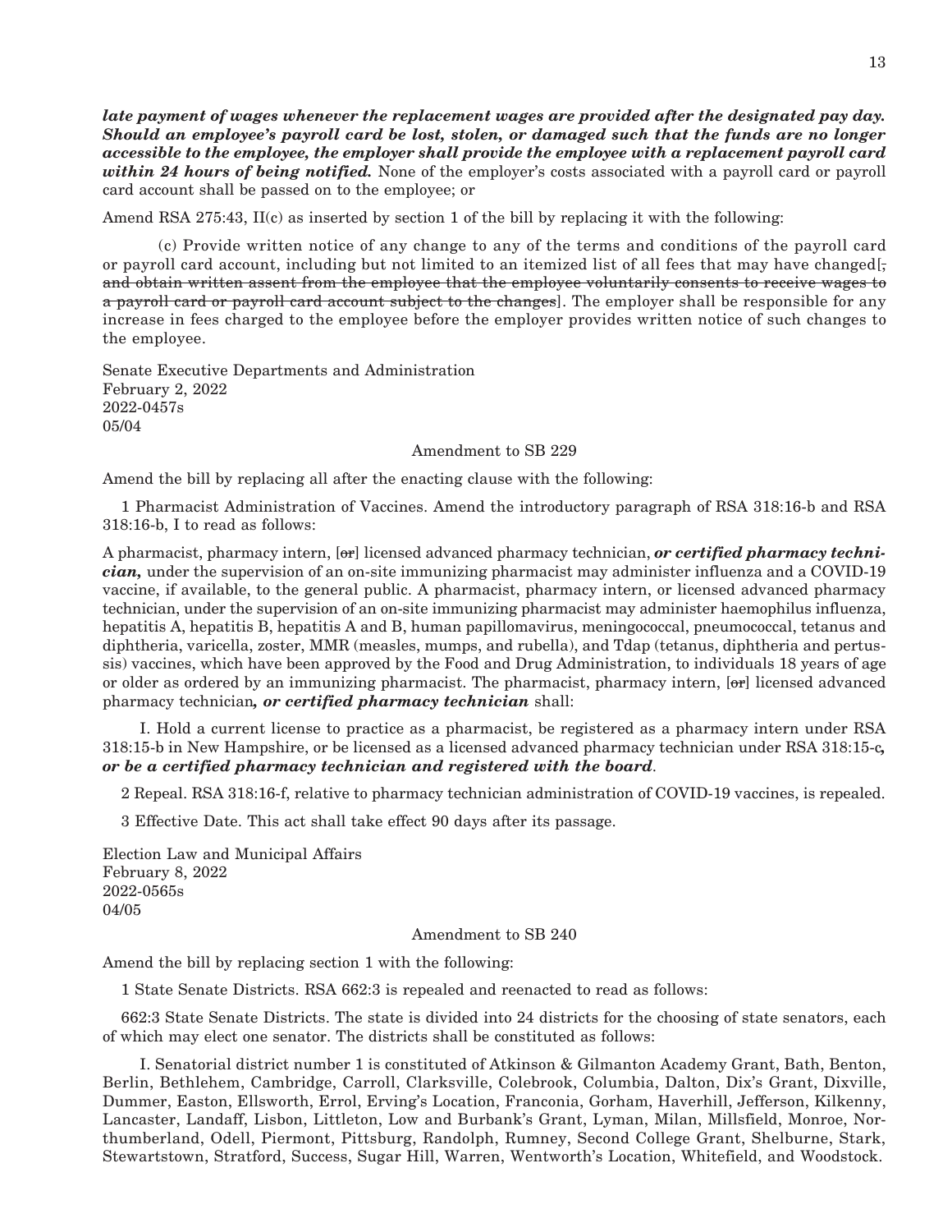***late payment of wages whenever the replacement wages are provided after the designated pay day. Should an employee's payroll card be lost, stolen, or damaged such that the funds are no longer accessible to the employee, the employer shall provide the employee with a replacement payroll card within 24 hours of being notified.*** None of the employer's costs associated with a payroll card or payroll card account shall be passed on to the employee; or

Amend RSA 275:43, II(c) as inserted by section 1 of the bill by replacing it with the following:

(c) Provide written notice of any change to any of the terms and conditions of the payroll card or payroll card account, including but not limited to an itemized list of all fees that may have changed[~~, and obtain written assent from the employee that the employee voluntarily consents to receive wages to a payroll card or payroll card account subject to the changes~~]. The employer shall be responsible for any increase in fees charged to the employee before the employer provides written notice of such changes to the employee.

Senate Executive Departments and Administration
February 2, 2022
2022-0457s
05/04

Amendment to SB 229

Amend the bill by replacing all after the enacting clause with the following:

1 Pharmacist Administration of Vaccines. Amend the introductory paragraph of RSA 318:16-b and RSA 318:16-b, I to read as follows:

A pharmacist, pharmacy intern, [~~or~~] licensed advanced pharmacy technician, ***or certified pharmacy technician,*** under the supervision of an on-site immunizing pharmacist may administer influenza and a COVID-19 vaccine, if available, to the general public. A pharmacist, pharmacy intern, or licensed advanced pharmacy technician, under the supervision of an on-site immunizing pharmacist may administer haemophilus influenza, hepatitis A, hepatitis B, hepatitis A and B, human papillomavirus, meningococcal, pneumococcal, tetanus and diphtheria, varicella, zoster, MMR (measles, mumps, and rubella), and Tdap (tetanus, diphtheria and pertussis) vaccines, which have been approved by the Food and Drug Administration, to individuals 18 years of age or older as ordered by an immunizing pharmacist. The pharmacist, pharmacy intern, [~~or~~] licensed advanced pharmacy technician***, or certified pharmacy technician*** shall:

I. Hold a current license to practice as a pharmacist, be registered as a pharmacy intern under RSA 318:15-b in New Hampshire, or be licensed as a licensed advanced pharmacy technician under RSA 318:15-c***, or be a certified pharmacy technician and registered with the board***.

2 Repeal. RSA 318:16-f, relative to pharmacy technician administration of COVID-19 vaccines, is repealed.

3 Effective Date. This act shall take effect 90 days after its passage.

Election Law and Municipal Affairs
February 8, 2022
2022-0565s
04/05

Amendment to SB 240

Amend the bill by replacing section 1 with the following:

1 State Senate Districts. RSA 662:3 is repealed and reenacted to read as follows:

662:3 State Senate Districts. The state is divided into 24 districts for the choosing of state senators, each of which may elect one senator. The districts shall be constituted as follows:

I. Senatorial district number 1 is constituted of Atkinson & Gilmanton Academy Grant, Bath, Benton, Berlin, Bethlehem, Cambridge, Carroll, Clarksville, Colebrook, Columbia, Dalton, Dix's Grant, Dixville, Dummer, Easton, Ellsworth, Errol, Erving's Location, Franconia, Gorham, Haverhill, Jefferson, Kilkenny, Lancaster, Landaff, Lisbon, Littleton, Low and Burbank's Grant, Lyman, Milan, Millsfield, Monroe, Northumberland, Odell, Piermont, Pittsburg, Randolph, Rumney, Second College Grant, Shelburne, Stark, Stewartstown, Stratford, Success, Sugar Hill, Warren, Wentworth's Location, Whitefield, and Woodstock.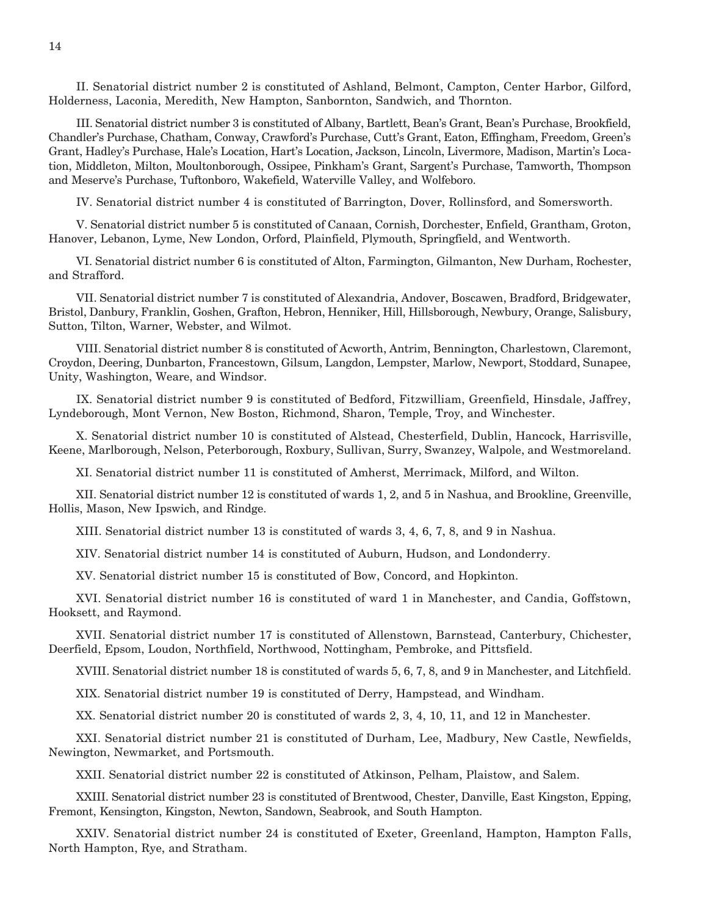II. Senatorial district number 2 is constituted of Ashland, Belmont, Campton, Center Harbor, Gilford, Holderness, Laconia, Meredith, New Hampton, Sanbornton, Sandwich, and Thornton.

III. Senatorial district number 3 is constituted of Albany, Bartlett, Bean's Grant, Bean's Purchase, Brookfield, Chandler's Purchase, Chatham, Conway, Crawford's Purchase, Cutt's Grant, Eaton, Effingham, Freedom, Green's Grant, Hadley's Purchase, Hale's Location, Hart's Location, Jackson, Lincoln, Livermore, Madison, Martin's Location, Middleton, Milton, Moultonborough, Ossipee, Pinkham's Grant, Sargent's Purchase, Tamworth, Thompson and Meserve's Purchase, Tuftonboro, Wakefield, Waterville Valley, and Wolfeboro.

IV. Senatorial district number 4 is constituted of Barrington, Dover, Rollinsford, and Somersworth.

V. Senatorial district number 5 is constituted of Canaan, Cornish, Dorchester, Enfield, Grantham, Groton, Hanover, Lebanon, Lyme, New London, Orford, Plainfield, Plymouth, Springfield, and Wentworth.

VI. Senatorial district number 6 is constituted of Alton, Farmington, Gilmanton, New Durham, Rochester, and Strafford.

VII. Senatorial district number 7 is constituted of Alexandria, Andover, Boscawen, Bradford, Bridgewater, Bristol, Danbury, Franklin, Goshen, Grafton, Hebron, Henniker, Hill, Hillsborough, Newbury, Orange, Salisbury, Sutton, Tilton, Warner, Webster, and Wilmot.

VIII. Senatorial district number 8 is constituted of Acworth, Antrim, Bennington, Charlestown, Claremont, Croydon, Deering, Dunbarton, Francestown, Gilsum, Langdon, Lempster, Marlow, Newport, Stoddard, Sunapee, Unity, Washington, Weare, and Windsor.

IX. Senatorial district number 9 is constituted of Bedford, Fitzwilliam, Greenfield, Hinsdale, Jaffrey, Lyndeborough, Mont Vernon, New Boston, Richmond, Sharon, Temple, Troy, and Winchester.

X. Senatorial district number 10 is constituted of Alstead, Chesterfield, Dublin, Hancock, Harrisville, Keene, Marlborough, Nelson, Peterborough, Roxbury, Sullivan, Surry, Swanzey, Walpole, and Westmoreland.

XI. Senatorial district number 11 is constituted of Amherst, Merrimack, Milford, and Wilton.

XII. Senatorial district number 12 is constituted of wards 1, 2, and 5 in Nashua, and Brookline, Greenville, Hollis, Mason, New Ipswich, and Rindge.

XIII. Senatorial district number 13 is constituted of wards 3, 4, 6, 7, 8, and 9 in Nashua.

XIV. Senatorial district number 14 is constituted of Auburn, Hudson, and Londonderry.

XV. Senatorial district number 15 is constituted of Bow, Concord, and Hopkinton.

XVI. Senatorial district number 16 is constituted of ward 1 in Manchester, and Candia, Goffstown, Hooksett, and Raymond.

XVII. Senatorial district number 17 is constituted of Allenstown, Barnstead, Canterbury, Chichester, Deerfield, Epsom, Loudon, Northfield, Northwood, Nottingham, Pembroke, and Pittsfield.

XVIII. Senatorial district number 18 is constituted of wards 5, 6, 7, 8, and 9 in Manchester, and Litchfield.

XIX. Senatorial district number 19 is constituted of Derry, Hampstead, and Windham.

XX. Senatorial district number 20 is constituted of wards 2, 3, 4, 10, 11, and 12 in Manchester.

XXI. Senatorial district number 21 is constituted of Durham, Lee, Madbury, New Castle, Newfields, Newington, Newmarket, and Portsmouth.

XXII. Senatorial district number 22 is constituted of Atkinson, Pelham, Plaistow, and Salem.

XXIII. Senatorial district number 23 is constituted of Brentwood, Chester, Danville, East Kingston, Epping, Fremont, Kensington, Kingston, Newton, Sandown, Seabrook, and South Hampton.

XXIV. Senatorial district number 24 is constituted of Exeter, Greenland, Hampton, Hampton Falls, North Hampton, Rye, and Stratham.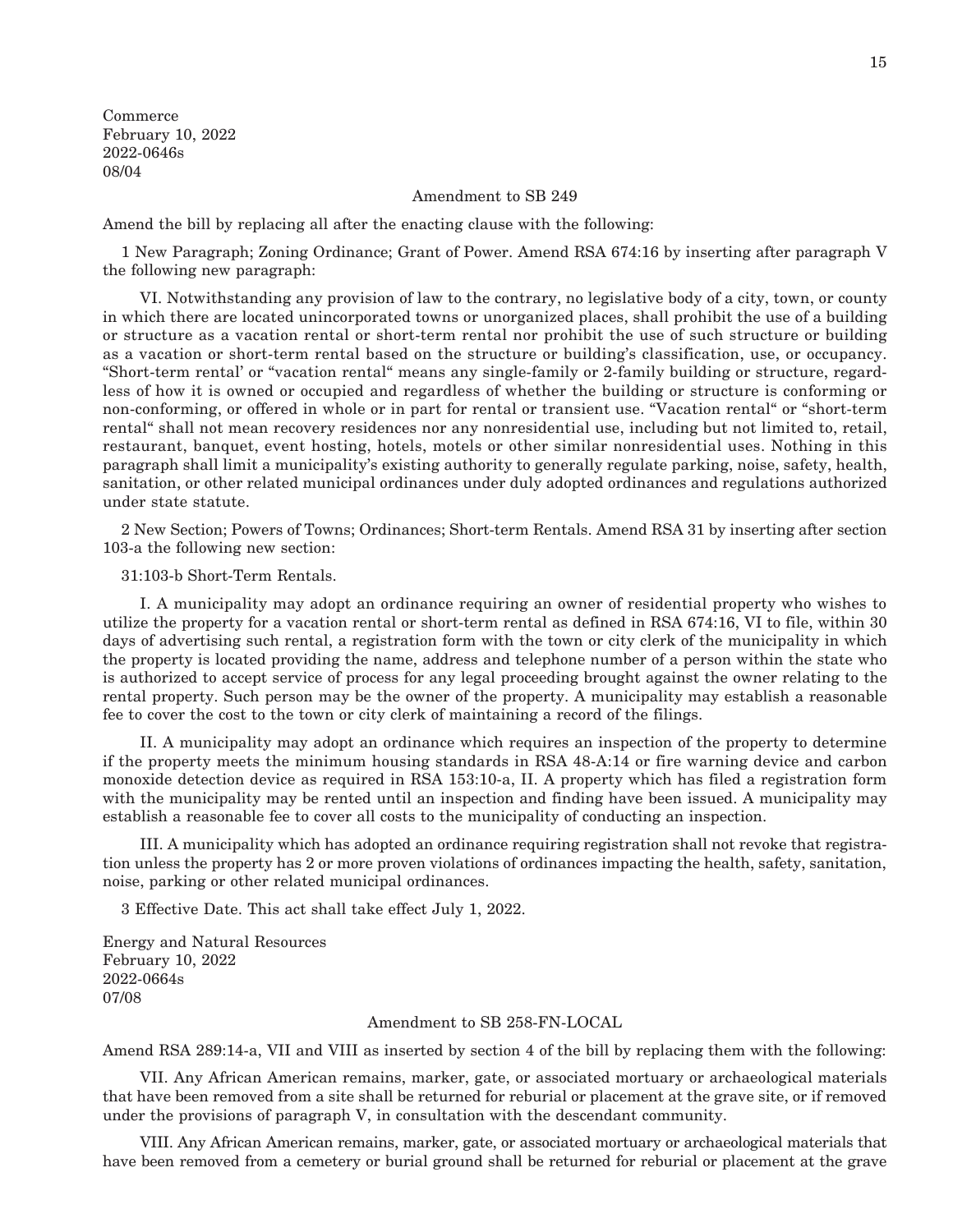Commerce
February 10, 2022
2022-0646s
08/04

Amendment to SB 249

Amend the bill by replacing all after the enacting clause with the following:

1 New Paragraph; Zoning Ordinance; Grant of Power. Amend RSA 674:16 by inserting after paragraph V the following new paragraph:

VI. Notwithstanding any provision of law to the contrary, no legislative body of a city, town, or county in which there are located unincorporated towns or unorganized places, shall prohibit the use of a building or structure as a vacation rental or short-term rental nor prohibit the use of such structure or building as a vacation or short-term rental based on the structure or building's classification, use, or occupancy. "Short-term rental' or "vacation rental" means any single-family or 2-family building or structure, regardless of how it is owned or occupied and regardless of whether the building or structure is conforming or non-conforming, or offered in whole or in part for rental or transient use. "Vacation rental" or "short-term rental" shall not mean recovery residences nor any nonresidential use, including but not limited to, retail, restaurant, banquet, event hosting, hotels, motels or other similar nonresidential uses. Nothing in this paragraph shall limit a municipality's existing authority to generally regulate parking, noise, safety, health, sanitation, or other related municipal ordinances under duly adopted ordinances and regulations authorized under state statute.

2 New Section; Powers of Towns; Ordinances; Short-term Rentals. Amend RSA 31 by inserting after section 103-a the following new section:

31:103-b Short-Term Rentals.

I. A municipality may adopt an ordinance requiring an owner of residential property who wishes to utilize the property for a vacation rental or short-term rental as defined in RSA 674:16, VI to file, within 30 days of advertising such rental, a registration form with the town or city clerk of the municipality in which the property is located providing the name, address and telephone number of a person within the state who is authorized to accept service of process for any legal proceeding brought against the owner relating to the rental property. Such person may be the owner of the property. A municipality may establish a reasonable fee to cover the cost to the town or city clerk of maintaining a record of the filings.

II. A municipality may adopt an ordinance which requires an inspection of the property to determine if the property meets the minimum housing standards in RSA 48-A:14 or fire warning device and carbon monoxide detection device as required in RSA 153:10-a, II. A property which has filed a registration form with the municipality may be rented until an inspection and finding have been issued. A municipality may establish a reasonable fee to cover all costs to the municipality of conducting an inspection.

III. A municipality which has adopted an ordinance requiring registration shall not revoke that registration unless the property has 2 or more proven violations of ordinances impacting the health, safety, sanitation, noise, parking or other related municipal ordinances.

3 Effective Date. This act shall take effect July 1, 2022.

Energy and Natural Resources
February 10, 2022
2022-0664s
07/08

Amendment to SB 258-FN-LOCAL

Amend RSA 289:14-a, VII and VIII as inserted by section 4 of the bill by replacing them with the following:

VII. Any African American remains, marker, gate, or associated mortuary or archaeological materials that have been removed from a site shall be returned for reburial or placement at the grave site, or if removed under the provisions of paragraph V, in consultation with the descendant community.

VIII. Any African American remains, marker, gate, or associated mortuary or archaeological materials that have been removed from a cemetery or burial ground shall be returned for reburial or placement at the grave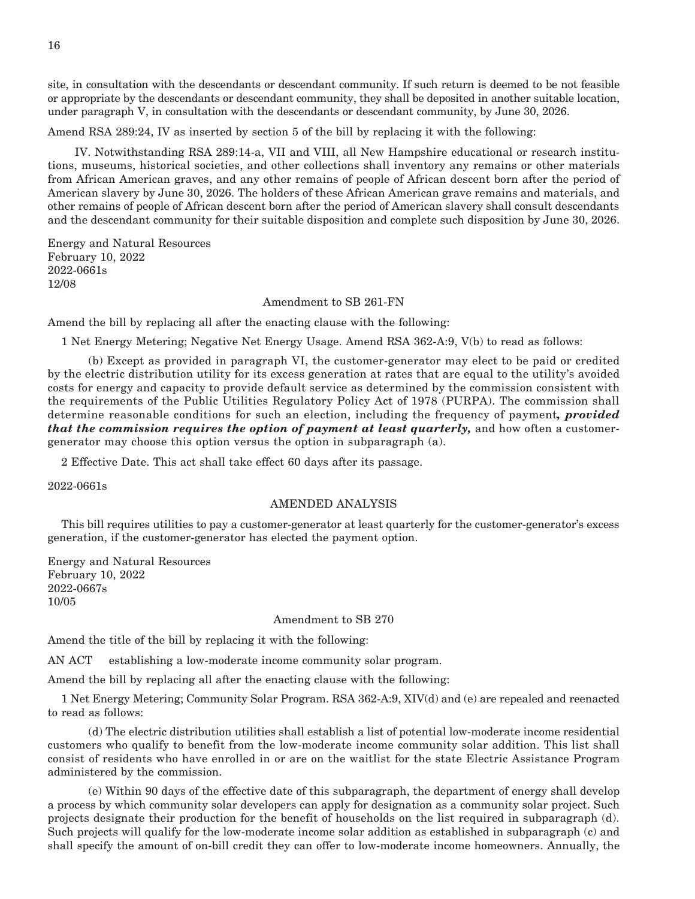site, in consultation with the descendants or descendant community. If such return is deemed to be not feasible or appropriate by the descendants or descendant community, they shall be deposited in another suitable location, under paragraph V, in consultation with the descendants or descendant community, by June 30, 2026.

Amend RSA 289:24, IV as inserted by section 5 of the bill by replacing it with the following:

IV. Notwithstanding RSA 289:14-a, VII and VIII, all New Hampshire educational or research institutions, museums, historical societies, and other collections shall inventory any remains or other materials from African American graves, and any other remains of people of African descent born after the period of American slavery by June 30, 2026. The holders of these African American grave remains and materials, and other remains of people of African descent born after the period of American slavery shall consult descendants and the descendant community for their suitable disposition and complete such disposition by June 30, 2026.

Energy and Natural Resources
February 10, 2022
2022-0661s
12/08

Amendment to SB 261-FN

Amend the bill by replacing all after the enacting clause with the following:

1 Net Energy Metering; Negative Net Energy Usage. Amend RSA 362-A:9, V(b) to read as follows:

(b) Except as provided in paragraph VI, the customer-generator may elect to be paid or credited by the electric distribution utility for its excess generation at rates that are equal to the utility's avoided costs for energy and capacity to provide default service as determined by the commission consistent with the requirements of the Public Utilities Regulatory Policy Act of 1978 (PURPA). The commission shall determine reasonable conditions for such an election, including the frequency of payment***, provided that the commission requires the option of payment at least quarterly,*** and how often a customer-generator may choose this option versus the option in subparagraph (a).

2 Effective Date. This act shall take effect 60 days after its passage.

2022-0661s

AMENDED ANALYSIS

This bill requires utilities to pay a customer-generator at least quarterly for the customer-generator's excess generation, if the customer-generator has elected the payment option.

Energy and Natural Resources
February 10, 2022
2022-0667s
10/05

Amendment to SB 270

Amend the title of the bill by replacing it with the following:

AN ACT establishing a low-moderate income community solar program.

Amend the bill by replacing all after the enacting clause with the following:

1 Net Energy Metering; Community Solar Program. RSA 362-A:9, XIV(d) and (e) are repealed and reenacted to read as follows:

(d) The electric distribution utilities shall establish a list of potential low-moderate income residential customers who qualify to benefit from the low-moderate income community solar addition. This list shall consist of residents who have enrolled in or are on the waitlist for the state Electric Assistance Program administered by the commission.

(e) Within 90 days of the effective date of this subparagraph, the department of energy shall develop a process by which community solar developers can apply for designation as a community solar project. Such projects designate their production for the benefit of households on the list required in subparagraph (d). Such projects will qualify for the low-moderate income solar addition as established in subparagraph (c) and shall specify the amount of on-bill credit they can offer to low-moderate income homeowners. Annually, the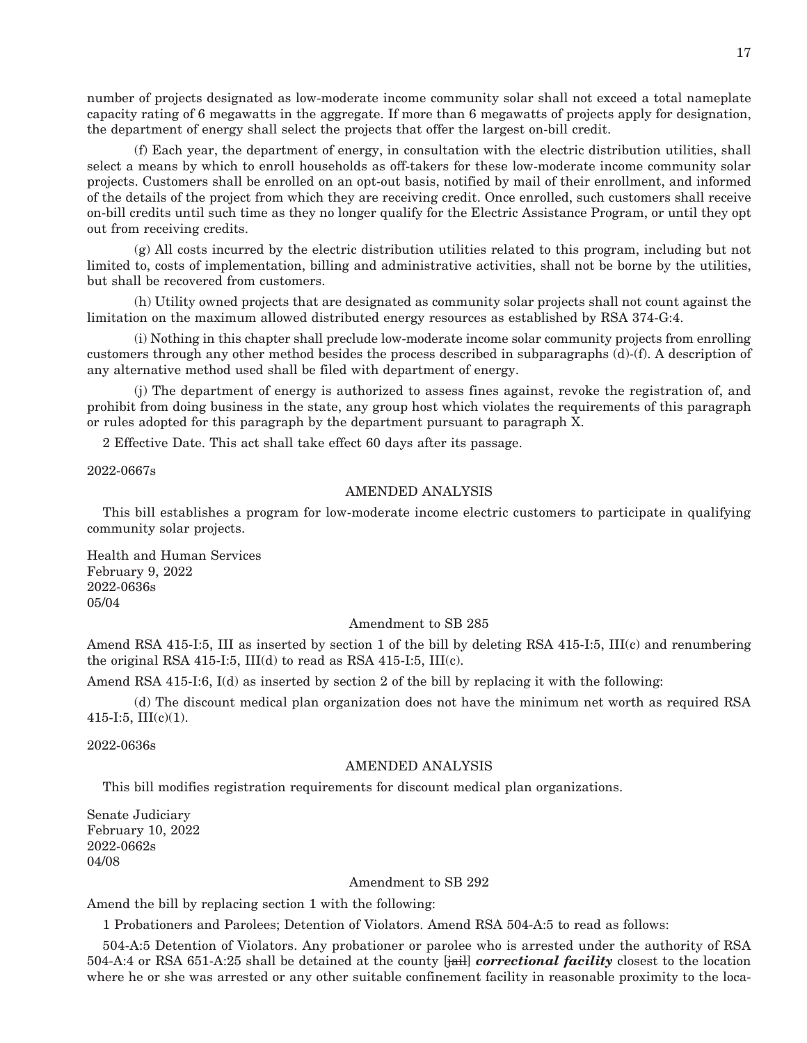number of projects designated as low-moderate income community solar shall not exceed a total nameplate capacity rating of 6 megawatts in the aggregate. If more than 6 megawatts of projects apply for designation, the department of energy shall select the projects that offer the largest on-bill credit.

(f) Each year, the department of energy, in consultation with the electric distribution utilities, shall select a means by which to enroll households as off-takers for these low-moderate income community solar projects. Customers shall be enrolled on an opt-out basis, notified by mail of their enrollment, and informed of the details of the project from which they are receiving credit. Once enrolled, such customers shall receive on-bill credits until such time as they no longer qualify for the Electric Assistance Program, or until they opt out from receiving credits.

(g) All costs incurred by the electric distribution utilities related to this program, including but not limited to, costs of implementation, billing and administrative activities, shall not be borne by the utilities, but shall be recovered from customers.

(h) Utility owned projects that are designated as community solar projects shall not count against the limitation on the maximum allowed distributed energy resources as established by RSA 374-G:4.

(i) Nothing in this chapter shall preclude low-moderate income solar community projects from enrolling customers through any other method besides the process described in subparagraphs (d)-(f). A description of any alternative method used shall be filed with department of energy.

(j) The department of energy is authorized to assess fines against, revoke the registration of, and prohibit from doing business in the state, any group host which violates the requirements of this paragraph or rules adopted for this paragraph by the department pursuant to paragraph X.

2 Effective Date. This act shall take effect 60 days after its passage.

2022-0667s

AMENDED ANALYSIS

This bill establishes a program for low-moderate income electric customers to participate in qualifying community solar projects.

Health and Human Services
February 9, 2022
2022-0636s
05/04

Amendment to SB 285

Amend RSA 415-I:5, III as inserted by section 1 of the bill by deleting RSA 415-I:5, III(c) and renumbering the original RSA 415-I:5, III(d) to read as RSA 415-I:5, III(c).

Amend RSA 415-I:6, I(d) as inserted by section 2 of the bill by replacing it with the following:

(d) The discount medical plan organization does not have the minimum net worth as required RSA 415-I:5, III(c)(1).

2022-0636s

AMENDED ANALYSIS

This bill modifies registration requirements for discount medical plan organizations.

Senate Judiciary
February 10, 2022
2022-0662s
04/08

Amendment to SB 292

Amend the bill by replacing section 1 with the following:

1 Probationers and Parolees; Detention of Violators. Amend RSA 504-A:5 to read as follows:

504-A:5 Detention of Violators. Any probationer or parolee who is arrested under the authority of RSA 504-A:4 or RSA 651-A:25 shall be detained at the county [~~jail~~] ***correctional facility*** closest to the location where he or she was arrested or any other suitable confinement facility in reasonable proximity to the loca-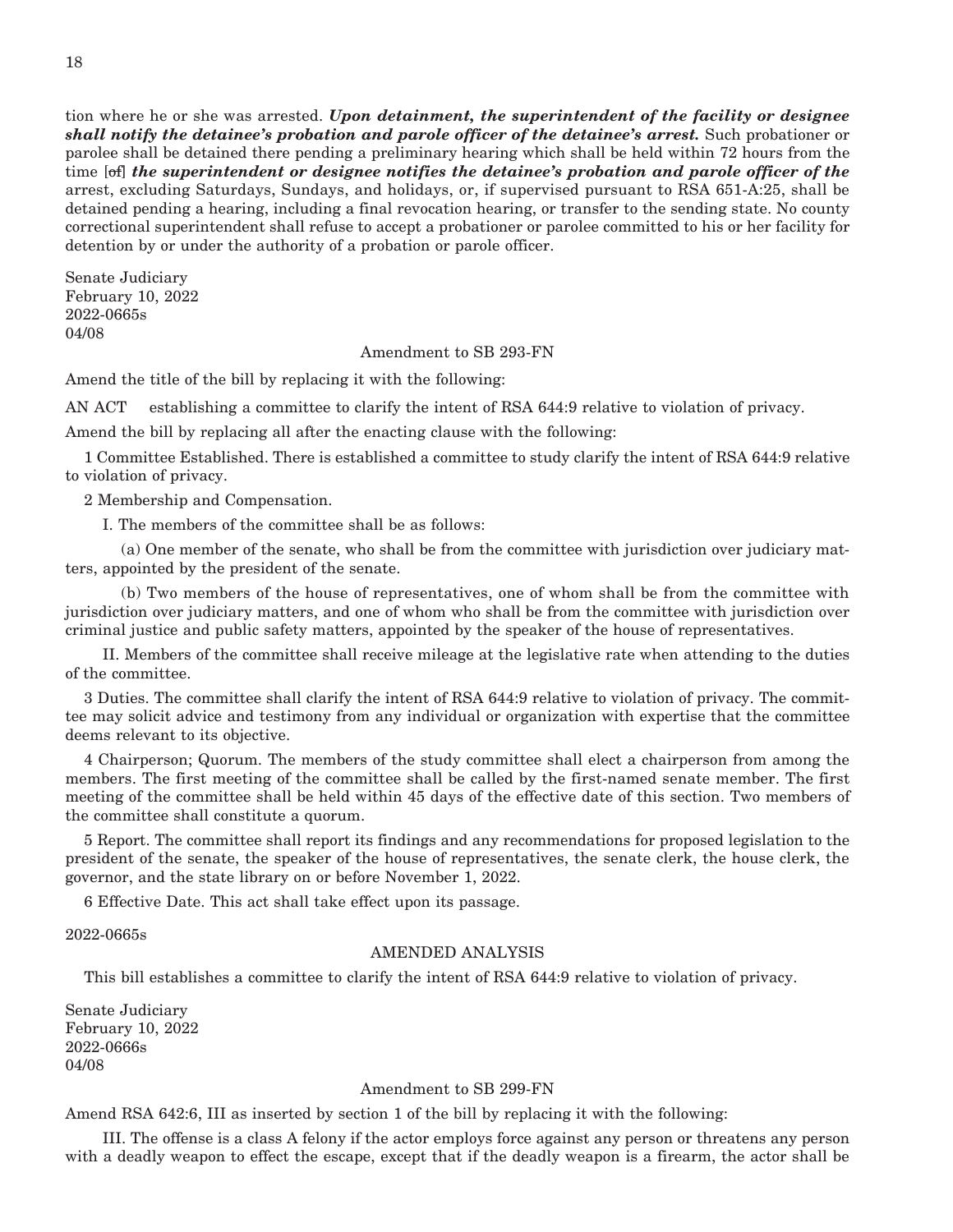tion where he or she was arrested. ***Upon detainment, the superintendent of the facility or designee shall notify the detainee's probation and parole officer of the detainee's arrest.*** Such probationer or parolee shall be detained there pending a preliminary hearing which shall be held within 72 hours from the time [~~of~~] ***the superintendent or designee notifies the detainee's probation and parole officer of the*** arrest, excluding Saturdays, Sundays, and holidays, or, if supervised pursuant to RSA 651-A:25, shall be detained pending a hearing, including a final revocation hearing, or transfer to the sending state. No county correctional superintendent shall refuse to accept a probationer or parolee committed to his or her facility for detention by or under the authority of a probation or parole officer.

Senate Judiciary
February 10, 2022
2022-0665s
04/08

Amendment to SB 293-FN

Amend the title of the bill by replacing it with the following:

AN ACT establishing a committee to clarify the intent of RSA 644:9 relative to violation of privacy.

Amend the bill by replacing all after the enacting clause with the following:

1 Committee Established. There is established a committee to study clarify the intent of RSA 644:9 relative to violation of privacy.

2 Membership and Compensation.

I. The members of the committee shall be as follows:

(a) One member of the senate, who shall be from the committee with jurisdiction over judiciary matters, appointed by the president of the senate.

(b) Two members of the house of representatives, one of whom shall be from the committee with jurisdiction over judiciary matters, and one of whom who shall be from the committee with jurisdiction over criminal justice and public safety matters, appointed by the speaker of the house of representatives.

II. Members of the committee shall receive mileage at the legislative rate when attending to the duties of the committee.

3 Duties. The committee shall clarify the intent of RSA 644:9 relative to violation of privacy. The committee may solicit advice and testimony from any individual or organization with expertise that the committee deems relevant to its objective.

4 Chairperson; Quorum. The members of the study committee shall elect a chairperson from among the members. The first meeting of the committee shall be called by the first-named senate member. The first meeting of the committee shall be held within 45 days of the effective date of this section. Two members of the committee shall constitute a quorum.

5 Report. The committee shall report its findings and any recommendations for proposed legislation to the president of the senate, the speaker of the house of representatives, the senate clerk, the house clerk, the governor, and the state library on or before November 1, 2022.

6 Effective Date. This act shall take effect upon its passage.

2022-0665s

AMENDED ANALYSIS

This bill establishes a committee to clarify the intent of RSA 644:9 relative to violation of privacy.

Senate Judiciary
February 10, 2022
2022-0666s
04/08

Amendment to SB 299-FN

Amend RSA 642:6, III as inserted by section 1 of the bill by replacing it with the following:

III. The offense is a class A felony if the actor employs force against any person or threatens any person with a deadly weapon to effect the escape, except that if the deadly weapon is a firearm, the actor shall be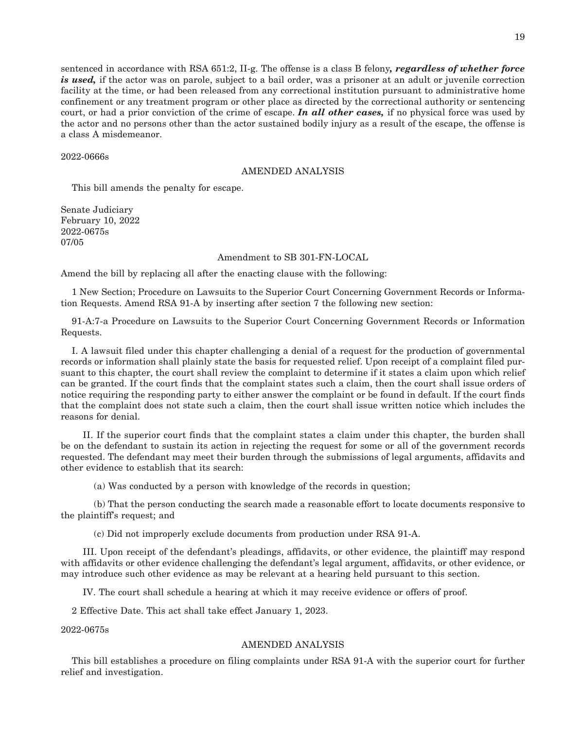sentenced in accordance with RSA 651:2, II-g. The offense is a class B felony***, regardless of whether force is used,*** if the actor was on parole, subject to a bail order, was a prisoner at an adult or juvenile correction facility at the time, or had been released from any correctional institution pursuant to administrative home confinement or any treatment program or other place as directed by the correctional authority or sentencing court, or had a prior conviction of the crime of escape. ***In all other cases,*** if no physical force was used by the actor and no persons other than the actor sustained bodily injury as a result of the escape, the offense is a class A misdemeanor.

2022-0666s

AMENDED ANALYSIS

This bill amends the penalty for escape.

Senate Judiciary
February 10, 2022
2022-0675s
07/05

Amendment to SB 301-FN-LOCAL

Amend the bill by replacing all after the enacting clause with the following:

1 New Section; Procedure on Lawsuits to the Superior Court Concerning Government Records or Information Requests. Amend RSA 91-A by inserting after section 7 the following new section:

91-A:7-a Procedure on Lawsuits to the Superior Court Concerning Government Records or Information Requests.

I. A lawsuit filed under this chapter challenging a denial of a request for the production of governmental records or information shall plainly state the basis for requested relief. Upon receipt of a complaint filed pursuant to this chapter, the court shall review the complaint to determine if it states a claim upon which relief can be granted. If the court finds that the complaint states such a claim, then the court shall issue orders of notice requiring the responding party to either answer the complaint or be found in default. If the court finds that the complaint does not state such a claim, then the court shall issue written notice which includes the reasons for denial.

II. If the superior court finds that the complaint states a claim under this chapter, the burden shall be on the defendant to sustain its action in rejecting the request for some or all of the government records requested. The defendant may meet their burden through the submissions of legal arguments, affidavits and other evidence to establish that its search:

(a) Was conducted by a person with knowledge of the records in question;

(b) That the person conducting the search made a reasonable effort to locate documents responsive to the plaintiff's request; and

(c) Did not improperly exclude documents from production under RSA 91-A.

III. Upon receipt of the defendant's pleadings, affidavits, or other evidence, the plaintiff may respond with affidavits or other evidence challenging the defendant's legal argument, affidavits, or other evidence, or may introduce such other evidence as may be relevant at a hearing held pursuant to this section.

IV. The court shall schedule a hearing at which it may receive evidence or offers of proof.

2 Effective Date. This act shall take effect January 1, 2023.

2022-0675s

AMENDED ANALYSIS

This bill establishes a procedure on filing complaints under RSA 91-A with the superior court for further relief and investigation.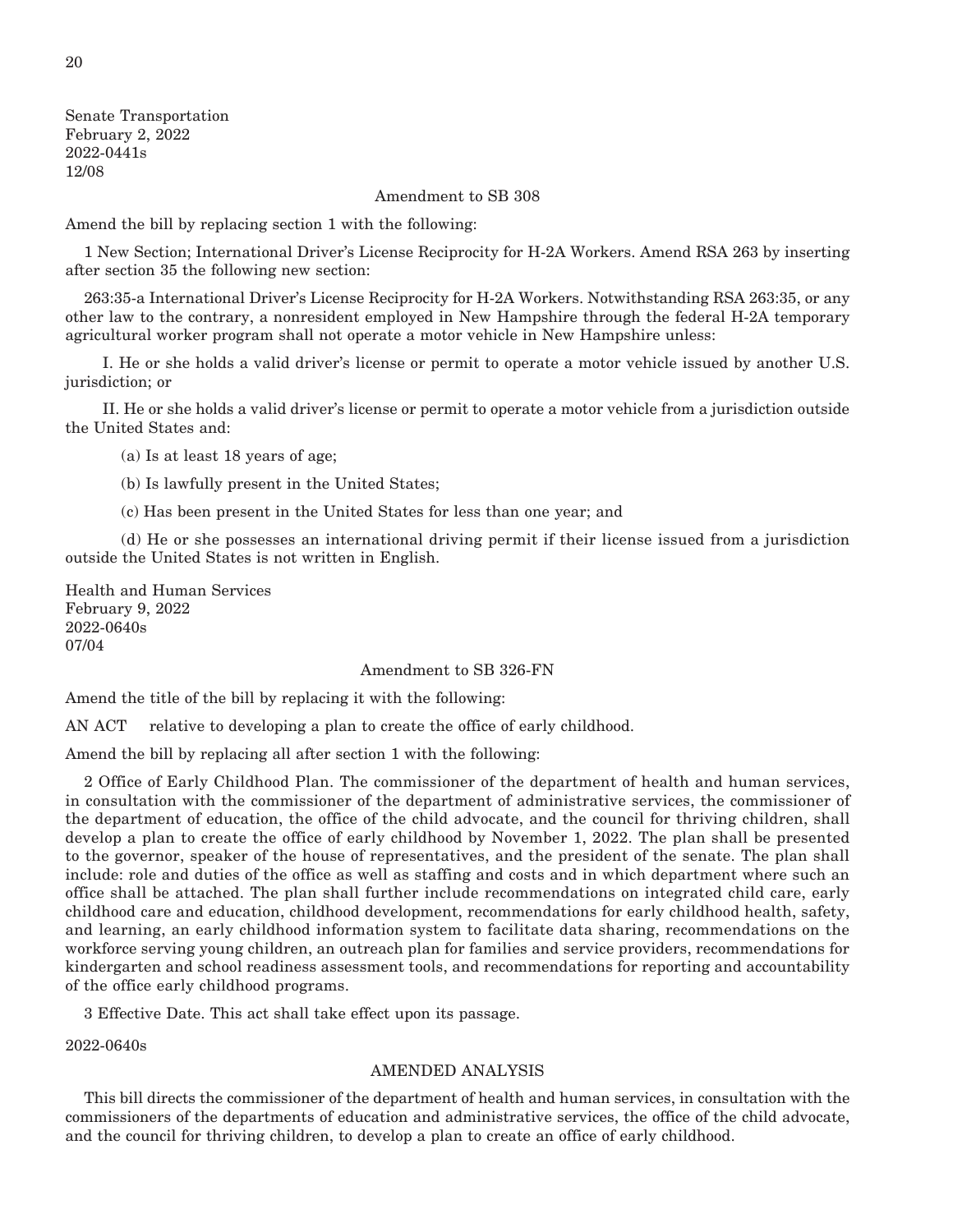Senate Transportation
February 2, 2022
2022-0441s
12/08

Amendment to SB 308

Amend the bill by replacing section 1 with the following:

1 New Section; International Driver's License Reciprocity for H-2A Workers. Amend RSA 263 by inserting after section 35 the following new section:

263:35-a International Driver's License Reciprocity for H-2A Workers. Notwithstanding RSA 263:35, or any other law to the contrary, a nonresident employed in New Hampshire through the federal H-2A temporary agricultural worker program shall not operate a motor vehicle in New Hampshire unless:

I. He or she holds a valid driver's license or permit to operate a motor vehicle issued by another U.S. jurisdiction; or

II. He or she holds a valid driver's license or permit to operate a motor vehicle from a jurisdiction outside the United States and:

(a) Is at least 18 years of age;

(b) Is lawfully present in the United States;

(c) Has been present in the United States for less than one year; and

(d) He or she possesses an international driving permit if their license issued from a jurisdiction outside the United States is not written in English.

Health and Human Services
February 9, 2022
2022-0640s
07/04

Amendment to SB 326-FN

Amend the title of the bill by replacing it with the following:

AN ACT relative to developing a plan to create the office of early childhood.

Amend the bill by replacing all after section 1 with the following:

2 Office of Early Childhood Plan. The commissioner of the department of health and human services, in consultation with the commissioner of the department of administrative services, the commissioner of the department of education, the office of the child advocate, and the council for thriving children, shall develop a plan to create the office of early childhood by November 1, 2022. The plan shall be presented to the governor, speaker of the house of representatives, and the president of the senate. The plan shall include: role and duties of the office as well as staffing and costs and in which department where such an office shall be attached. The plan shall further include recommendations on integrated child care, early childhood care and education, childhood development, recommendations for early childhood health, safety, and learning, an early childhood information system to facilitate data sharing, recommendations on the workforce serving young children, an outreach plan for families and service providers, recommendations for kindergarten and school readiness assessment tools, and recommendations for reporting and accountability of the office early childhood programs.

3 Effective Date. This act shall take effect upon its passage.

2022-0640s

AMENDED ANALYSIS

This bill directs the commissioner of the department of health and human services, in consultation with the commissioners of the departments of education and administrative services, the office of the child advocate, and the council for thriving children, to develop a plan to create an office of early childhood.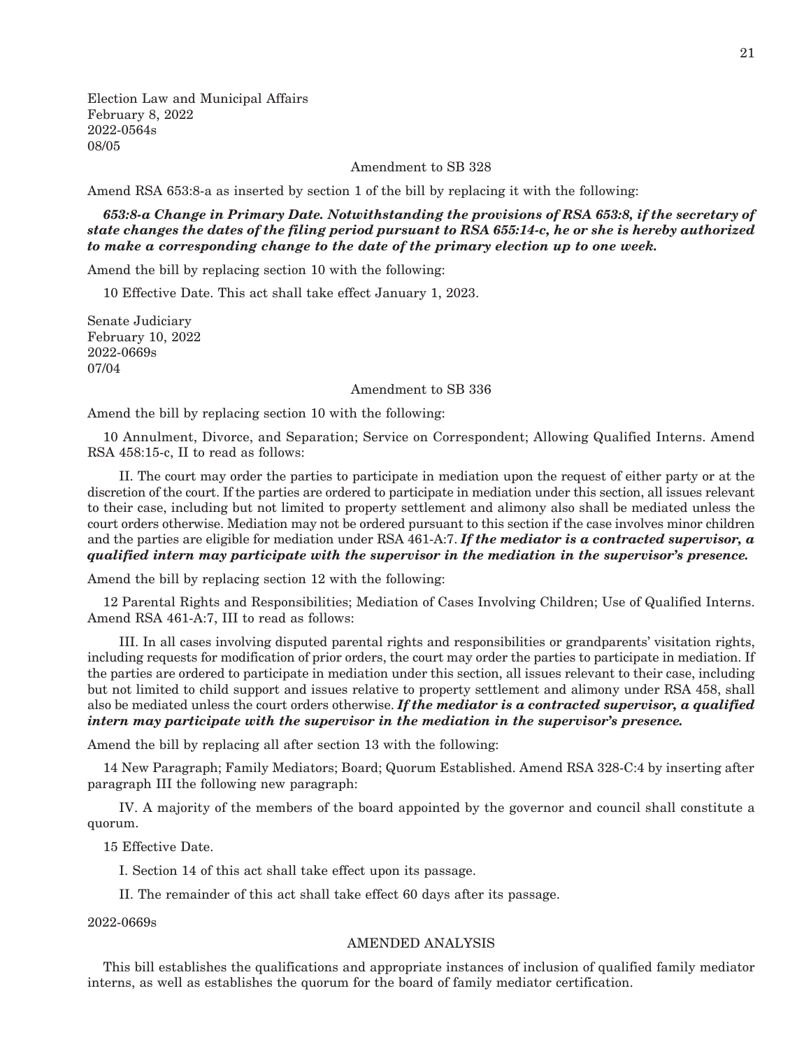Election Law and Municipal Affairs
February 8, 2022
2022-0564s
08/05

Amendment to SB 328

Amend RSA 653:8-a as inserted by section 1 of the bill by replacing it with the following:

***653:8-a Change in Primary Date. Notwithstanding the provisions of RSA 653:8, if the secretary of state changes the dates of the filing period pursuant to RSA 655:14-c, he or she is hereby authorized to make a corresponding change to the date of the primary election up to one week.***

Amend the bill by replacing section 10 with the following:

10 Effective Date. This act shall take effect January 1, 2023.

Senate Judiciary
February 10, 2022
2022-0669s
07/04

Amendment to SB 336

Amend the bill by replacing section 10 with the following:

10 Annulment, Divorce, and Separation; Service on Correspondent; Allowing Qualified Interns. Amend RSA 458:15-c, II to read as follows:

II. The court may order the parties to participate in mediation upon the request of either party or at the discretion of the court. If the parties are ordered to participate in mediation under this section, all issues relevant to their case, including but not limited to property settlement and alimony also shall be mediated unless the court orders otherwise. Mediation may not be ordered pursuant to this section if the case involves minor children and the parties are eligible for mediation under RSA 461-A:7. ***If the mediator is a contracted supervisor, a qualified intern may participate with the supervisor in the mediation in the supervisor's presence.***

Amend the bill by replacing section 12 with the following:

12 Parental Rights and Responsibilities; Mediation of Cases Involving Children; Use of Qualified Interns. Amend RSA 461-A:7, III to read as follows:

III. In all cases involving disputed parental rights and responsibilities or grandparents' visitation rights, including requests for modification of prior orders, the court may order the parties to participate in mediation. If the parties are ordered to participate in mediation under this section, all issues relevant to their case, including but not limited to child support and issues relative to property settlement and alimony under RSA 458, shall also be mediated unless the court orders otherwise. ***If the mediator is a contracted supervisor, a qualified intern may participate with the supervisor in the mediation in the supervisor's presence.***

Amend the bill by replacing all after section 13 with the following:

14 New Paragraph; Family Mediators; Board; Quorum Established. Amend RSA 328-C:4 by inserting after paragraph III the following new paragraph:

IV. A majority of the members of the board appointed by the governor and council shall constitute a quorum.

15 Effective Date.

I. Section 14 of this act shall take effect upon its passage.

II. The remainder of this act shall take effect 60 days after its passage.

2022-0669s

AMENDED ANALYSIS

This bill establishes the qualifications and appropriate instances of inclusion of qualified family mediator interns, as well as establishes the quorum for the board of family mediator certification.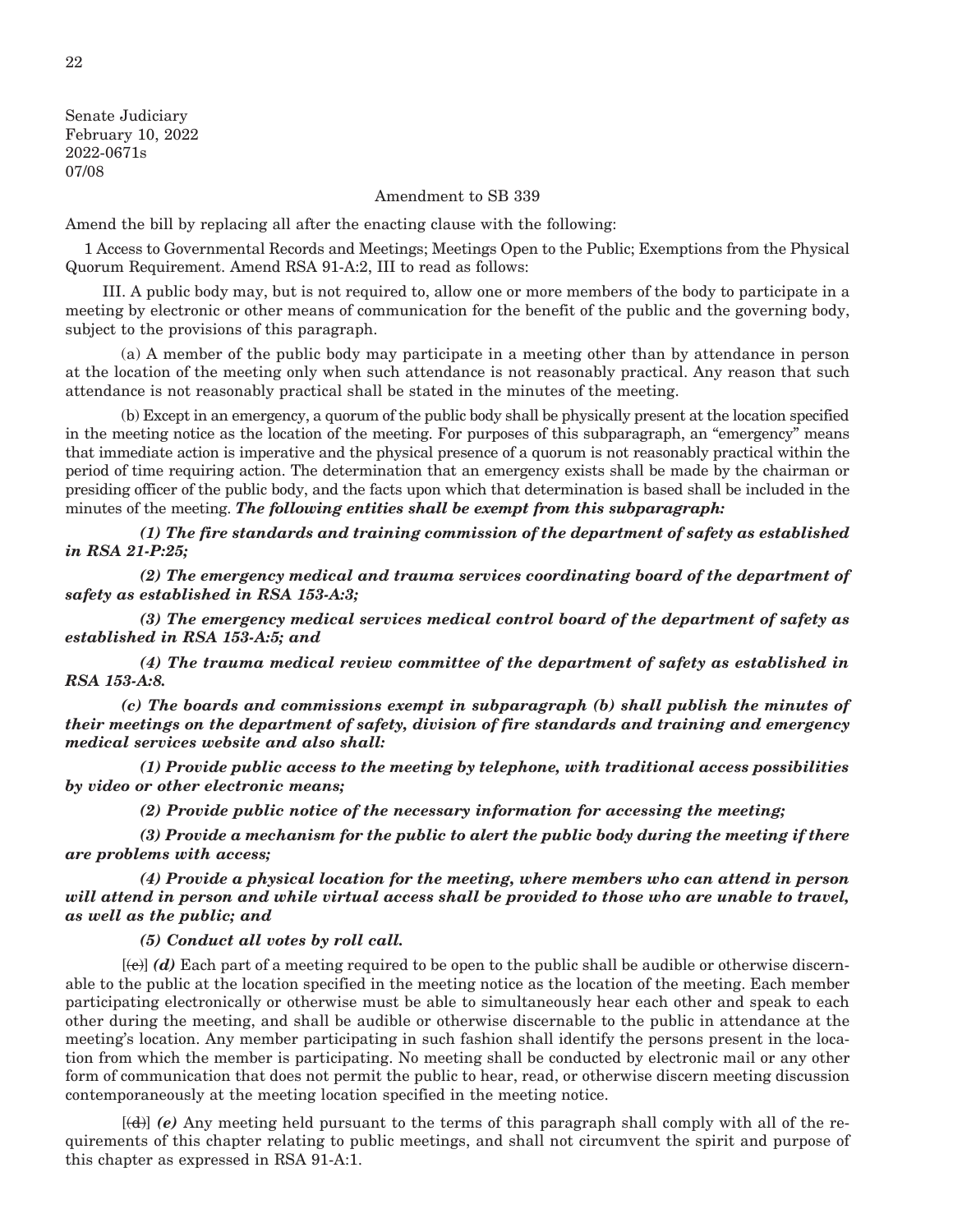Senate Judiciary
February 10, 2022
2022-0671s
07/08

Amendment to SB 339

Amend the bill by replacing all after the enacting clause with the following:

1 Access to Governmental Records and Meetings; Meetings Open to the Public; Exemptions from the Physical Quorum Requirement. Amend RSA 91-A:2, III to read as follows:

III. A public body may, but is not required to, allow one or more members of the body to participate in a meeting by electronic or other means of communication for the benefit of the public and the governing body, subject to the provisions of this paragraph.

(a) A member of the public body may participate in a meeting other than by attendance in person at the location of the meeting only when such attendance is not reasonably practical. Any reason that such attendance is not reasonably practical shall be stated in the minutes of the meeting.

(b) Except in an emergency, a quorum of the public body shall be physically present at the location specified in the meeting notice as the location of the meeting. For purposes of this subparagraph, an "emergency" means that immediate action is imperative and the physical presence of a quorum is not reasonably practical within the period of time requiring action. The determination that an emergency exists shall be made by the chairman or presiding officer of the public body, and the facts upon which that determination is based shall be included in the minutes of the meeting. ***The following entities shall be exempt from this subparagraph:***

***(1) The fire standards and training commission of the department of safety as established in RSA 21-P:25;***

***(2) The emergency medical and trauma services coordinating board of the department of safety as established in RSA 153-A:3;***

***(3) The emergency medical services medical control board of the department of safety as established in RSA 153-A:5; and***

***(4) The trauma medical review committee of the department of safety as established in RSA 153-A:8.***

***(c) The boards and commissions exempt in subparagraph (b) shall publish the minutes of their meetings on the department of safety, division of fire standards and training and emergency medical services website and also shall:***

***(1) Provide public access to the meeting by telephone, with traditional access possibilities by video or other electronic means;***

***(2) Provide public notice of the necessary information for accessing the meeting;***

***(3) Provide a mechanism for the public to alert the public body during the meeting if there are problems with access;***

***(4) Provide a physical location for the meeting, where members who can attend in person will attend in person and while virtual access shall be provided to those who are unable to travel, as well as the public; and***

***(5) Conduct all votes by roll call.***

[~~(c)~~] ***(d)*** Each part of a meeting required to be open to the public shall be audible or otherwise discernable to the public at the location specified in the meeting notice as the location of the meeting. Each member participating electronically or otherwise must be able to simultaneously hear each other and speak to each other during the meeting, and shall be audible or otherwise discernable to the public in attendance at the meeting's location. Any member participating in such fashion shall identify the persons present in the location from which the member is participating. No meeting shall be conducted by electronic mail or any other form of communication that does not permit the public to hear, read, or otherwise discern meeting discussion contemporaneously at the meeting location specified in the meeting notice.

[~~(d)~~] ***(e)*** Any meeting held pursuant to the terms of this paragraph shall comply with all of the requirements of this chapter relating to public meetings, and shall not circumvent the spirit and purpose of this chapter as expressed in RSA 91-A:1.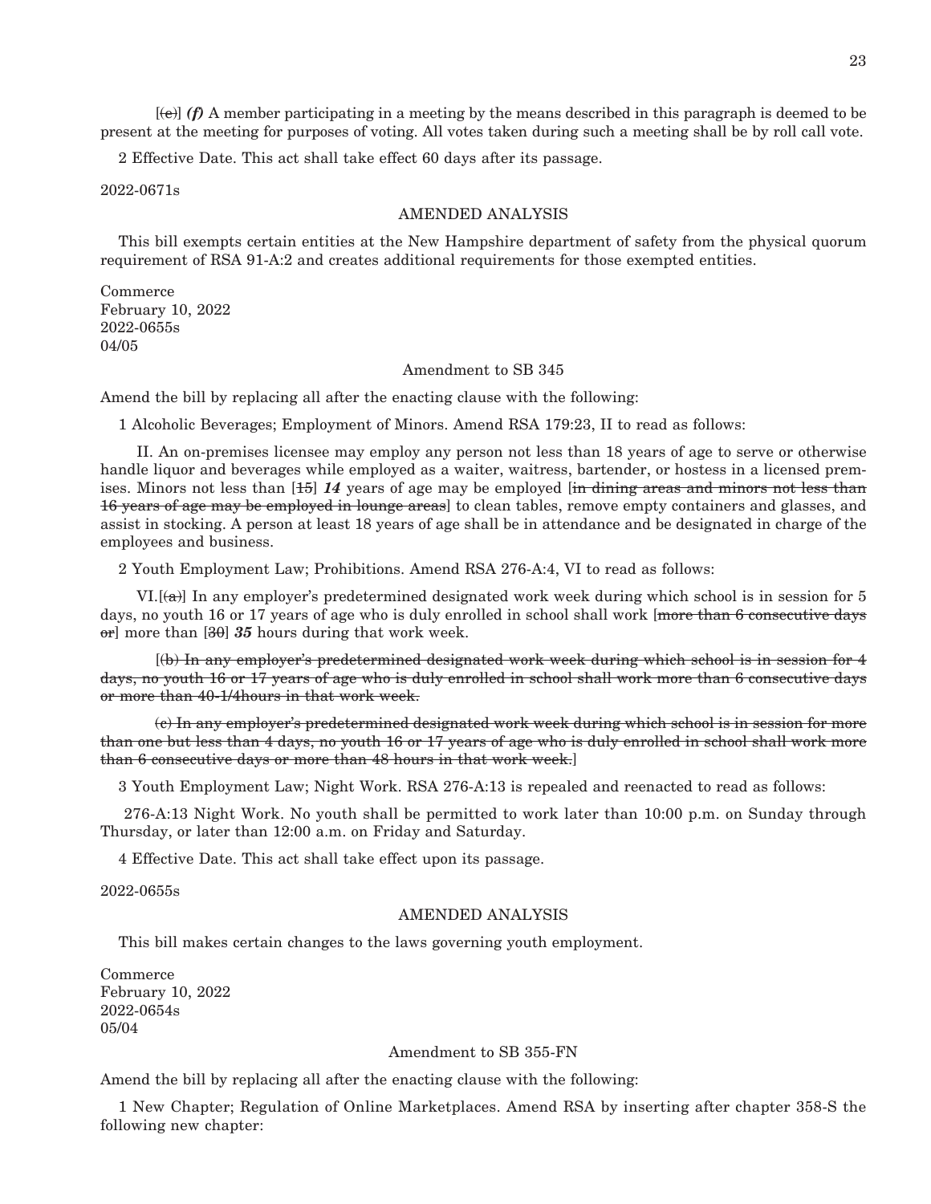[~~(e)~~] ***(f)*** A member participating in a meeting by the means described in this paragraph is deemed to be present at the meeting for purposes of voting. All votes taken during such a meeting shall be by roll call vote.

2 Effective Date. This act shall take effect 60 days after its passage.

2022-0671s

AMENDED ANALYSIS

This bill exempts certain entities at the New Hampshire department of safety from the physical quorum requirement of RSA 91-A:2 and creates additional requirements for those exempted entities.

Commerce
February 10, 2022
2022-0655s
04/05

Amendment to SB 345

Amend the bill by replacing all after the enacting clause with the following:

1 Alcoholic Beverages; Employment of Minors. Amend RSA 179:23, II to read as follows:

II. An on-premises licensee may employ any person not less than 18 years of age to serve or otherwise handle liquor and beverages while employed as a waiter, waitress, bartender, or hostess in a licensed premises. Minors not less than [~~15~~] ***14*** years of age may be employed [~~in dining areas and minors not less than 16 years of age may be employed in lounge areas~~] to clean tables, remove empty containers and glasses, and assist in stocking. A person at least 18 years of age shall be in attendance and be designated in charge of the employees and business.

2 Youth Employment Law; Prohibitions. Amend RSA 276-A:4, VI to read as follows:

VI.[~~(a)~~] In any employer's predetermined designated work week during which school is in session for 5 days, no youth 16 or 17 years of age who is duly enrolled in school shall work [~~more than 6 consecutive days or~~] more than [~~30~~] ***35*** hours during that work week.

[~~(b) In any employer's predetermined designated work week during which school is in session for 4 days, no youth 16 or 17 years of age who is duly enrolled in school shall work more than 6 consecutive days or more than 40-1/4hours in that work week.~~

~~(c) In any employer's predetermined designated work week during which school is in session for more than one but less than 4 days, no youth 16 or 17 years of age who is duly enrolled in school shall work more than 6 consecutive days or more than 48 hours in that work week.~~]

3 Youth Employment Law; Night Work. RSA 276-A:13 is repealed and reenacted to read as follows:

276-A:13 Night Work. No youth shall be permitted to work later than 10:00 p.m. on Sunday through Thursday, or later than 12:00 a.m. on Friday and Saturday.

4 Effective Date. This act shall take effect upon its passage.

2022-0655s

AMENDED ANALYSIS

This bill makes certain changes to the laws governing youth employment.

Commerce
February 10, 2022
2022-0654s
05/04

Amendment to SB 355-FN

Amend the bill by replacing all after the enacting clause with the following:

1 New Chapter; Regulation of Online Marketplaces. Amend RSA by inserting after chapter 358-S the following new chapter: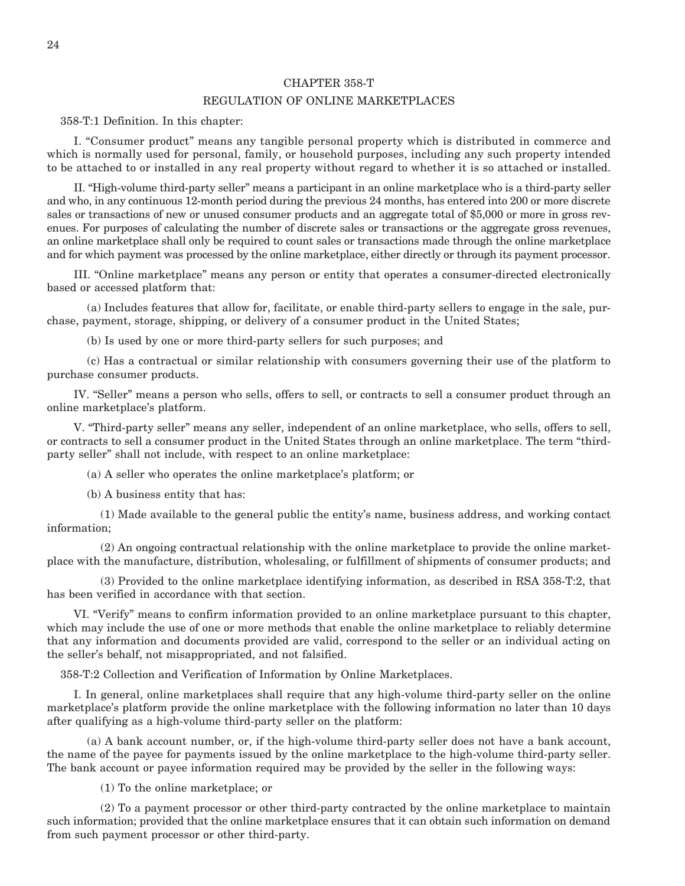## CHAPTER 358-T

## REGULATION OF ONLINE MARKETPLACES

358-T:1 Definition. In this chapter:

I. "Consumer product" means any tangible personal property which is distributed in commerce and which is normally used for personal, family, or household purposes, including any such property intended to be attached to or installed in any real property without regard to whether it is so attached or installed.

II. "High-volume third-party seller" means a participant in an online marketplace who is a third-party seller and who, in any continuous 12-month period during the previous 24 months, has entered into 200 or more discrete sales or transactions of new or unused consumer products and an aggregate total of $5,000 or more in gross revenues. For purposes of calculating the number of discrete sales or transactions or the aggregate gross revenues, an online marketplace shall only be required to count sales or transactions made through the online marketplace and for which payment was processed by the online marketplace, either directly or through its payment processor.

III. "Online marketplace" means any person or entity that operates a consumer-directed electronically based or accessed platform that:

(a) Includes features that allow for, facilitate, or enable third-party sellers to engage in the sale, purchase, payment, storage, shipping, or delivery of a consumer product in the United States;

(b) Is used by one or more third-party sellers for such purposes; and

(c) Has a contractual or similar relationship with consumers governing their use of the platform to purchase consumer products.

IV. "Seller" means a person who sells, offers to sell, or contracts to sell a consumer product through an online marketplace's platform.

V. "Third-party seller" means any seller, independent of an online marketplace, who sells, offers to sell, or contracts to sell a consumer product in the United States through an online marketplace. The term "third-party seller" shall not include, with respect to an online marketplace:

(a) A seller who operates the online marketplace's platform; or

(b) A business entity that has:

(1) Made available to the general public the entity's name, business address, and working contact information;

(2) An ongoing contractual relationship with the online marketplace to provide the online marketplace with the manufacture, distribution, wholesaling, or fulfillment of shipments of consumer products; and

(3) Provided to the online marketplace identifying information, as described in RSA 358-T:2, that has been verified in accordance with that section.

VI. "Verify" means to confirm information provided to an online marketplace pursuant to this chapter, which may include the use of one or more methods that enable the online marketplace to reliably determine that any information and documents provided are valid, correspond to the seller or an individual acting on the seller's behalf, not misappropriated, and not falsified.

358-T:2 Collection and Verification of Information by Online Marketplaces.

I. In general, online marketplaces shall require that any high-volume third-party seller on the online marketplace's platform provide the online marketplace with the following information no later than 10 days after qualifying as a high-volume third-party seller on the platform:

(a) A bank account number, or, if the high-volume third-party seller does not have a bank account, the name of the payee for payments issued by the online marketplace to the high-volume third-party seller. The bank account or payee information required may be provided by the seller in the following ways:

(1) To the online marketplace; or

(2) To a payment processor or other third-party contracted by the online marketplace to maintain such information; provided that the online marketplace ensures that it can obtain such information on demand from such payment processor or other third-party.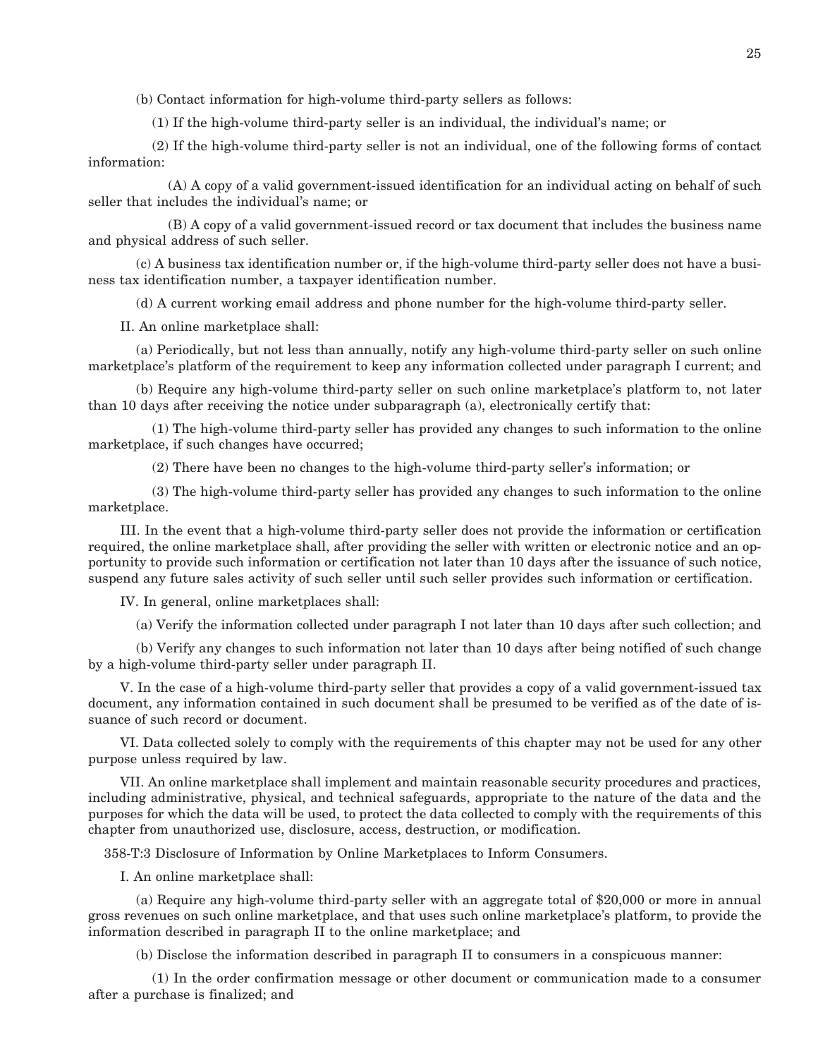(b) Contact information for high-volume third-party sellers as follows:

(1) If the high-volume third-party seller is an individual, the individual's name; or

(2) If the high-volume third-party seller is not an individual, one of the following forms of contact information:

(A) A copy of a valid government-issued identification for an individual acting on behalf of such seller that includes the individual's name; or

(B) A copy of a valid government-issued record or tax document that includes the business name and physical address of such seller.

(c) A business tax identification number or, if the high-volume third-party seller does not have a business tax identification number, a taxpayer identification number.

(d) A current working email address and phone number for the high-volume third-party seller.

II. An online marketplace shall:

(a) Periodically, but not less than annually, notify any high-volume third-party seller on such online marketplace's platform of the requirement to keep any information collected under paragraph I current; and

(b) Require any high-volume third-party seller on such online marketplace's platform to, not later than 10 days after receiving the notice under subparagraph (a), electronically certify that:

(1) The high-volume third-party seller has provided any changes to such information to the online marketplace, if such changes have occurred;

(2) There have been no changes to the high-volume third-party seller's information; or

(3) The high-volume third-party seller has provided any changes to such information to the online marketplace.

III. In the event that a high-volume third-party seller does not provide the information or certification required, the online marketplace shall, after providing the seller with written or electronic notice and an opportunity to provide such information or certification not later than 10 days after the issuance of such notice, suspend any future sales activity of such seller until such seller provides such information or certification.

IV. In general, online marketplaces shall:

(a) Verify the information collected under paragraph I not later than 10 days after such collection; and

(b) Verify any changes to such information not later than 10 days after being notified of such change by a high-volume third-party seller under paragraph II.

V. In the case of a high-volume third-party seller that provides a copy of a valid government-issued tax document, any information contained in such document shall be presumed to be verified as of the date of issuance of such record or document.

VI. Data collected solely to comply with the requirements of this chapter may not be used for any other purpose unless required by law.

VII. An online marketplace shall implement and maintain reasonable security procedures and practices, including administrative, physical, and technical safeguards, appropriate to the nature of the data and the purposes for which the data will be used, to protect the data collected to comply with the requirements of this chapter from unauthorized use, disclosure, access, destruction, or modification.

358-T:3 Disclosure of Information by Online Marketplaces to Inform Consumers.

I. An online marketplace shall:

(a) Require any high-volume third-party seller with an aggregate total of $20,000 or more in annual gross revenues on such online marketplace, and that uses such online marketplace's platform, to provide the information described in paragraph II to the online marketplace; and

(b) Disclose the information described in paragraph II to consumers in a conspicuous manner:

(1) In the order confirmation message or other document or communication made to a consumer after a purchase is finalized; and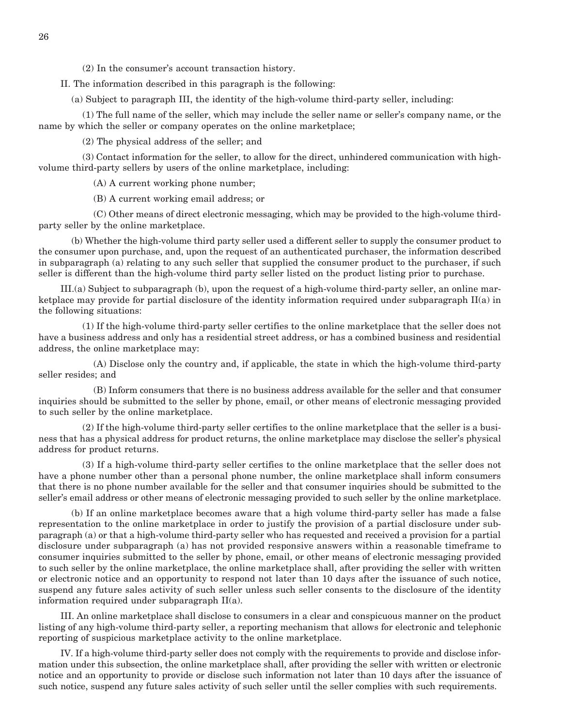(2) In the consumer's account transaction history.

II. The information described in this paragraph is the following:

(a) Subject to paragraph III, the identity of the high-volume third-party seller, including:

(1) The full name of the seller, which may include the seller name or seller's company name, or the name by which the seller or company operates on the online marketplace;

(2) The physical address of the seller; and

(3) Contact information for the seller, to allow for the direct, unhindered communication with high-volume third-party sellers by users of the online marketplace, including:

(A) A current working phone number;

(B) A current working email address; or

(C) Other means of direct electronic messaging, which may be provided to the high-volume third-party seller by the online marketplace.

(b) Whether the high-volume third party seller used a different seller to supply the consumer product to the consumer upon purchase, and, upon the request of an authenticated purchaser, the information described in subparagraph (a) relating to any such seller that supplied the consumer product to the purchaser, if such seller is different than the high-volume third party seller listed on the product listing prior to purchase.

III.(a) Subject to subparagraph (b), upon the request of a high-volume third-party seller, an online marketplace may provide for partial disclosure of the identity information required under subparagraph II(a) in the following situations:

(1) If the high-volume third-party seller certifies to the online marketplace that the seller does not have a business address and only has a residential street address, or has a combined business and residential address, the online marketplace may:

(A) Disclose only the country and, if applicable, the state in which the high-volume third-party seller resides; and

(B) Inform consumers that there is no business address available for the seller and that consumer inquiries should be submitted to the seller by phone, email, or other means of electronic messaging provided to such seller by the online marketplace.

(2) If the high-volume third-party seller certifies to the online marketplace that the seller is a business that has a physical address for product returns, the online marketplace may disclose the seller's physical address for product returns.

(3) If a high-volume third-party seller certifies to the online marketplace that the seller does not have a phone number other than a personal phone number, the online marketplace shall inform consumers that there is no phone number available for the seller and that consumer inquiries should be submitted to the seller's email address or other means of electronic messaging provided to such seller by the online marketplace.

(b) If an online marketplace becomes aware that a high volume third-party seller has made a false representation to the online marketplace in order to justify the provision of a partial disclosure under subparagraph (a) or that a high-volume third-party seller who has requested and received a provision for a partial disclosure under subparagraph (a) has not provided responsive answers within a reasonable timeframe to consumer inquiries submitted to the seller by phone, email, or other means of electronic messaging provided to such seller by the online marketplace, the online marketplace shall, after providing the seller with written or electronic notice and an opportunity to respond not later than 10 days after the issuance of such notice, suspend any future sales activity of such seller unless such seller consents to the disclosure of the identity information required under subparagraph II(a).

III. An online marketplace shall disclose to consumers in a clear and conspicuous manner on the product listing of any high-volume third-party seller, a reporting mechanism that allows for electronic and telephonic reporting of suspicious marketplace activity to the online marketplace.

IV. If a high-volume third-party seller does not comply with the requirements to provide and disclose information under this subsection, the online marketplace shall, after providing the seller with written or electronic notice and an opportunity to provide or disclose such information not later than 10 days after the issuance of such notice, suspend any future sales activity of such seller until the seller complies with such requirements.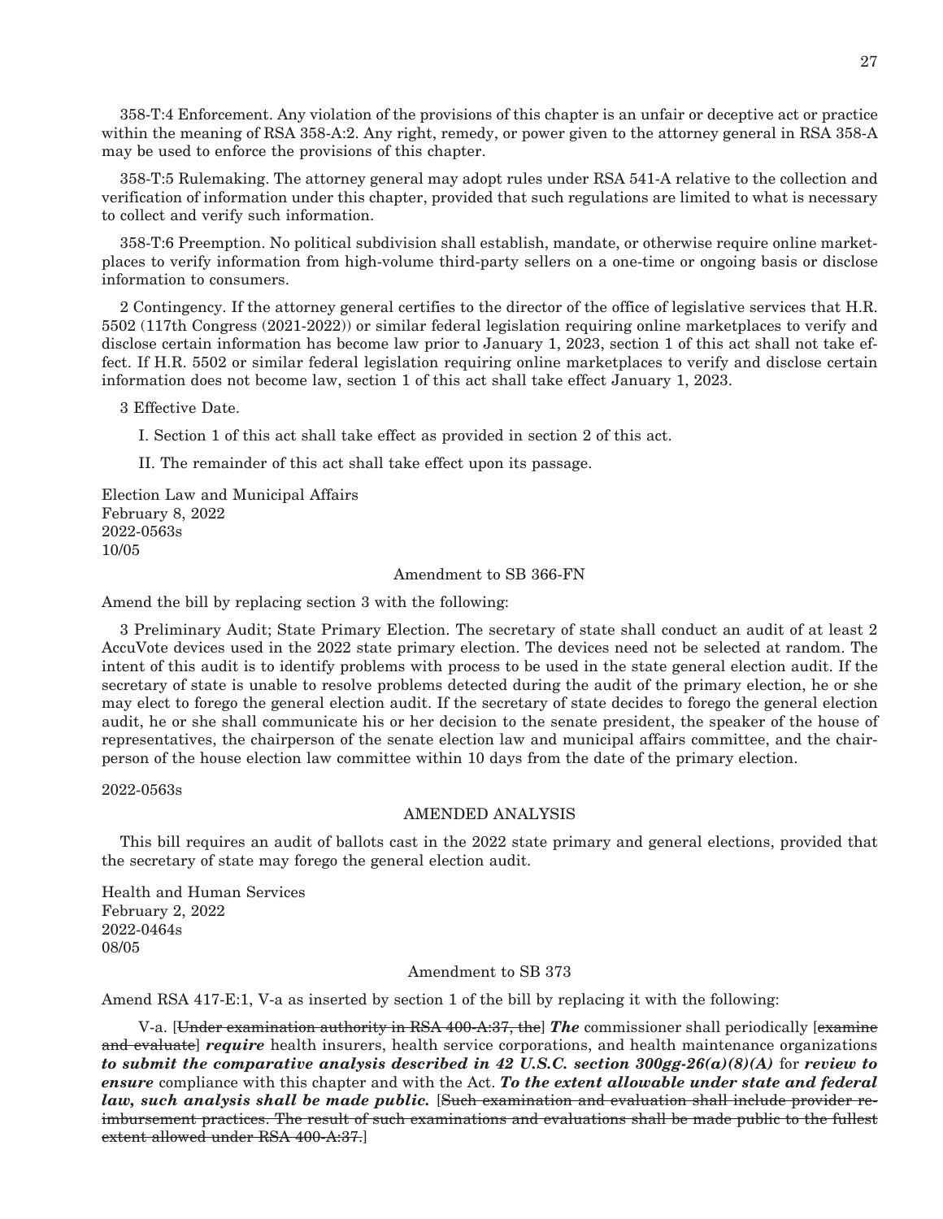358-T:4 Enforcement. Any violation of the provisions of this chapter is an unfair or deceptive act or practice within the meaning of RSA 358-A:2. Any right, remedy, or power given to the attorney general in RSA 358-A may be used to enforce the provisions of this chapter.

358-T:5 Rulemaking. The attorney general may adopt rules under RSA 541-A relative to the collection and verification of information under this chapter, provided that such regulations are limited to what is necessary to collect and verify such information.

358-T:6 Preemption. No political subdivision shall establish, mandate, or otherwise require online marketplaces to verify information from high-volume third-party sellers on a one-time or ongoing basis or disclose information to consumers.

2 Contingency. If the attorney general certifies to the director of the office of legislative services that H.R. 5502 (117th Congress (2021-2022)) or similar federal legislation requiring online marketplaces to verify and disclose certain information has become law prior to January 1, 2023, section 1 of this act shall not take effect. If H.R. 5502 or similar federal legislation requiring online marketplaces to verify and disclose certain information does not become law, section 1 of this act shall take effect January 1, 2023.

3 Effective Date.

I. Section 1 of this act shall take effect as provided in section 2 of this act.

II. The remainder of this act shall take effect upon its passage.

Election Law and Municipal Affairs
February 8, 2022
2022-0563s
10/05

Amendment to SB 366-FN

Amend the bill by replacing section 3 with the following:

3 Preliminary Audit; State Primary Election. The secretary of state shall conduct an audit of at least 2 AccuVote devices used in the 2022 state primary election. The devices need not be selected at random. The intent of this audit is to identify problems with process to be used in the state general election audit. If the secretary of state is unable to resolve problems detected during the audit of the primary election, he or she may elect to forego the general election audit. If the secretary of state decides to forego the general election audit, he or she shall communicate his or her decision to the senate president, the speaker of the house of representatives, the chairperson of the senate election law and municipal affairs committee, and the chairperson of the house election law committee within 10 days from the date of the primary election.

2022-0563s

AMENDED ANALYSIS

This bill requires an audit of ballots cast in the 2022 state primary and general elections, provided that the secretary of state may forego the general election audit.

Health and Human Services
February 2, 2022
2022-0464s
08/05

Amendment to SB 373

Amend RSA 417-E:1, V-a as inserted by section 1 of the bill by replacing it with the following:

V-a. [~~Under examination authority in RSA 400-A:37, the~~] ***The*** commissioner shall periodically [~~examine and evaluate~~] ***require*** health insurers, health service corporations, and health maintenance organizations ***to submit the comparative analysis described in 42 U.S.C. section 300gg-26(a)(8)(A)*** for ***review to ensure*** compliance with this chapter and with the Act. ***To the extent allowable under state and federal law, such analysis shall be made public.*** [~~Such examination and evaluation shall include provider reimbursement practices. The result of such examinations and evaluations shall be made public to the fullest extent allowed under RSA 400-A:37.~~]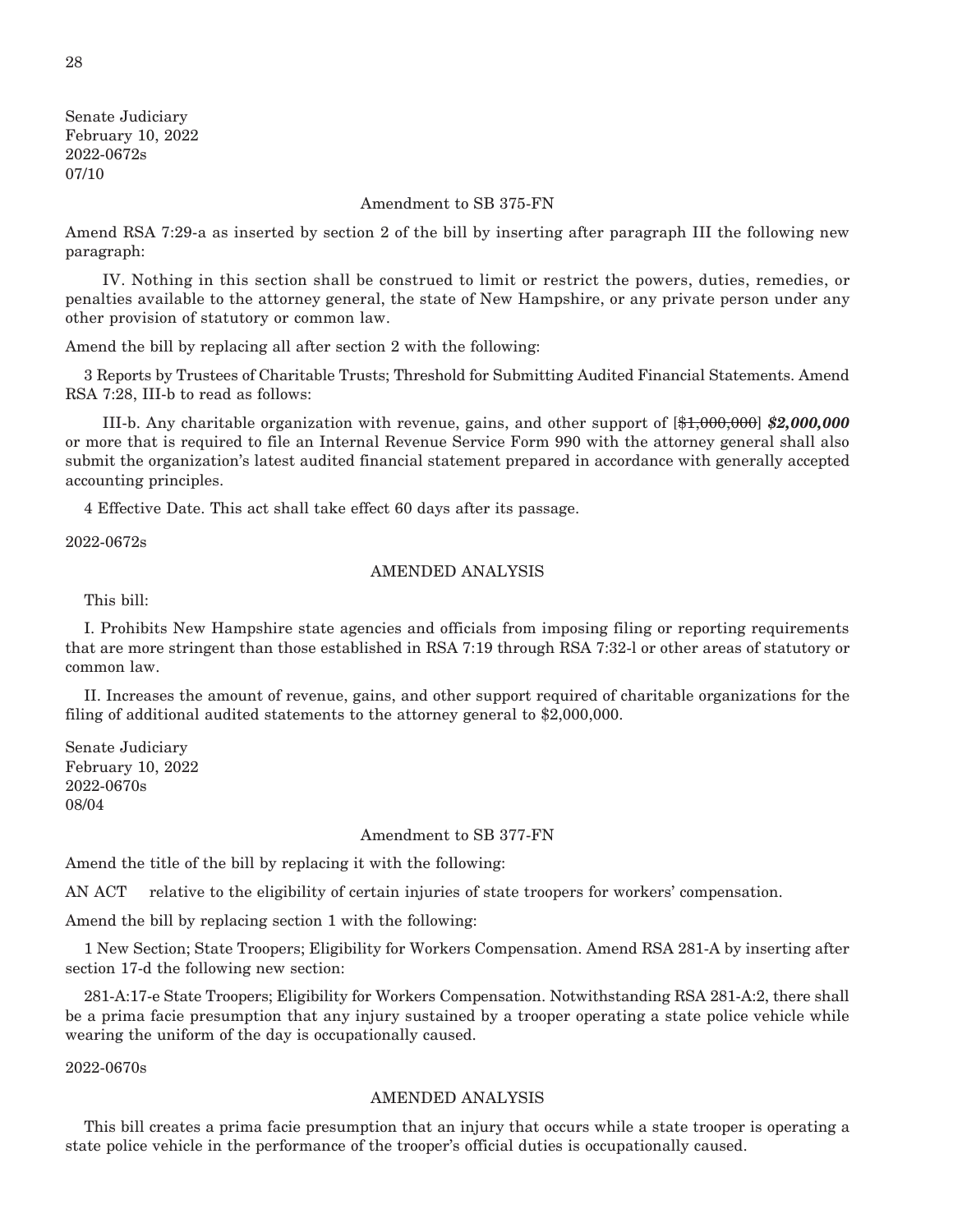Senate Judiciary
February 10, 2022
2022-0672s
07/10

Amendment to SB 375-FN

Amend RSA 7:29-a as inserted by section 2 of the bill by inserting after paragraph III the following new paragraph:

IV. Nothing in this section shall be construed to limit or restrict the powers, duties, remedies, or penalties available to the attorney general, the state of New Hampshire, or any private person under any other provision of statutory or common law.

Amend the bill by replacing all after section 2 with the following:

3 Reports by Trustees of Charitable Trusts; Threshold for Submitting Audited Financial Statements. Amend RSA 7:28, III-b to read as follows:

III-b. Any charitable organization with revenue, gains, and other support of [~~$1,000,000~~] ***$2,000,000*** or more that is required to file an Internal Revenue Service Form 990 with the attorney general shall also submit the organization's latest audited financial statement prepared in accordance with generally accepted accounting principles.

4 Effective Date. This act shall take effect 60 days after its passage.

2022-0672s

AMENDED ANALYSIS

This bill:

I. Prohibits New Hampshire state agencies and officials from imposing filing or reporting requirements that are more stringent than those established in RSA 7:19 through RSA 7:32-l or other areas of statutory or common law.

II. Increases the amount of revenue, gains, and other support required of charitable organizations for the filing of additional audited statements to the attorney general to $2,000,000.

Senate Judiciary
February 10, 2022
2022-0670s
08/04

Amendment to SB 377-FN

Amend the title of the bill by replacing it with the following:

AN ACT relative to the eligibility of certain injuries of state troopers for workers' compensation.

Amend the bill by replacing section 1 with the following:

1 New Section; State Troopers; Eligibility for Workers Compensation. Amend RSA 281-A by inserting after section 17-d the following new section:

281-A:17-e State Troopers; Eligibility for Workers Compensation. Notwithstanding RSA 281-A:2, there shall be a prima facie presumption that any injury sustained by a trooper operating a state police vehicle while wearing the uniform of the day is occupationally caused.

2022-0670s

AMENDED ANALYSIS

This bill creates a prima facie presumption that an injury that occurs while a state trooper is operating a state police vehicle in the performance of the trooper's official duties is occupationally caused.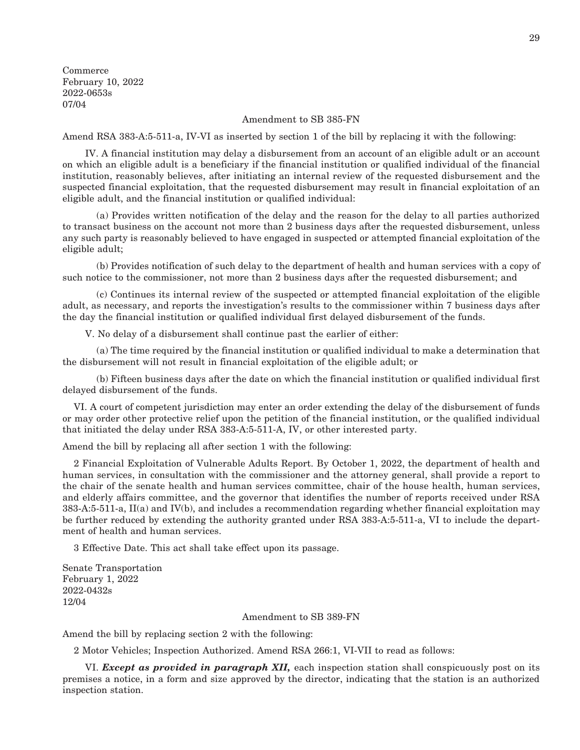Commerce
February 10, 2022
2022-0653s
07/04

Amendment to SB 385-FN

Amend RSA 383-A:5-511-a, IV-VI as inserted by section 1 of the bill by replacing it with the following:

IV. A financial institution may delay a disbursement from an account of an eligible adult or an account on which an eligible adult is a beneficiary if the financial institution or qualified individual of the financial institution, reasonably believes, after initiating an internal review of the requested disbursement and the suspected financial exploitation, that the requested disbursement may result in financial exploitation of an eligible adult, and the financial institution or qualified individual:

(a) Provides written notification of the delay and the reason for the delay to all parties authorized to transact business on the account not more than 2 business days after the requested disbursement, unless any such party is reasonably believed to have engaged in suspected or attempted financial exploitation of the eligible adult;

(b) Provides notification of such delay to the department of health and human services with a copy of such notice to the commissioner, not more than 2 business days after the requested disbursement; and

(c) Continues its internal review of the suspected or attempted financial exploitation of the eligible adult, as necessary, and reports the investigation's results to the commissioner within 7 business days after the day the financial institution or qualified individual first delayed disbursement of the funds.

V. No delay of a disbursement shall continue past the earlier of either:

(a) The time required by the financial institution or qualified individual to make a determination that the disbursement will not result in financial exploitation of the eligible adult; or

(b) Fifteen business days after the date on which the financial institution or qualified individual first delayed disbursement of the funds.

VI. A court of competent jurisdiction may enter an order extending the delay of the disbursement of funds or may order other protective relief upon the petition of the financial institution, or the qualified individual that initiated the delay under RSA 383-A:5-511-A, IV, or other interested party.

Amend the bill by replacing all after section 1 with the following:

2 Financial Exploitation of Vulnerable Adults Report. By October 1, 2022, the department of health and human services, in consultation with the commissioner and the attorney general, shall provide a report to the chair of the senate health and human services committee, chair of the house health, human services, and elderly affairs committee, and the governor that identifies the number of reports received under RSA 383-A:5-511-a, II(a) and IV(b), and includes a recommendation regarding whether financial exploitation may be further reduced by extending the authority granted under RSA 383-A:5-511-a, VI to include the department of health and human services.

3 Effective Date. This act shall take effect upon its passage.

Senate Transportation
February 1, 2022
2022-0432s
12/04

Amendment to SB 389-FN

Amend the bill by replacing section 2 with the following:

2 Motor Vehicles; Inspection Authorized. Amend RSA 266:1, VI-VII to read as follows:

VI. ***Except as provided in paragraph XII,*** each inspection station shall conspicuously post on its premises a notice, in a form and size approved by the director, indicating that the station is an authorized inspection station.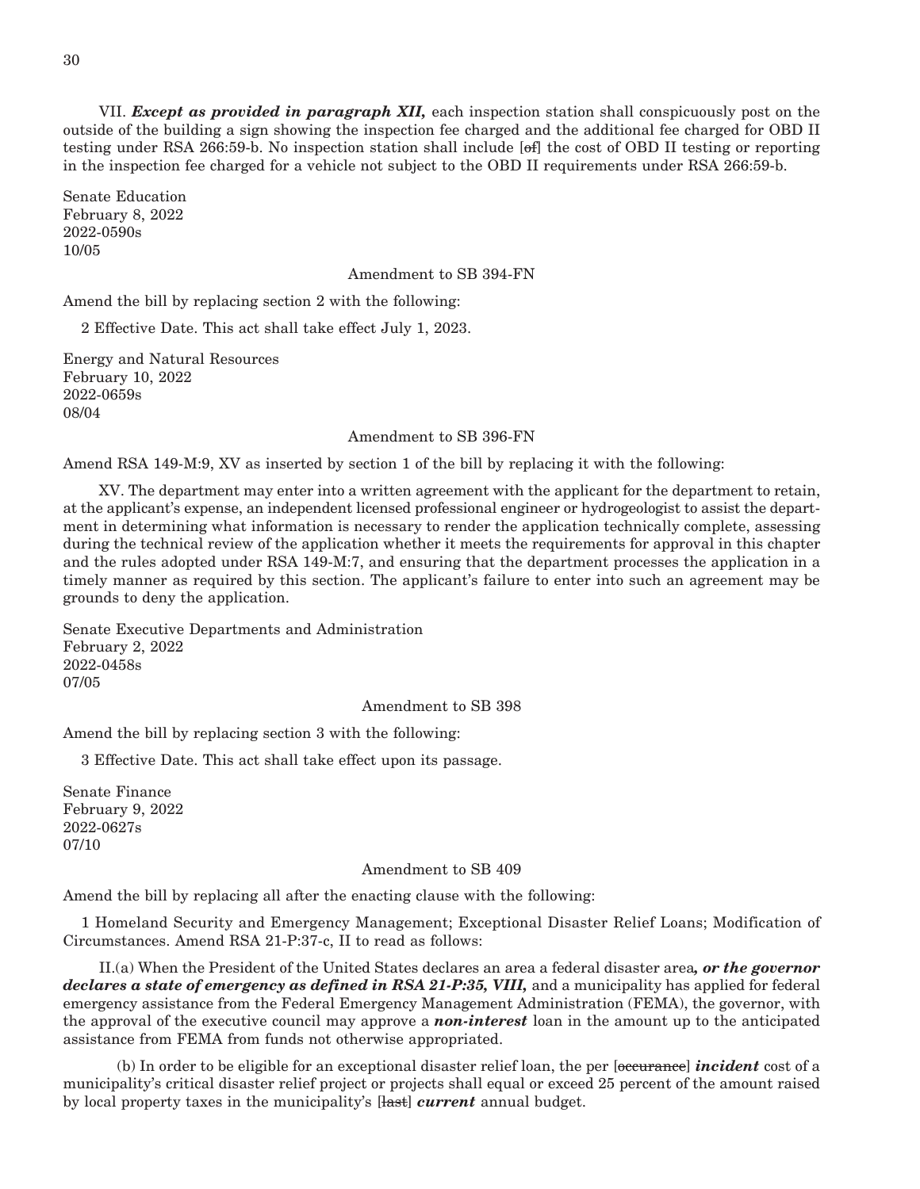VII. ***Except as provided in paragraph XII,*** each inspection station shall conspicuously post on the outside of the building a sign showing the inspection fee charged and the additional fee charged for OBD II testing under RSA 266:59-b. No inspection station shall include [~~of~~] the cost of OBD II testing or reporting in the inspection fee charged for a vehicle not subject to the OBD II requirements under RSA 266:59-b.

Senate Education
February 8, 2022
2022-0590s
10/05

Amendment to SB 394-FN

Amend the bill by replacing section 2 with the following:

2 Effective Date. This act shall take effect July 1, 2023.

Energy and Natural Resources
February 10, 2022
2022-0659s
08/04

Amendment to SB 396-FN

Amend RSA 149-M:9, XV as inserted by section 1 of the bill by replacing it with the following:

XV. The department may enter into a written agreement with the applicant for the department to retain, at the applicant's expense, an independent licensed professional engineer or hydrogeologist to assist the department in determining what information is necessary to render the application technically complete, assessing during the technical review of the application whether it meets the requirements for approval in this chapter and the rules adopted under RSA 149-M:7, and ensuring that the department processes the application in a timely manner as required by this section. The applicant's failure to enter into such an agreement may be grounds to deny the application.

Senate Executive Departments and Administration
February 2, 2022
2022-0458s
07/05

Amendment to SB 398

Amend the bill by replacing section 3 with the following:

3 Effective Date. This act shall take effect upon its passage.

Senate Finance
February 9, 2022
2022-0627s
07/10

Amendment to SB 409

Amend the bill by replacing all after the enacting clause with the following:

1 Homeland Security and Emergency Management; Exceptional Disaster Relief Loans; Modification of Circumstances. Amend RSA 21-P:37-c, II to read as follows:

II.(a) When the President of the United States declares an area a federal disaster area***, or the governor declares a state of emergency as defined in RSA 21-P:35, VIII,*** and a municipality has applied for federal emergency assistance from the Federal Emergency Management Administration (FEMA), the governor, with the approval of the executive council may approve a ***non-interest*** loan in the amount up to the anticipated assistance from FEMA from funds not otherwise appropriated.

(b) In order to be eligible for an exceptional disaster relief loan, the per [~~occurance~~] ***incident*** cost of a municipality's critical disaster relief project or projects shall equal or exceed 25 percent of the amount raised by local property taxes in the municipality's [~~last~~] ***current*** annual budget.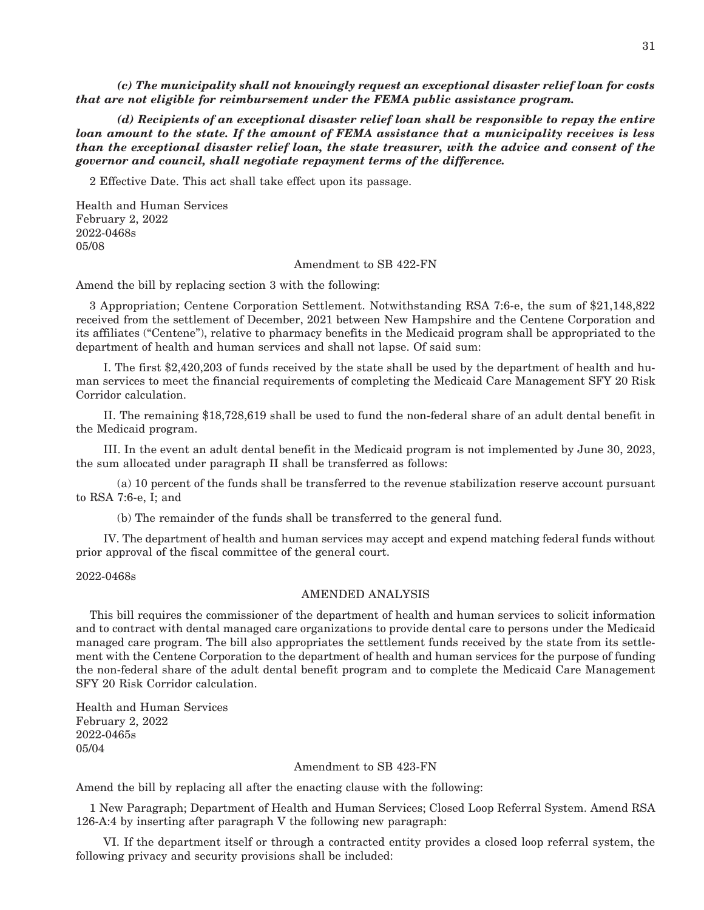***(c) The municipality shall not knowingly request an exceptional disaster relief loan for costs that are not eligible for reimbursement under the FEMA public assistance program.***

***(d) Recipients of an exceptional disaster relief loan shall be responsible to repay the entire loan amount to the state. If the amount of FEMA assistance that a municipality receives is less than the exceptional disaster relief loan, the state treasurer, with the advice and consent of the governor and council, shall negotiate repayment terms of the difference.***

2 Effective Date. This act shall take effect upon its passage.

Health and Human Services
February 2, 2022
2022-0468s
05/08

Amendment to SB 422-FN

Amend the bill by replacing section 3 with the following:

3 Appropriation; Centene Corporation Settlement. Notwithstanding RSA 7:6-e, the sum of $21,148,822 received from the settlement of December, 2021 between New Hampshire and the Centene Corporation and its affiliates ("Centene"), relative to pharmacy benefits in the Medicaid program shall be appropriated to the department of health and human services and shall not lapse. Of said sum:

I. The first $2,420,203 of funds received by the state shall be used by the department of health and human services to meet the financial requirements of completing the Medicaid Care Management SFY 20 Risk Corridor calculation.

II. The remaining $18,728,619 shall be used to fund the non-federal share of an adult dental benefit in the Medicaid program.

III. In the event an adult dental benefit in the Medicaid program is not implemented by June 30, 2023, the sum allocated under paragraph II shall be transferred as follows:

(a) 10 percent of the funds shall be transferred to the revenue stabilization reserve account pursuant to RSA 7:6-e, I; and

(b) The remainder of the funds shall be transferred to the general fund.

IV. The department of health and human services may accept and expend matching federal funds without prior approval of the fiscal committee of the general court.

2022-0468s

AMENDED ANALYSIS

This bill requires the commissioner of the department of health and human services to solicit information and to contract with dental managed care organizations to provide dental care to persons under the Medicaid managed care program. The bill also appropriates the settlement funds received by the state from its settlement with the Centene Corporation to the department of health and human services for the purpose of funding the non-federal share of the adult dental benefit program and to complete the Medicaid Care Management SFY 20 Risk Corridor calculation.

Health and Human Services
February 2, 2022
2022-0465s
05/04

Amendment to SB 423-FN

Amend the bill by replacing all after the enacting clause with the following:

1 New Paragraph; Department of Health and Human Services; Closed Loop Referral System. Amend RSA 126-A:4 by inserting after paragraph V the following new paragraph:

VI. If the department itself or through a contracted entity provides a closed loop referral system, the following privacy and security provisions shall be included: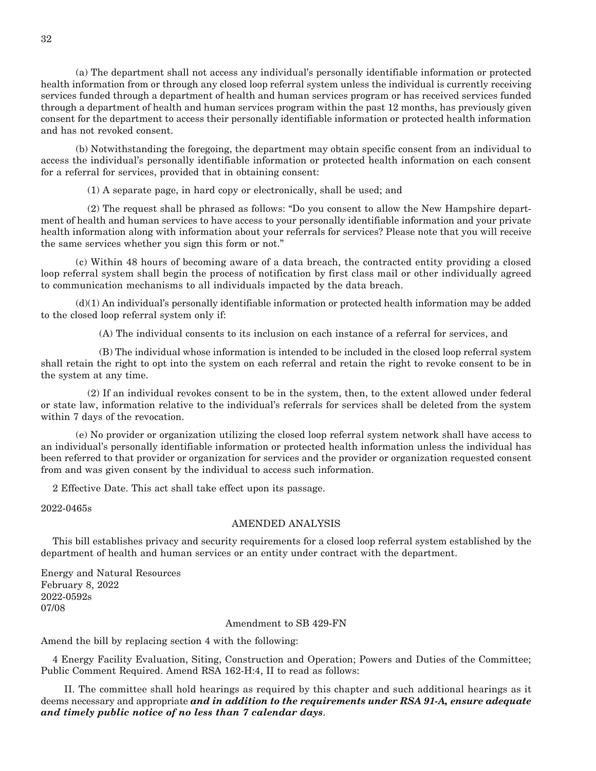(a) The department shall not access any individual's personally identifiable information or protected health information from or through any closed loop referral system unless the individual is currently receiving services funded through a department of health and human services program or has received services funded through a department of health and human services program within the past 12 months, has previously given consent for the department to access their personally identifiable information or protected health information and has not revoked consent.

(b) Notwithstanding the foregoing, the department may obtain specific consent from an individual to access the individual's personally identifiable information or protected health information on each consent for a referral for services, provided that in obtaining consent:

(1) A separate page, in hard copy or electronically, shall be used; and

(2) The request shall be phrased as follows: "Do you consent to allow the New Hampshire department of health and human services to have access to your personally identifiable information and your private health information along with information about your referrals for services? Please note that you will receive the same services whether you sign this form or not."

(c) Within 48 hours of becoming aware of a data breach, the contracted entity providing a closed loop referral system shall begin the process of notification by first class mail or other individually agreed to communication mechanisms to all individuals impacted by the data breach.

(d)(1) An individual's personally identifiable information or protected health information may be added to the closed loop referral system only if:

(A) The individual consents to its inclusion on each instance of a referral for services, and

(B) The individual whose information is intended to be included in the closed loop referral system shall retain the right to opt into the system on each referral and retain the right to revoke consent to be in the system at any time.

(2) If an individual revokes consent to be in the system, then, to the extent allowed under federal or state law, information relative to the individual's referrals for services shall be deleted from the system within 7 days of the revocation.

(e) No provider or organization utilizing the closed loop referral system network shall have access to an individual's personally identifiable information or protected health information unless the individual has been referred to that provider or organization for services and the provider or organization requested consent from and was given consent by the individual to access such information.

2 Effective Date. This act shall take effect upon its passage.

2022-0465s

AMENDED ANALYSIS

This bill establishes privacy and security requirements for a closed loop referral system established by the department of health and human services or an entity under contract with the department.

Energy and Natural Resources
February 8, 2022
2022-0592s
07/08

Amendment to SB 429-FN

Amend the bill by replacing section 4 with the following:

4 Energy Facility Evaluation, Siting, Construction and Operation; Powers and Duties of the Committee; Public Comment Required. Amend RSA 162-H:4, II to read as follows:

II. The committee shall hold hearings as required by this chapter and such additional hearings as it deems necessary and appropriate ***and in addition to the requirements under RSA 91-A, ensure adequate and timely public notice of no less than 7 calendar days***.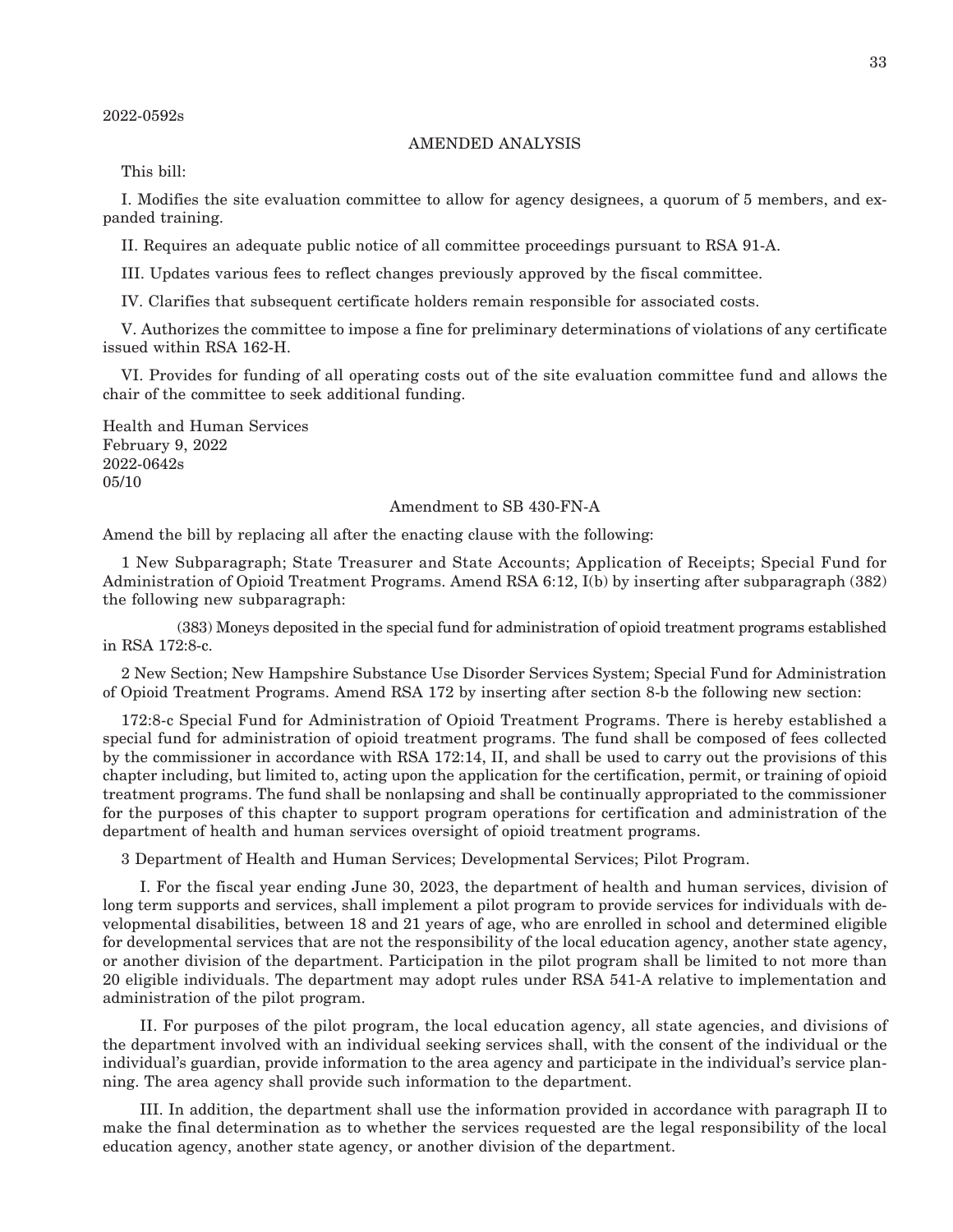2022-0592s

AMENDED ANALYSIS

This bill:

I. Modifies the site evaluation committee to allow for agency designees, a quorum of 5 members, and expanded training.

II. Requires an adequate public notice of all committee proceedings pursuant to RSA 91-A.

III. Updates various fees to reflect changes previously approved by the fiscal committee.

IV. Clarifies that subsequent certificate holders remain responsible for associated costs.

V. Authorizes the committee to impose a fine for preliminary determinations of violations of any certificate issued within RSA 162-H.

VI. Provides for funding of all operating costs out of the site evaluation committee fund and allows the chair of the committee to seek additional funding.

Health and Human Services
February 9, 2022
2022-0642s
05/10

Amendment to SB 430-FN-A

Amend the bill by replacing all after the enacting clause with the following:

1 New Subparagraph; State Treasurer and State Accounts; Application of Receipts; Special Fund for Administration of Opioid Treatment Programs. Amend RSA 6:12, I(b) by inserting after subparagraph (382) the following new subparagraph:

(383) Moneys deposited in the special fund for administration of opioid treatment programs established in RSA 172:8-c.

2 New Section; New Hampshire Substance Use Disorder Services System; Special Fund for Administration of Opioid Treatment Programs. Amend RSA 172 by inserting after section 8-b the following new section:

172:8-c Special Fund for Administration of Opioid Treatment Programs. There is hereby established a special fund for administration of opioid treatment programs. The fund shall be composed of fees collected by the commissioner in accordance with RSA 172:14, II, and shall be used to carry out the provisions of this chapter including, but limited to, acting upon the application for the certification, permit, or training of opioid treatment programs. The fund shall be nonlapsing and shall be continually appropriated to the commissioner for the purposes of this chapter to support program operations for certification and administration of the department of health and human services oversight of opioid treatment programs.

3 Department of Health and Human Services; Developmental Services; Pilot Program.

I. For the fiscal year ending June 30, 2023, the department of health and human services, division of long term supports and services, shall implement a pilot program to provide services for individuals with developmental disabilities, between 18 and 21 years of age, who are enrolled in school and determined eligible for developmental services that are not the responsibility of the local education agency, another state agency, or another division of the department. Participation in the pilot program shall be limited to not more than 20 eligible individuals. The department may adopt rules under RSA 541-A relative to implementation and administration of the pilot program.

II. For purposes of the pilot program, the local education agency, all state agencies, and divisions of the department involved with an individual seeking services shall, with the consent of the individual or the individual's guardian, provide information to the area agency and participate in the individual's service planning. The area agency shall provide such information to the department.

III. In addition, the department shall use the information provided in accordance with paragraph II to make the final determination as to whether the services requested are the legal responsibility of the local education agency, another state agency, or another division of the department.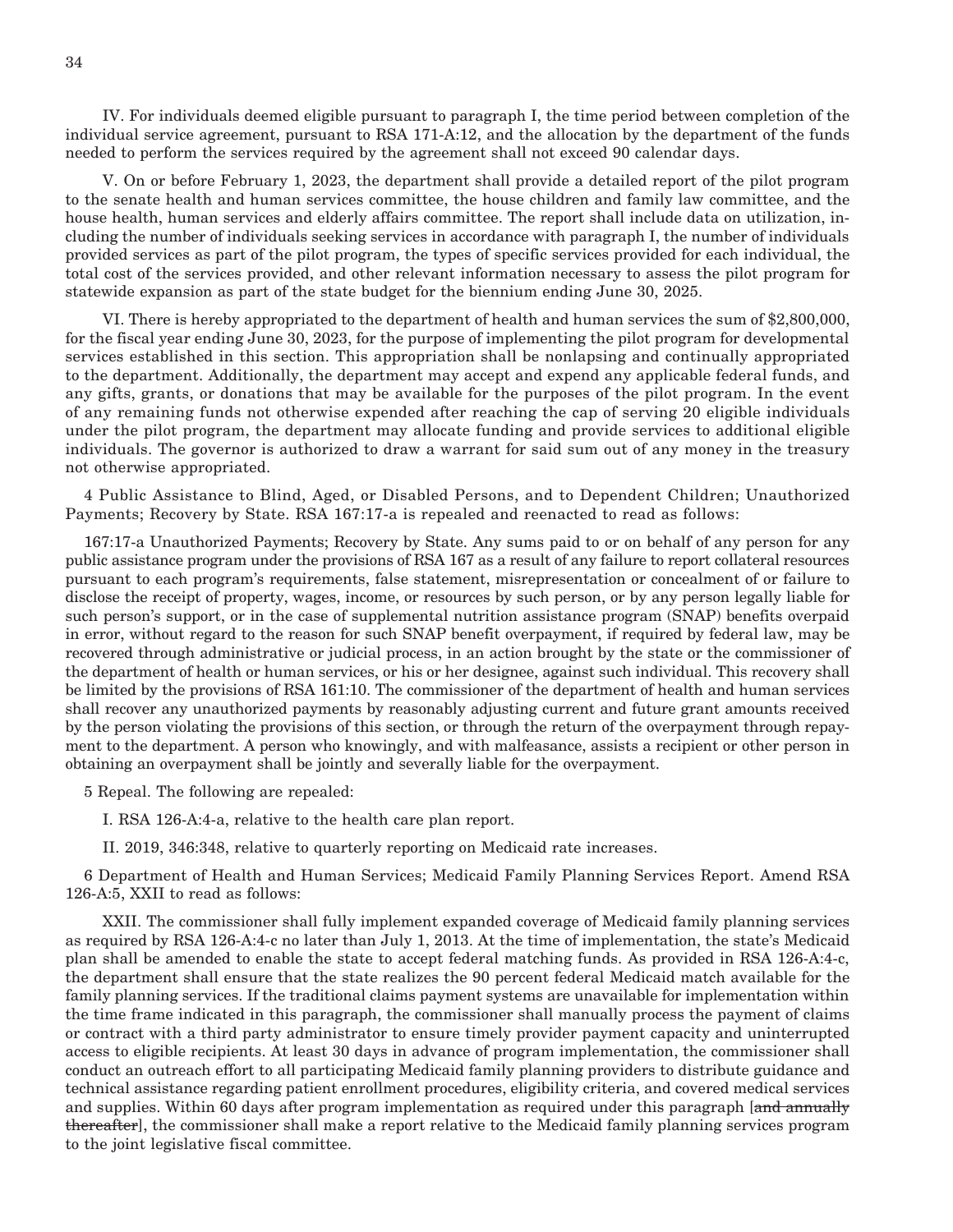IV. For individuals deemed eligible pursuant to paragraph I, the time period between completion of the individual service agreement, pursuant to RSA 171-A:12, and the allocation by the department of the funds needed to perform the services required by the agreement shall not exceed 90 calendar days.

V. On or before February 1, 2023, the department shall provide a detailed report of the pilot program to the senate health and human services committee, the house children and family law committee, and the house health, human services and elderly affairs committee. The report shall include data on utilization, including the number of individuals seeking services in accordance with paragraph I, the number of individuals provided services as part of the pilot program, the types of specific services provided for each individual, the total cost of the services provided, and other relevant information necessary to assess the pilot program for statewide expansion as part of the state budget for the biennium ending June 30, 2025.

VI. There is hereby appropriated to the department of health and human services the sum of $2,800,000, for the fiscal year ending June 30, 2023, for the purpose of implementing the pilot program for developmental services established in this section. This appropriation shall be nonlapsing and continually appropriated to the department. Additionally, the department may accept and expend any applicable federal funds, and any gifts, grants, or donations that may be available for the purposes of the pilot program. In the event of any remaining funds not otherwise expended after reaching the cap of serving 20 eligible individuals under the pilot program, the department may allocate funding and provide services to additional eligible individuals. The governor is authorized to draw a warrant for said sum out of any money in the treasury not otherwise appropriated.

4 Public Assistance to Blind, Aged, or Disabled Persons, and to Dependent Children; Unauthorized Payments; Recovery by State. RSA 167:17-a is repealed and reenacted to read as follows:

167:17-a Unauthorized Payments; Recovery by State. Any sums paid to or on behalf of any person for any public assistance program under the provisions of RSA 167 as a result of any failure to report collateral resources pursuant to each program's requirements, false statement, misrepresentation or concealment of or failure to disclose the receipt of property, wages, income, or resources by such person, or by any person legally liable for such person's support, or in the case of supplemental nutrition assistance program (SNAP) benefits overpaid in error, without regard to the reason for such SNAP benefit overpayment, if required by federal law, may be recovered through administrative or judicial process, in an action brought by the state or the commissioner of the department of health or human services, or his or her designee, against such individual. This recovery shall be limited by the provisions of RSA 161:10. The commissioner of the department of health and human services shall recover any unauthorized payments by reasonably adjusting current and future grant amounts received by the person violating the provisions of this section, or through the return of the overpayment through repayment to the department. A person who knowingly, and with malfeasance, assists a recipient or other person in obtaining an overpayment shall be jointly and severally liable for the overpayment.

5 Repeal. The following are repealed:

I. RSA 126-A:4-a, relative to the health care plan report.

II. 2019, 346:348, relative to quarterly reporting on Medicaid rate increases.

6 Department of Health and Human Services; Medicaid Family Planning Services Report. Amend RSA 126-A:5, XXII to read as follows:

XXII. The commissioner shall fully implement expanded coverage of Medicaid family planning services as required by RSA 126-A:4-c no later than July 1, 2013. At the time of implementation, the state's Medicaid plan shall be amended to enable the state to accept federal matching funds. As provided in RSA 126-A:4-c, the department shall ensure that the state realizes the 90 percent federal Medicaid match available for the family planning services. If the traditional claims payment systems are unavailable for implementation within the time frame indicated in this paragraph, the commissioner shall manually process the payment of claims or contract with a third party administrator to ensure timely provider payment capacity and uninterrupted access to eligible recipients. At least 30 days in advance of program implementation, the commissioner shall conduct an outreach effort to all participating Medicaid family planning providers to distribute guidance and technical assistance regarding patient enrollment procedures, eligibility criteria, and covered medical services and supplies. Within 60 days after program implementation as required under this paragraph [~~and annually thereafter~~], the commissioner shall make a report relative to the Medicaid family planning services program to the joint legislative fiscal committee.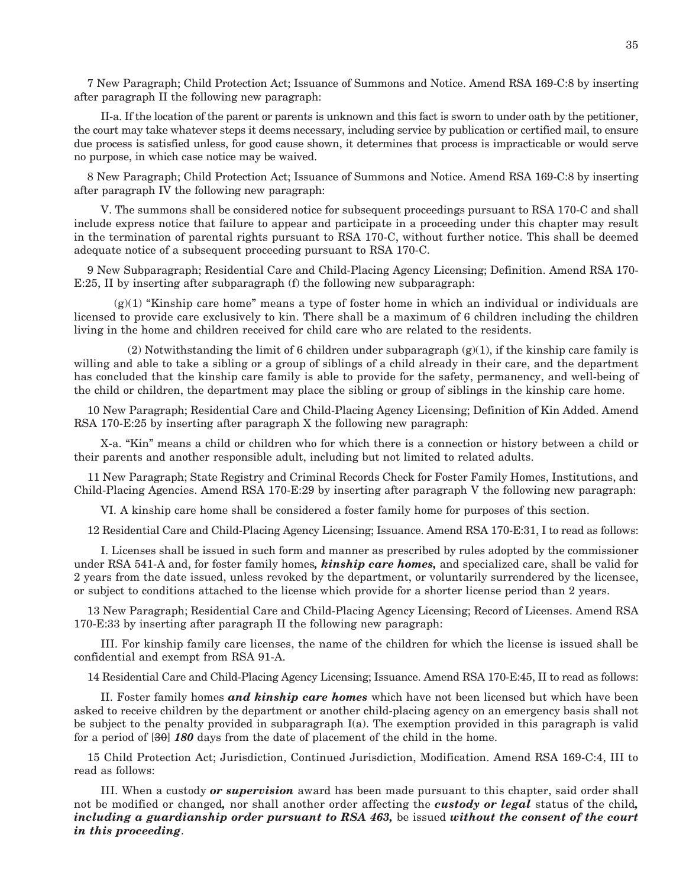7 New Paragraph; Child Protection Act; Issuance of Summons and Notice. Amend RSA 169-C:8 by inserting after paragraph II the following new paragraph:

II-a. If the location of the parent or parents is unknown and this fact is sworn to under oath by the petitioner, the court may take whatever steps it deems necessary, including service by publication or certified mail, to ensure due process is satisfied unless, for good cause shown, it determines that process is impracticable or would serve no purpose, in which case notice may be waived.

8 New Paragraph; Child Protection Act; Issuance of Summons and Notice. Amend RSA 169-C:8 by inserting after paragraph IV the following new paragraph:

V. The summons shall be considered notice for subsequent proceedings pursuant to RSA 170-C and shall include express notice that failure to appear and participate in a proceeding under this chapter may result in the termination of parental rights pursuant to RSA 170-C, without further notice. This shall be deemed adequate notice of a subsequent proceeding pursuant to RSA 170-C.

9 New Subparagraph; Residential Care and Child-Placing Agency Licensing; Definition. Amend RSA 170-E:25, II by inserting after subparagraph (f) the following new subparagraph:

(g)(1) "Kinship care home" means a type of foster home in which an individual or individuals are licensed to provide care exclusively to kin. There shall be a maximum of 6 children including the children living in the home and children received for child care who are related to the residents.

(2) Notwithstanding the limit of 6 children under subparagraph (g)(1), if the kinship care family is willing and able to take a sibling or a group of siblings of a child already in their care, and the department has concluded that the kinship care family is able to provide for the safety, permanency, and well-being of the child or children, the department may place the sibling or group of siblings in the kinship care home.

10 New Paragraph; Residential Care and Child-Placing Agency Licensing; Definition of Kin Added. Amend RSA 170-E:25 by inserting after paragraph X the following new paragraph:

X-a. "Kin" means a child or children who for which there is a connection or history between a child or their parents and another responsible adult, including but not limited to related adults.

11 New Paragraph; State Registry and Criminal Records Check for Foster Family Homes, Institutions, and Child-Placing Agencies. Amend RSA 170-E:29 by inserting after paragraph V the following new paragraph:

VI. A kinship care home shall be considered a foster family home for purposes of this section.

12 Residential Care and Child-Placing Agency Licensing; Issuance. Amend RSA 170-E:31, I to read as follows:

I. Licenses shall be issued in such form and manner as prescribed by rules adopted by the commissioner under RSA 541-A and, for foster family homes***, kinship care homes,*** and specialized care, shall be valid for 2 years from the date issued, unless revoked by the department, or voluntarily surrendered by the licensee, or subject to conditions attached to the license which provide for a shorter license period than 2 years.

13 New Paragraph; Residential Care and Child-Placing Agency Licensing; Record of Licenses. Amend RSA 170-E:33 by inserting after paragraph II the following new paragraph:

III. For kinship family care licenses, the name of the children for which the license is issued shall be confidential and exempt from RSA 91-A.

14 Residential Care and Child-Placing Agency Licensing; Issuance. Amend RSA 170-E:45, II to read as follows:

II. Foster family homes ***and kinship care homes*** which have not been licensed but which have been asked to receive children by the department or another child-placing agency on an emergency basis shall not be subject to the penalty provided in subparagraph I(a). The exemption provided in this paragraph is valid for a period of [~~30~~] ***180*** days from the date of placement of the child in the home.

15 Child Protection Act; Jurisdiction, Continued Jurisdiction, Modification. Amend RSA 169-C:4, III to read as follows:

III. When a custody ***or supervision*** award has been made pursuant to this chapter, said order shall not be modified or changed***,*** nor shall another order affecting the ***custody or legal*** status of the child***, including a guardianship order pursuant to RSA 463,*** be issued ***without the consent of the court in this proceeding***.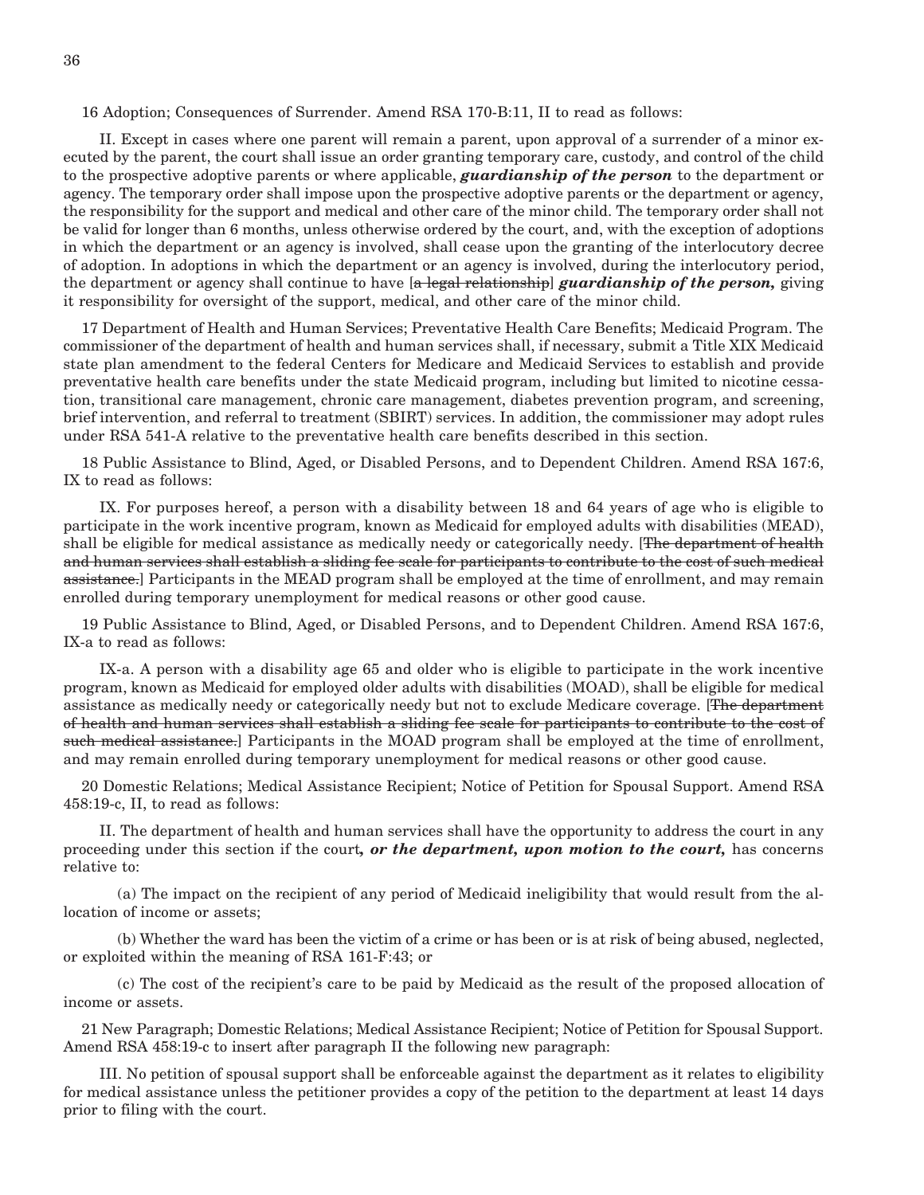16 Adoption; Consequences of Surrender. Amend RSA 170-B:11, II to read as follows:

II. Except in cases where one parent will remain a parent, upon approval of a surrender of a minor executed by the parent, the court shall issue an order granting temporary care, custody, and control of the child to the prospective adoptive parents or where applicable, ***guardianship of the person*** to the department or agency. The temporary order shall impose upon the prospective adoptive parents or the department or agency, the responsibility for the support and medical and other care of the minor child. The temporary order shall not be valid for longer than 6 months, unless otherwise ordered by the court, and, with the exception of adoptions in which the department or an agency is involved, shall cease upon the granting of the interlocutory decree of adoption. In adoptions in which the department or an agency is involved, during the interlocutory period, the department or agency shall continue to have [~~a legal relationship~~] ***guardianship of the person,*** giving it responsibility for oversight of the support, medical, and other care of the minor child.

17 Department of Health and Human Services; Preventative Health Care Benefits; Medicaid Program. The commissioner of the department of health and human services shall, if necessary, submit a Title XIX Medicaid state plan amendment to the federal Centers for Medicare and Medicaid Services to establish and provide preventative health care benefits under the state Medicaid program, including but limited to nicotine cessation, transitional care management, chronic care management, diabetes prevention program, and screening, brief intervention, and referral to treatment (SBIRT) services. In addition, the commissioner may adopt rules under RSA 541-A relative to the preventative health care benefits described in this section.

18 Public Assistance to Blind, Aged, or Disabled Persons, and to Dependent Children. Amend RSA 167:6, IX to read as follows:

IX. For purposes hereof, a person with a disability between 18 and 64 years of age who is eligible to participate in the work incentive program, known as Medicaid for employed adults with disabilities (MEAD), shall be eligible for medical assistance as medically needy or categorically needy. [~~The department of health and human services shall establish a sliding fee scale for participants to contribute to the cost of such medical assistance.~~] Participants in the MEAD program shall be employed at the time of enrollment, and may remain enrolled during temporary unemployment for medical reasons or other good cause.

19 Public Assistance to Blind, Aged, or Disabled Persons, and to Dependent Children. Amend RSA 167:6, IX-a to read as follows:

IX-a. A person with a disability age 65 and older who is eligible to participate in the work incentive program, known as Medicaid for employed older adults with disabilities (MOAD), shall be eligible for medical assistance as medically needy or categorically needy but not to exclude Medicare coverage. [~~The department of health and human services shall establish a sliding fee scale for participants to contribute to the cost of such medical assistance.~~] Participants in the MOAD program shall be employed at the time of enrollment, and may remain enrolled during temporary unemployment for medical reasons or other good cause.

20 Domestic Relations; Medical Assistance Recipient; Notice of Petition for Spousal Support. Amend RSA 458:19-c, II, to read as follows:

II. The department of health and human services shall have the opportunity to address the court in any proceeding under this section if the court***, or the department, upon motion to the court,*** has concerns relative to:

(a) The impact on the recipient of any period of Medicaid ineligibility that would result from the allocation of income or assets;

(b) Whether the ward has been the victim of a crime or has been or is at risk of being abused, neglected, or exploited within the meaning of RSA 161-F:43; or

(c) The cost of the recipient's care to be paid by Medicaid as the result of the proposed allocation of income or assets.

21 New Paragraph; Domestic Relations; Medical Assistance Recipient; Notice of Petition for Spousal Support. Amend RSA 458:19-c to insert after paragraph II the following new paragraph:

III. No petition of spousal support shall be enforceable against the department as it relates to eligibility for medical assistance unless the petitioner provides a copy of the petition to the department at least 14 days prior to filing with the court.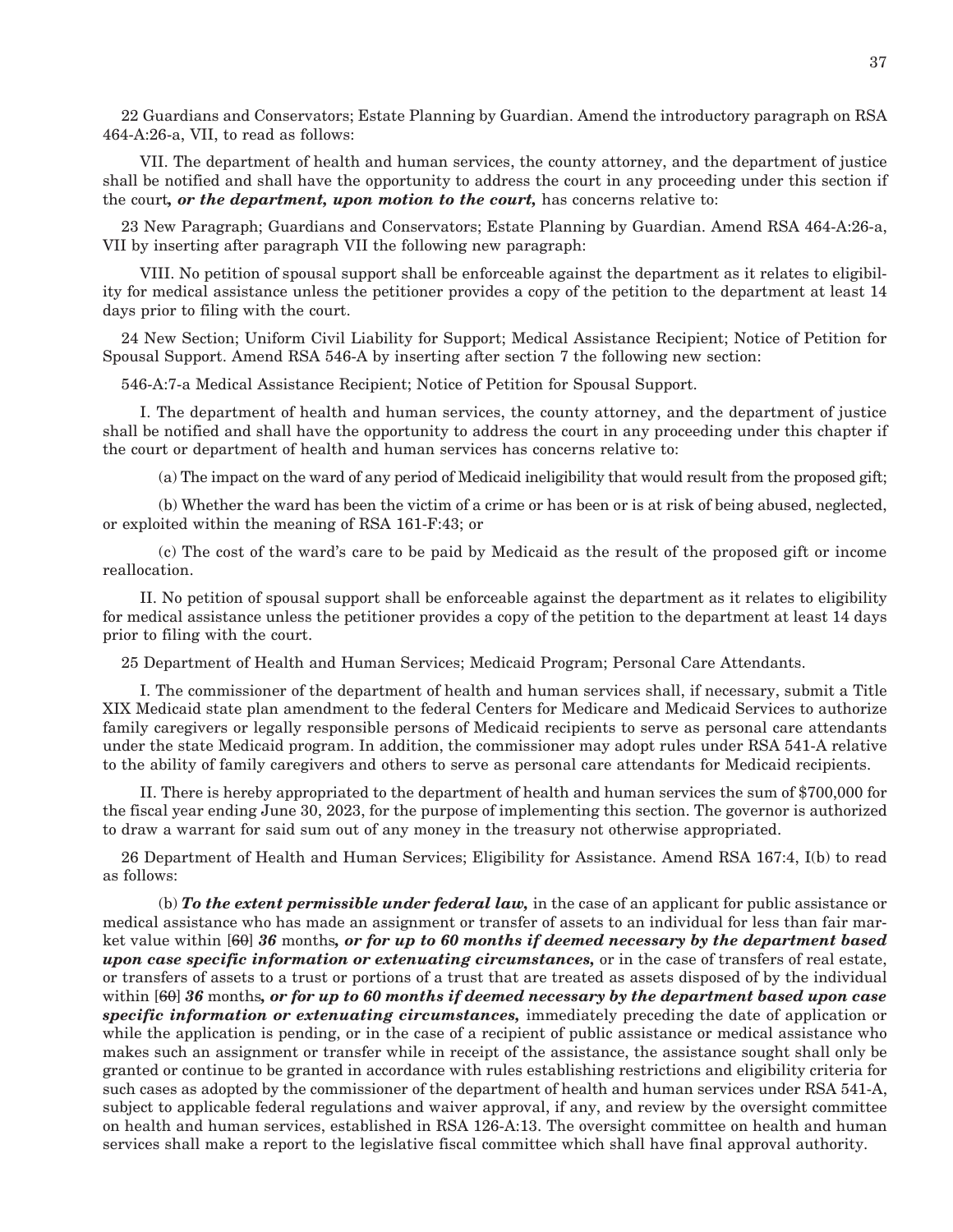22 Guardians and Conservators; Estate Planning by Guardian. Amend the introductory paragraph on RSA 464-A:26-a, VII, to read as follows:

VII. The department of health and human services, the county attorney, and the department of justice shall be notified and shall have the opportunity to address the court in any proceeding under this section if the court***, or the department, upon motion to the court,*** has concerns relative to:

23 New Paragraph; Guardians and Conservators; Estate Planning by Guardian. Amend RSA 464-A:26-a, VII by inserting after paragraph VII the following new paragraph:

VIII. No petition of spousal support shall be enforceable against the department as it relates to eligibility for medical assistance unless the petitioner provides a copy of the petition to the department at least 14 days prior to filing with the court.

24 New Section; Uniform Civil Liability for Support; Medical Assistance Recipient; Notice of Petition for Spousal Support. Amend RSA 546-A by inserting after section 7 the following new section:

546-A:7-a Medical Assistance Recipient; Notice of Petition for Spousal Support.

I. The department of health and human services, the county attorney, and the department of justice shall be notified and shall have the opportunity to address the court in any proceeding under this chapter if the court or department of health and human services has concerns relative to:

(a) The impact on the ward of any period of Medicaid ineligibility that would result from the proposed gift;

(b) Whether the ward has been the victim of a crime or has been or is at risk of being abused, neglected, or exploited within the meaning of RSA 161-F:43; or

(c) The cost of the ward's care to be paid by Medicaid as the result of the proposed gift or income reallocation.

II. No petition of spousal support shall be enforceable against the department as it relates to eligibility for medical assistance unless the petitioner provides a copy of the petition to the department at least 14 days prior to filing with the court.

25 Department of Health and Human Services; Medicaid Program; Personal Care Attendants.

I. The commissioner of the department of health and human services shall, if necessary, submit a Title XIX Medicaid state plan amendment to the federal Centers for Medicare and Medicaid Services to authorize family caregivers or legally responsible persons of Medicaid recipients to serve as personal care attendants under the state Medicaid program. In addition, the commissioner may adopt rules under RSA 541-A relative to the ability of family caregivers and others to serve as personal care attendants for Medicaid recipients.

II. There is hereby appropriated to the department of health and human services the sum of $700,000 for the fiscal year ending June 30, 2023, for the purpose of implementing this section. The governor is authorized to draw a warrant for said sum out of any money in the treasury not otherwise appropriated.

26 Department of Health and Human Services; Eligibility for Assistance. Amend RSA 167:4, I(b) to read as follows:

(b) ***To the extent permissible under federal law,*** in the case of an applicant for public assistance or medical assistance who has made an assignment or transfer of assets to an individual for less than fair market value within [~~60~~] ***36*** months***, or for up to 60 months if deemed necessary by the department based upon case specific information or extenuating circumstances,*** or in the case of transfers of real estate, or transfers of assets to a trust or portions of a trust that are treated as assets disposed of by the individual within [~~60~~] ***36*** months***, or for up to 60 months if deemed necessary by the department based upon case specific information or extenuating circumstances,*** immediately preceding the date of application or while the application is pending, or in the case of a recipient of public assistance or medical assistance who makes such an assignment or transfer while in receipt of the assistance, the assistance sought shall only be granted or continue to be granted in accordance with rules establishing restrictions and eligibility criteria for such cases as adopted by the commissioner of the department of health and human services under RSA 541-A, subject to applicable federal regulations and waiver approval, if any, and review by the oversight committee on health and human services, established in RSA 126-A:13. The oversight committee on health and human services shall make a report to the legislative fiscal committee which shall have final approval authority.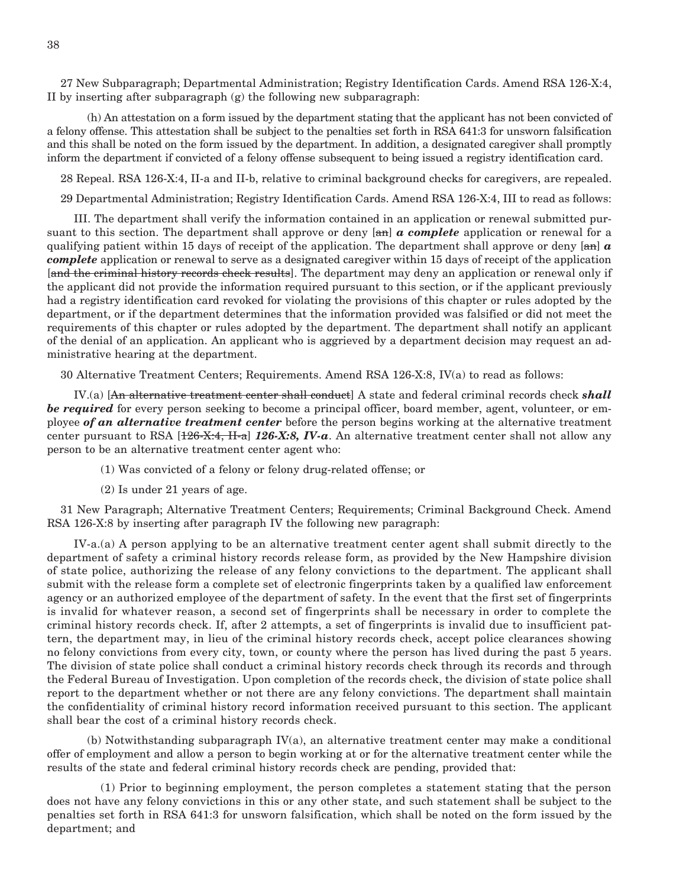27 New Subparagraph; Departmental Administration; Registry Identification Cards. Amend RSA 126-X:4, II by inserting after subparagraph (g) the following new subparagraph:

(h) An attestation on a form issued by the department stating that the applicant has not been convicted of a felony offense. This attestation shall be subject to the penalties set forth in RSA 641:3 for unsworn falsification and this shall be noted on the form issued by the department. In addition, a designated caregiver shall promptly inform the department if convicted of a felony offense subsequent to being issued a registry identification card.

28 Repeal. RSA 126-X:4, II-a and II-b, relative to criminal background checks for caregivers, are repealed.

29 Departmental Administration; Registry Identification Cards. Amend RSA 126-X:4, III to read as follows:

III. The department shall verify the information contained in an application or renewal submitted pursuant to this section. The department shall approve or deny [~~an~~] ***a complete*** application or renewal for a qualifying patient within 15 days of receipt of the application. The department shall approve or deny [~~an~~] ***a complete*** application or renewal to serve as a designated caregiver within 15 days of receipt of the application [~~and the criminal history records check results~~]. The department may deny an application or renewal only if the applicant did not provide the information required pursuant to this section, or if the applicant previously had a registry identification card revoked for violating the provisions of this chapter or rules adopted by the department, or if the department determines that the information provided was falsified or did not meet the requirements of this chapter or rules adopted by the department. The department shall notify an applicant of the denial of an application. An applicant who is aggrieved by a department decision may request an administrative hearing at the department.

30 Alternative Treatment Centers; Requirements. Amend RSA 126-X:8, IV(a) to read as follows:

IV.(a) [~~An alternative treatment center shall conduct~~] A state and federal criminal records check ***shall be required*** for every person seeking to become a principal officer, board member, agent, volunteer, or employee ***of an alternative treatment center*** before the person begins working at the alternative treatment center pursuant to RSA [~~126-X:4, II-a~~] ***126-X:8, IV-a***. An alternative treatment center shall not allow any person to be an alternative treatment center agent who:

(1) Was convicted of a felony or felony drug-related offense; or

(2) Is under 21 years of age.

31 New Paragraph; Alternative Treatment Centers; Requirements; Criminal Background Check. Amend RSA 126-X:8 by inserting after paragraph IV the following new paragraph:

IV-a.(a) A person applying to be an alternative treatment center agent shall submit directly to the department of safety a criminal history records release form, as provided by the New Hampshire division of state police, authorizing the release of any felony convictions to the department. The applicant shall submit with the release form a complete set of electronic fingerprints taken by a qualified law enforcement agency or an authorized employee of the department of safety. In the event that the first set of fingerprints is invalid for whatever reason, a second set of fingerprints shall be necessary in order to complete the criminal history records check. If, after 2 attempts, a set of fingerprints is invalid due to insufficient pattern, the department may, in lieu of the criminal history records check, accept police clearances showing no felony convictions from every city, town, or county where the person has lived during the past 5 years. The division of state police shall conduct a criminal history records check through its records and through the Federal Bureau of Investigation. Upon completion of the records check, the division of state police shall report to the department whether or not there are any felony convictions. The department shall maintain the confidentiality of criminal history record information received pursuant to this section. The applicant shall bear the cost of a criminal history records check.

(b) Notwithstanding subparagraph IV(a), an alternative treatment center may make a conditional offer of employment and allow a person to begin working at or for the alternative treatment center while the results of the state and federal criminal history records check are pending, provided that:

(1) Prior to beginning employment, the person completes a statement stating that the person does not have any felony convictions in this or any other state, and such statement shall be subject to the penalties set forth in RSA 641:3 for unsworn falsification, which shall be noted on the form issued by the department; and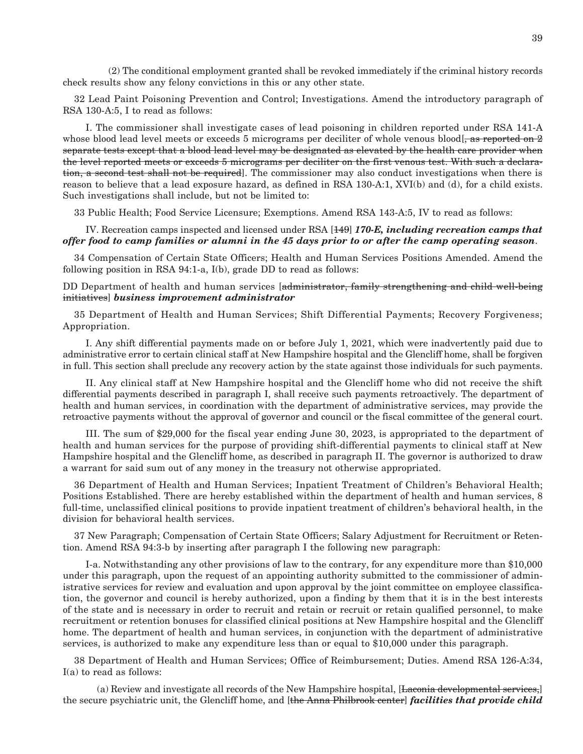(2) The conditional employment granted shall be revoked immediately if the criminal history records check results show any felony convictions in this or any other state.

32 Lead Paint Poisoning Prevention and Control; Investigations. Amend the introductory paragraph of RSA 130-A:5, I to read as follows:

I. The commissioner shall investigate cases of lead poisoning in children reported under RSA 141-A whose blood lead level meets or exceeds 5 micrograms per deciliter of whole venous blood[~~, as reported on 2 separate tests except that a blood lead level may be designated as elevated by the health care provider when the level reported meets or exceeds 5 micrograms per deciliter on the first venous test. With such a declaration, a second test shall not be required~~]. The commissioner may also conduct investigations when there is reason to believe that a lead exposure hazard, as defined in RSA 130-A:1, XVI(b) and (d), for a child exists. Such investigations shall include, but not be limited to:

33 Public Health; Food Service Licensure; Exemptions. Amend RSA 143-A:5, IV to read as follows:

IV. Recreation camps inspected and licensed under RSA [~~149~~] ***170-E, including recreation camps that offer food to camp families or alumni in the 45 days prior to or after the camp operating season***.

34 Compensation of Certain State Officers; Health and Human Services Positions Amended. Amend the following position in RSA 94:1-a, I(b), grade DD to read as follows:

DD Department of health and human services [~~administrator, family strengthening and child well-being initiatives~~] ***business improvement administrator***

35 Department of Health and Human Services; Shift Differential Payments; Recovery Forgiveness; Appropriation.

I. Any shift differential payments made on or before July 1, 2021, which were inadvertently paid due to administrative error to certain clinical staff at New Hampshire hospital and the Glencliff home, shall be forgiven in full. This section shall preclude any recovery action by the state against those individuals for such payments.

II. Any clinical staff at New Hampshire hospital and the Glencliff home who did not receive the shift differential payments described in paragraph I, shall receive such payments retroactively. The department of health and human services, in coordination with the department of administrative services, may provide the retroactive payments without the approval of governor and council or the fiscal committee of the general court.

III. The sum of $29,000 for the fiscal year ending June 30, 2023, is appropriated to the department of health and human services for the purpose of providing shift-differential payments to clinical staff at New Hampshire hospital and the Glencliff home, as described in paragraph II. The governor is authorized to draw a warrant for said sum out of any money in the treasury not otherwise appropriated.

36 Department of Health and Human Services; Inpatient Treatment of Children's Behavioral Health; Positions Established. There are hereby established within the department of health and human services, 8 full-time, unclassified clinical positions to provide inpatient treatment of children's behavioral health, in the division for behavioral health services.

37 New Paragraph; Compensation of Certain State Officers; Salary Adjustment for Recruitment or Retention. Amend RSA 94:3-b by inserting after paragraph I the following new paragraph:

I-a. Notwithstanding any other provisions of law to the contrary, for any expenditure more than $10,000 under this paragraph, upon the request of an appointing authority submitted to the commissioner of administrative services for review and evaluation and upon approval by the joint committee on employee classification, the governor and council is hereby authorized, upon a finding by them that it is in the best interests of the state and is necessary in order to recruit and retain or recruit or retain qualified personnel, to make recruitment or retention bonuses for classified clinical positions at New Hampshire hospital and the Glencliff home. The department of health and human services, in conjunction with the department of administrative services, is authorized to make any expenditure less than or equal to $10,000 under this paragraph.

38 Department of Health and Human Services; Office of Reimbursement; Duties. Amend RSA 126-A:34, I(a) to read as follows:

(a) Review and investigate all records of the New Hampshire hospital, [~~Laconia developmental services,~~] the secure psychiatric unit, the Glencliff home, and [~~the Anna Philbrook center~~] ***facilities that provide child***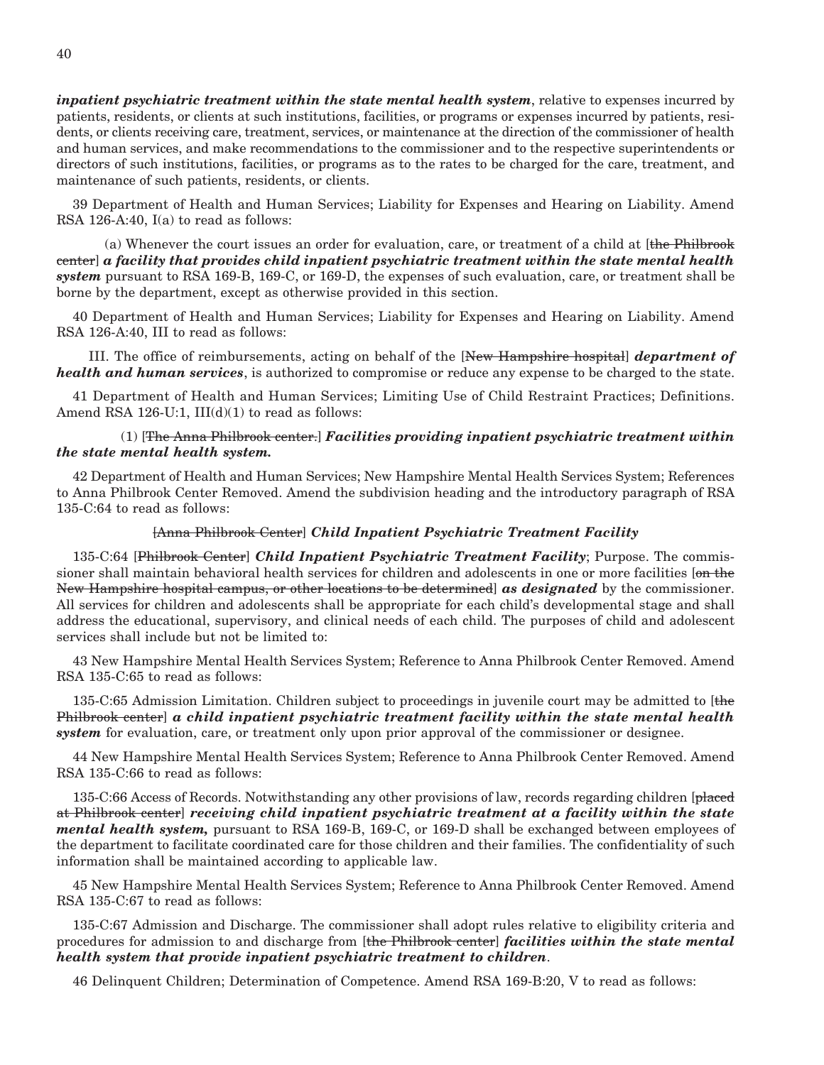***inpatient psychiatric treatment within the state mental health system***, relative to expenses incurred by patients, residents, or clients at such institutions, facilities, or programs or expenses incurred by patients, residents, or clients receiving care, treatment, services, or maintenance at the direction of the commissioner of health and human services, and make recommendations to the commissioner and to the respective superintendents or directors of such institutions, facilities, or programs as to the rates to be charged for the care, treatment, and maintenance of such patients, residents, or clients.

39 Department of Health and Human Services; Liability for Expenses and Hearing on Liability. Amend RSA 126-A:40, I(a) to read as follows:

(a) Whenever the court issues an order for evaluation, care, or treatment of a child at [~~the Philbrook center~~] ***a facility that provides child inpatient psychiatric treatment within the state mental health system*** pursuant to RSA 169-B, 169-C, or 169-D, the expenses of such evaluation, care, or treatment shall be borne by the department, except as otherwise provided in this section.

40 Department of Health and Human Services; Liability for Expenses and Hearing on Liability. Amend RSA 126-A:40, III to read as follows:

III. The office of reimbursements, acting on behalf of the [~~New Hampshire hospital~~] ***department of health and human services***, is authorized to compromise or reduce any expense to be charged to the state.

41 Department of Health and Human Services; Limiting Use of Child Restraint Practices; Definitions. Amend RSA 126-U:1, III(d)(1) to read as follows:

(1) [~~The Anna Philbrook center.~~] ***Facilities providing inpatient psychiatric treatment within the state mental health system.***

42 Department of Health and Human Services; New Hampshire Mental Health Services System; References to Anna Philbrook Center Removed. Amend the subdivision heading and the introductory paragraph of RSA 135-C:64 to read as follows:

[~~Anna Philbrook Center~~] ***Child Inpatient Psychiatric Treatment Facility***

135-C:64 [~~Philbrook Center~~] ***Child Inpatient Psychiatric Treatment Facility***; Purpose. The commissioner shall maintain behavioral health services for children and adolescents in one or more facilities [~~on the New Hampshire hospital campus, or other locations to be determined~~] ***as designated*** by the commissioner. All services for children and adolescents shall be appropriate for each child's developmental stage and shall address the educational, supervisory, and clinical needs of each child. The purposes of child and adolescent services shall include but not be limited to:

43 New Hampshire Mental Health Services System; Reference to Anna Philbrook Center Removed. Amend RSA 135-C:65 to read as follows:

135-C:65 Admission Limitation. Children subject to proceedings in juvenile court may be admitted to [~~the Philbrook center~~] ***a child inpatient psychiatric treatment facility within the state mental health system*** for evaluation, care, or treatment only upon prior approval of the commissioner or designee.

44 New Hampshire Mental Health Services System; Reference to Anna Philbrook Center Removed. Amend RSA 135-C:66 to read as follows:

135-C:66 Access of Records. Notwithstanding any other provisions of law, records regarding children [~~placed at Philbrook center~~] ***receiving child inpatient psychiatric treatment at a facility within the state mental health system,*** pursuant to RSA 169-B, 169-C, or 169-D shall be exchanged between employees of the department to facilitate coordinated care for those children and their families. The confidentiality of such information shall be maintained according to applicable law.

45 New Hampshire Mental Health Services System; Reference to Anna Philbrook Center Removed. Amend RSA 135-C:67 to read as follows:

135-C:67 Admission and Discharge. The commissioner shall adopt rules relative to eligibility criteria and procedures for admission to and discharge from [~~the Philbrook center~~] ***facilities within the state mental health system that provide inpatient psychiatric treatment to children***.

46 Delinquent Children; Determination of Competence. Amend RSA 169-B:20, V to read as follows: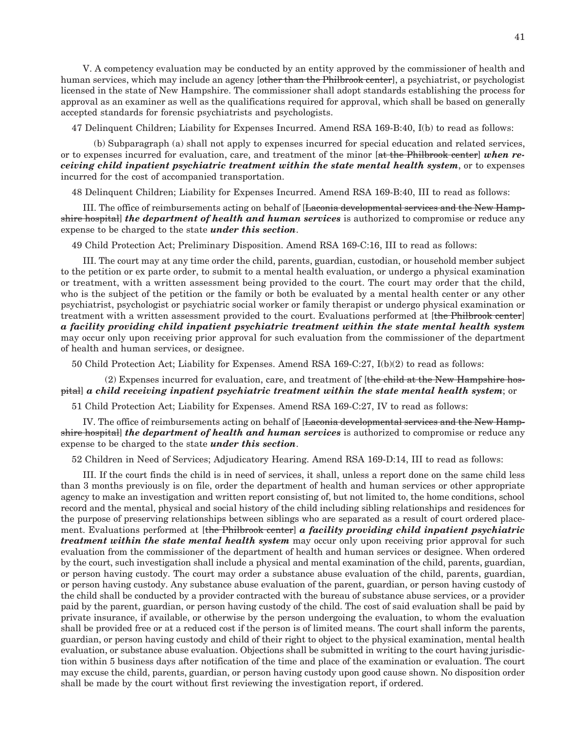V. A competency evaluation may be conducted by an entity approved by the commissioner of health and human services, which may include an agency [~~other than the Philbrook center~~], a psychiatrist, or psychologist licensed in the state of New Hampshire. The commissioner shall adopt standards establishing the process for approval as an examiner as well as the qualifications required for approval, which shall be based on generally accepted standards for forensic psychiatrists and psychologists.

47 Delinquent Children; Liability for Expenses Incurred. Amend RSA 169-B:40, I(b) to read as follows:

(b) Subparagraph (a) shall not apply to expenses incurred for special education and related services, or to expenses incurred for evaluation, care, and treatment of the minor [~~at the Philbrook center~~] ***when receiving child inpatient psychiatric treatment within the state mental health system***, or to expenses incurred for the cost of accompanied transportation.

48 Delinquent Children; Liability for Expenses Incurred. Amend RSA 169-B:40, III to read as follows:

III. The office of reimbursements acting on behalf of [~~Laconia developmental services and the New Hampshire hospital~~] ***the department of health and human services*** is authorized to compromise or reduce any expense to be charged to the state ***under this section***.

49 Child Protection Act; Preliminary Disposition. Amend RSA 169-C:16, III to read as follows:

III. The court may at any time order the child, parents, guardian, custodian, or household member subject to the petition or ex parte order, to submit to a mental health evaluation, or undergo a physical examination or treatment, with a written assessment being provided to the court. The court may order that the child, who is the subject of the petition or the family or both be evaluated by a mental health center or any other psychiatrist, psychologist or psychiatric social worker or family therapist or undergo physical examination or treatment with a written assessment provided to the court. Evaluations performed at [~~the Philbrook center~~] ***a facility providing child inpatient psychiatric treatment within the state mental health system*** may occur only upon receiving prior approval for such evaluation from the commissioner of the department of health and human services, or designee.

50 Child Protection Act; Liability for Expenses. Amend RSA 169-C:27, I(b)(2) to read as follows:

(2) Expenses incurred for evaluation, care, and treatment of [~~the child at the New Hampshire hospital~~] ***a child receiving inpatient psychiatric treatment within the state mental health system***; or

51 Child Protection Act; Liability for Expenses. Amend RSA 169-C:27, IV to read as follows:

IV. The office of reimbursements acting on behalf of [~~Laconia developmental services and the New Hampshire hospital~~] ***the department of health and human services*** is authorized to compromise or reduce any expense to be charged to the state ***under this section***.

52 Children in Need of Services; Adjudicatory Hearing. Amend RSA 169-D:14, III to read as follows:

III. If the court finds the child is in need of services, it shall, unless a report done on the same child less than 3 months previously is on file, order the department of health and human services or other appropriate agency to make an investigation and written report consisting of, but not limited to, the home conditions, school record and the mental, physical and social history of the child including sibling relationships and residences for the purpose of preserving relationships between siblings who are separated as a result of court ordered placement. Evaluations performed at [~~the Philbrook center~~] ***a facility providing child inpatient psychiatric treatment within the state mental health system*** may occur only upon receiving prior approval for such evaluation from the commissioner of the department of health and human services or designee. When ordered by the court, such investigation shall include a physical and mental examination of the child, parents, guardian, or person having custody. The court may order a substance abuse evaluation of the child, parents, guardian, or person having custody. Any substance abuse evaluation of the parent, guardian, or person having custody of the child shall be conducted by a provider contracted with the bureau of substance abuse services, or a provider paid by the parent, guardian, or person having custody of the child. The cost of said evaluation shall be paid by private insurance, if available, or otherwise by the person undergoing the evaluation, to whom the evaluation shall be provided free or at a reduced cost if the person is of limited means. The court shall inform the parents, guardian, or person having custody and child of their right to object to the physical examination, mental health evaluation, or substance abuse evaluation. Objections shall be submitted in writing to the court having jurisdiction within 5 business days after notification of the time and place of the examination or evaluation. The court may excuse the child, parents, guardian, or person having custody upon good cause shown. No disposition order shall be made by the court without first reviewing the investigation report, if ordered.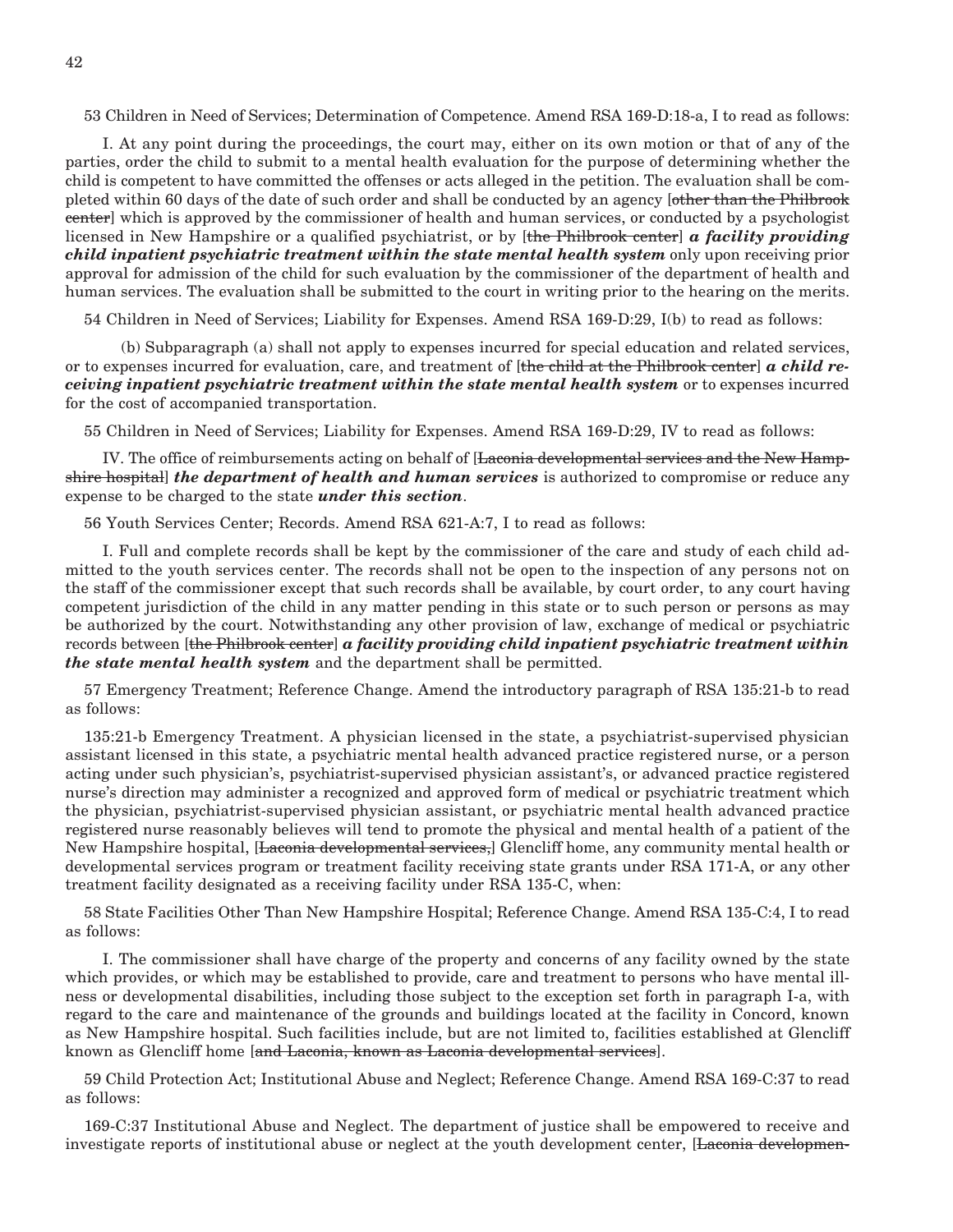53 Children in Need of Services; Determination of Competence. Amend RSA 169-D:18-a, I to read as follows:

I. At any point during the proceedings, the court may, either on its own motion or that of any of the parties, order the child to submit to a mental health evaluation for the purpose of determining whether the child is competent to have committed the offenses or acts alleged in the petition. The evaluation shall be completed within 60 days of the date of such order and shall be conducted by an agency [~~other than the Philbrook center~~] which is approved by the commissioner of health and human services, or conducted by a psychologist licensed in New Hampshire or a qualified psychiatrist, or by [~~the Philbrook center~~] ***a facility providing child inpatient psychiatric treatment within the state mental health system*** only upon receiving prior approval for admission of the child for such evaluation by the commissioner of the department of health and human services. The evaluation shall be submitted to the court in writing prior to the hearing on the merits.

54 Children in Need of Services; Liability for Expenses. Amend RSA 169-D:29, I(b) to read as follows:

(b) Subparagraph (a) shall not apply to expenses incurred for special education and related services, or to expenses incurred for evaluation, care, and treatment of [~~the child at the Philbrook center~~] ***a child receiving inpatient psychiatric treatment within the state mental health system*** or to expenses incurred for the cost of accompanied transportation.

55 Children in Need of Services; Liability for Expenses. Amend RSA 169-D:29, IV to read as follows:

IV. The office of reimbursements acting on behalf of [~~Laconia developmental services and the New Hampshire hospital~~] ***the department of health and human services*** is authorized to compromise or reduce any expense to be charged to the state ***under this section***.

56 Youth Services Center; Records. Amend RSA 621-A:7, I to read as follows:

I. Full and complete records shall be kept by the commissioner of the care and study of each child admitted to the youth services center. The records shall not be open to the inspection of any persons not on the staff of the commissioner except that such records shall be available, by court order, to any court having competent jurisdiction of the child in any matter pending in this state or to such person or persons as may be authorized by the court. Notwithstanding any other provision of law, exchange of medical or psychiatric records between [~~the Philbrook center~~] ***a facility providing child inpatient psychiatric treatment within the state mental health system*** and the department shall be permitted.

57 Emergency Treatment; Reference Change. Amend the introductory paragraph of RSA 135:21-b to read as follows:

135:21-b Emergency Treatment. A physician licensed in the state, a psychiatrist-supervised physician assistant licensed in this state, a psychiatric mental health advanced practice registered nurse, or a person acting under such physician's, psychiatrist-supervised physician assistant's, or advanced practice registered nurse's direction may administer a recognized and approved form of medical or psychiatric treatment which the physician, psychiatrist-supervised physician assistant, or psychiatric mental health advanced practice registered nurse reasonably believes will tend to promote the physical and mental health of a patient of the New Hampshire hospital, [~~Laconia developmental services,~~] Glencliff home, any community mental health or developmental services program or treatment facility receiving state grants under RSA 171-A, or any other treatment facility designated as a receiving facility under RSA 135-C, when:

58 State Facilities Other Than New Hampshire Hospital; Reference Change. Amend RSA 135-C:4, I to read as follows:

I. The commissioner shall have charge of the property and concerns of any facility owned by the state which provides, or which may be established to provide, care and treatment to persons who have mental illness or developmental disabilities, including those subject to the exception set forth in paragraph I-a, with regard to the care and maintenance of the grounds and buildings located at the facility in Concord, known as New Hampshire hospital. Such facilities include, but are not limited to, facilities established at Glencliff known as Glencliff home [~~and Laconia, known as Laconia developmental services~~].

59 Child Protection Act; Institutional Abuse and Neglect; Reference Change. Amend RSA 169-C:37 to read as follows:

169-C:37 Institutional Abuse and Neglect. The department of justice shall be empowered to receive and investigate reports of institutional abuse or neglect at the youth development center, [~~Laconia developmen-~~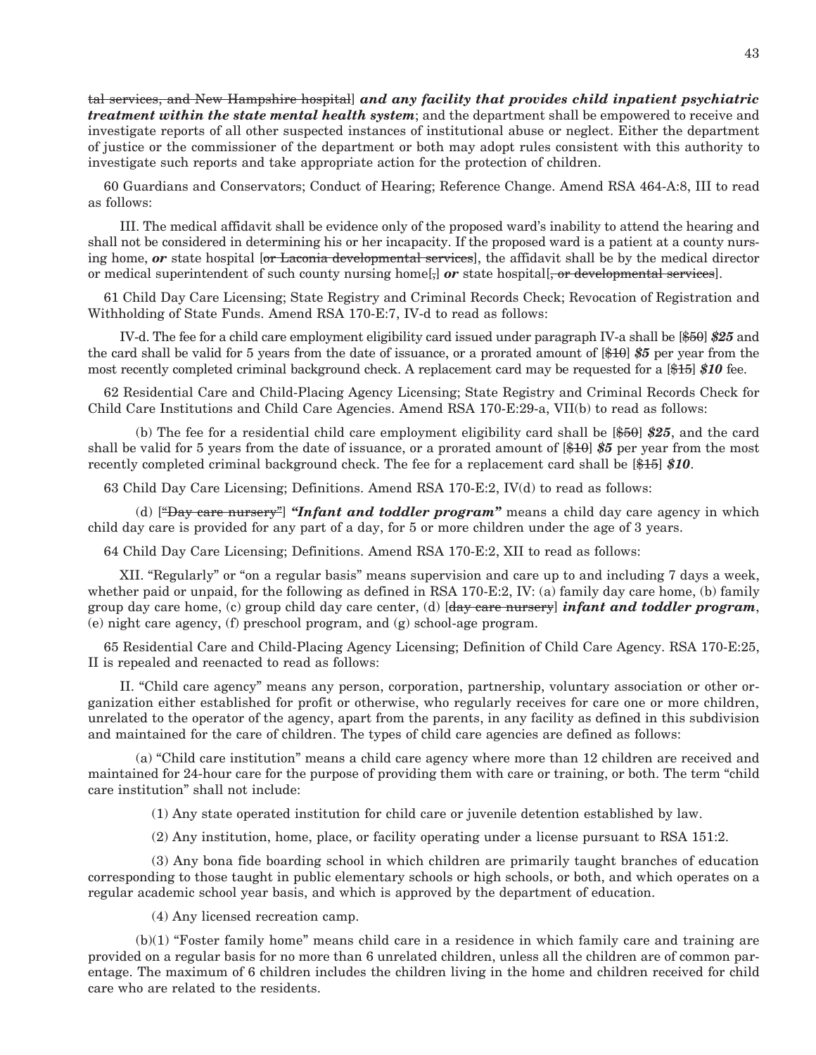~~tal services, and New Hampshire hospital~~] ***and any facility that provides child inpatient psychiatric treatment within the state mental health system***; and the department shall be empowered to receive and investigate reports of all other suspected instances of institutional abuse or neglect. Either the department of justice or the commissioner of the department or both may adopt rules consistent with this authority to investigate such reports and take appropriate action for the protection of children.

60 Guardians and Conservators; Conduct of Hearing; Reference Change. Amend RSA 464-A:8, III to read as follows:

III. The medical affidavit shall be evidence only of the proposed ward's inability to attend the hearing and shall not be considered in determining his or her incapacity. If the proposed ward is a patient at a county nursing home, ***or*** state hospital [~~or Laconia developmental services~~], the affidavit shall be by the medical director or medical superintendent of such county nursing home[~~,~~] ***or*** state hospital[~~, or developmental services~~].

61 Child Day Care Licensing; State Registry and Criminal Records Check; Revocation of Registration and Withholding of State Funds. Amend RSA 170-E:7, IV-d to read as follows:

IV-d. The fee for a child care employment eligibility card issued under paragraph IV-a shall be [~~$50~~] ***$25*** and the card shall be valid for 5 years from the date of issuance, or a prorated amount of [~~$10~~] ***$5*** per year from the most recently completed criminal background check. A replacement card may be requested for a [~~$15~~] ***$10*** fee.

62 Residential Care and Child-Placing Agency Licensing; State Registry and Criminal Records Check for Child Care Institutions and Child Care Agencies. Amend RSA 170-E:29-a, VII(b) to read as follows:

(b) The fee for a residential child care employment eligibility card shall be [~~$50~~] ***$25***, and the card shall be valid for 5 years from the date of issuance, or a prorated amount of [~~$10~~] ***$5*** per year from the most recently completed criminal background check. The fee for a replacement card shall be [~~$15~~] ***$10***.

63 Child Day Care Licensing; Definitions. Amend RSA 170-E:2, IV(d) to read as follows:

(d) [~~"Day care nursery"~~] ***"Infant and toddler program"*** means a child day care agency in which child day care is provided for any part of a day, for 5 or more children under the age of 3 years.

64 Child Day Care Licensing; Definitions. Amend RSA 170-E:2, XII to read as follows:

XII. "Regularly" or "on a regular basis" means supervision and care up to and including 7 days a week, whether paid or unpaid, for the following as defined in RSA 170-E:2, IV: (a) family day care home, (b) family group day care home, (c) group child day care center, (d) [~~day care nursery~~] ***infant and toddler program***, (e) night care agency, (f) preschool program, and (g) school-age program.

65 Residential Care and Child-Placing Agency Licensing; Definition of Child Care Agency. RSA 170-E:25, II is repealed and reenacted to read as follows:

II. "Child care agency" means any person, corporation, partnership, voluntary association or other organization either established for profit or otherwise, who regularly receives for care one or more children, unrelated to the operator of the agency, apart from the parents, in any facility as defined in this subdivision and maintained for the care of children. The types of child care agencies are defined as follows:

(a) "Child care institution" means a child care agency where more than 12 children are received and maintained for 24-hour care for the purpose of providing them with care or training, or both. The term "child care institution" shall not include:

(1) Any state operated institution for child care or juvenile detention established by law.

(2) Any institution, home, place, or facility operating under a license pursuant to RSA 151:2.

(3) Any bona fide boarding school in which children are primarily taught branches of education corresponding to those taught in public elementary schools or high schools, or both, and which operates on a regular academic school year basis, and which is approved by the department of education.

(4) Any licensed recreation camp.

(b)(1) "Foster family home" means child care in a residence in which family care and training are provided on a regular basis for no more than 6 unrelated children, unless all the children are of common parentage. The maximum of 6 children includes the children living in the home and children received for child care who are related to the residents.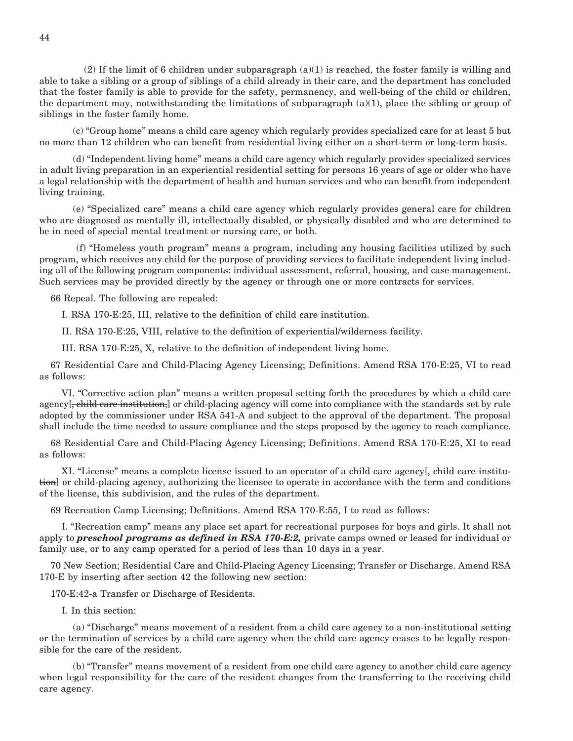(2) If the limit of 6 children under subparagraph (a)(1) is reached, the foster family is willing and able to take a sibling or a group of siblings of a child already in their care, and the department has concluded that the foster family is able to provide for the safety, permanency, and well-being of the child or children, the department may, notwithstanding the limitations of subparagraph (a)(1), place the sibling or group of siblings in the foster family home.

(c) "Group home" means a child care agency which regularly provides specialized care for at least 5 but no more than 12 children who can benefit from residential living either on a short-term or long-term basis.

(d) "Independent living home" means a child care agency which regularly provides specialized services in adult living preparation in an experiential residential setting for persons 16 years of age or older who have a legal relationship with the department of health and human services and who can benefit from independent living training.

(e) "Specialized care" means a child care agency which regularly provides general care for children who are diagnosed as mentally ill, intellectually disabled, or physically disabled and who are determined to be in need of special mental treatment or nursing care, or both.

(f) "Homeless youth program" means a program, including any housing facilities utilized by such program, which receives any child for the purpose of providing services to facilitate independent living including all of the following program components: individual assessment, referral, housing, and case management. Such services may be provided directly by the agency or through one or more contracts for services.

66 Repeal. The following are repealed:

I. RSA 170-E:25, III, relative to the definition of child care institution.

II. RSA 170-E:25, VIII, relative to the definition of experiential/wilderness facility.

III. RSA 170-E:25, X, relative to the definition of independent living home.

67 Residential Care and Child-Placing Agency Licensing; Definitions. Amend RSA 170-E:25, VI to read as follows:

VI. "Corrective action plan" means a written proposal setting forth the procedures by which a child care agency[~~, child care institution,~~] or child-placing agency will come into compliance with the standards set by rule adopted by the commissioner under RSA 541-A and subject to the approval of the department. The proposal shall include the time needed to assure compliance and the steps proposed by the agency to reach compliance.

68 Residential Care and Child-Placing Agency Licensing; Definitions. Amend RSA 170-E:25, XI to read as follows:

XI. "License" means a complete license issued to an operator of a child care agency[~~, child care institution~~] or child-placing agency, authorizing the licensee to operate in accordance with the term and conditions of the license, this subdivision, and the rules of the department.

69 Recreation Camp Licensing; Definitions. Amend RSA 170-E:55, I to read as follows:

I. "Recreation camp" means any place set apart for recreational purposes for boys and girls. It shall not apply to ***preschool programs as defined in RSA 170-E:2,*** private camps owned or leased for individual or family use, or to any camp operated for a period of less than 10 days in a year.

70 New Section; Residential Care and Child-Placing Agency Licensing; Transfer or Discharge. Amend RSA 170-E by inserting after section 42 the following new section:

170-E:42-a Transfer or Discharge of Residents.

I. In this section:

(a) "Discharge" means movement of a resident from a child care agency to a non-institutional setting or the termination of services by a child care agency when the child care agency ceases to be legally responsible for the care of the resident.

(b) "Transfer" means movement of a resident from one child care agency to another child care agency when legal responsibility for the care of the resident changes from the transferring to the receiving child care agency.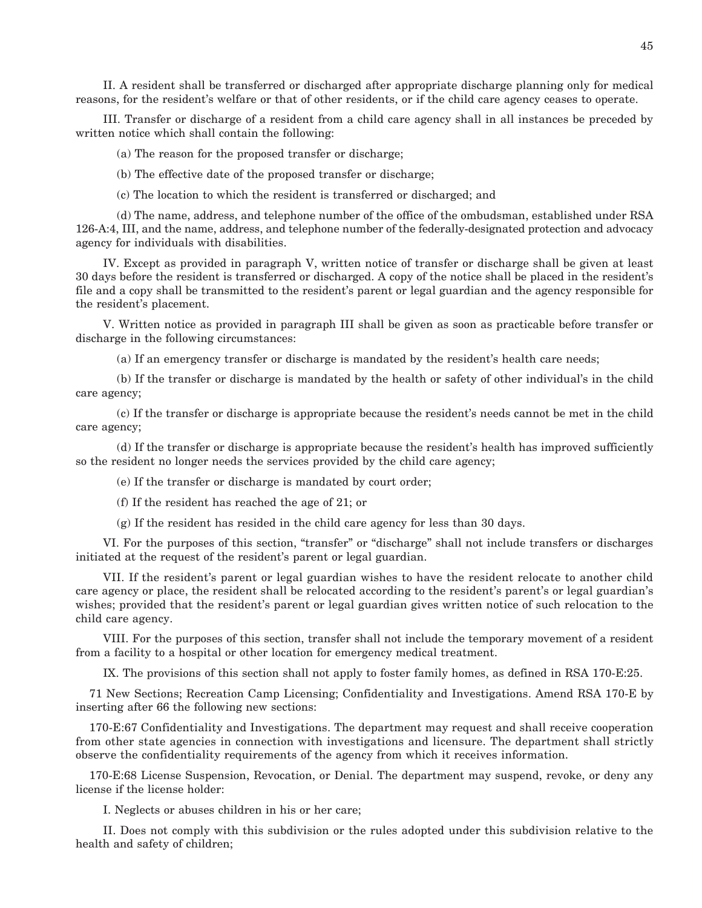II. A resident shall be transferred or discharged after appropriate discharge planning only for medical reasons, for the resident's welfare or that of other residents, or if the child care agency ceases to operate.

III. Transfer or discharge of a resident from a child care agency shall in all instances be preceded by written notice which shall contain the following:

(a) The reason for the proposed transfer or discharge;

(b) The effective date of the proposed transfer or discharge;

(c) The location to which the resident is transferred or discharged; and

(d) The name, address, and telephone number of the office of the ombudsman, established under RSA 126-A:4, III, and the name, address, and telephone number of the federally-designated protection and advocacy agency for individuals with disabilities.

IV. Except as provided in paragraph V, written notice of transfer or discharge shall be given at least 30 days before the resident is transferred or discharged. A copy of the notice shall be placed in the resident's file and a copy shall be transmitted to the resident's parent or legal guardian and the agency responsible for the resident's placement.

V. Written notice as provided in paragraph III shall be given as soon as practicable before transfer or discharge in the following circumstances:

(a) If an emergency transfer or discharge is mandated by the resident's health care needs;

(b) If the transfer or discharge is mandated by the health or safety of other individual's in the child care agency;

(c) If the transfer or discharge is appropriate because the resident's needs cannot be met in the child care agency;

(d) If the transfer or discharge is appropriate because the resident's health has improved sufficiently so the resident no longer needs the services provided by the child care agency;

(e) If the transfer or discharge is mandated by court order;

(f) If the resident has reached the age of 21; or

(g) If the resident has resided in the child care agency for less than 30 days.

VI. For the purposes of this section, "transfer" or "discharge" shall not include transfers or discharges initiated at the request of the resident's parent or legal guardian.

VII. If the resident's parent or legal guardian wishes to have the resident relocate to another child care agency or place, the resident shall be relocated according to the resident's parent's or legal guardian's wishes; provided that the resident's parent or legal guardian gives written notice of such relocation to the child care agency.

VIII. For the purposes of this section, transfer shall not include the temporary movement of a resident from a facility to a hospital or other location for emergency medical treatment.

IX. The provisions of this section shall not apply to foster family homes, as defined in RSA 170-E:25.

71 New Sections; Recreation Camp Licensing; Confidentiality and Investigations. Amend RSA 170-E by inserting after 66 the following new sections:

170-E:67 Confidentiality and Investigations. The department may request and shall receive cooperation from other state agencies in connection with investigations and licensure. The department shall strictly observe the confidentiality requirements of the agency from which it receives information.

170-E:68 License Suspension, Revocation, or Denial. The department may suspend, revoke, or deny any license if the license holder:

I. Neglects or abuses children in his or her care;

II. Does not comply with this subdivision or the rules adopted under this subdivision relative to the health and safety of children;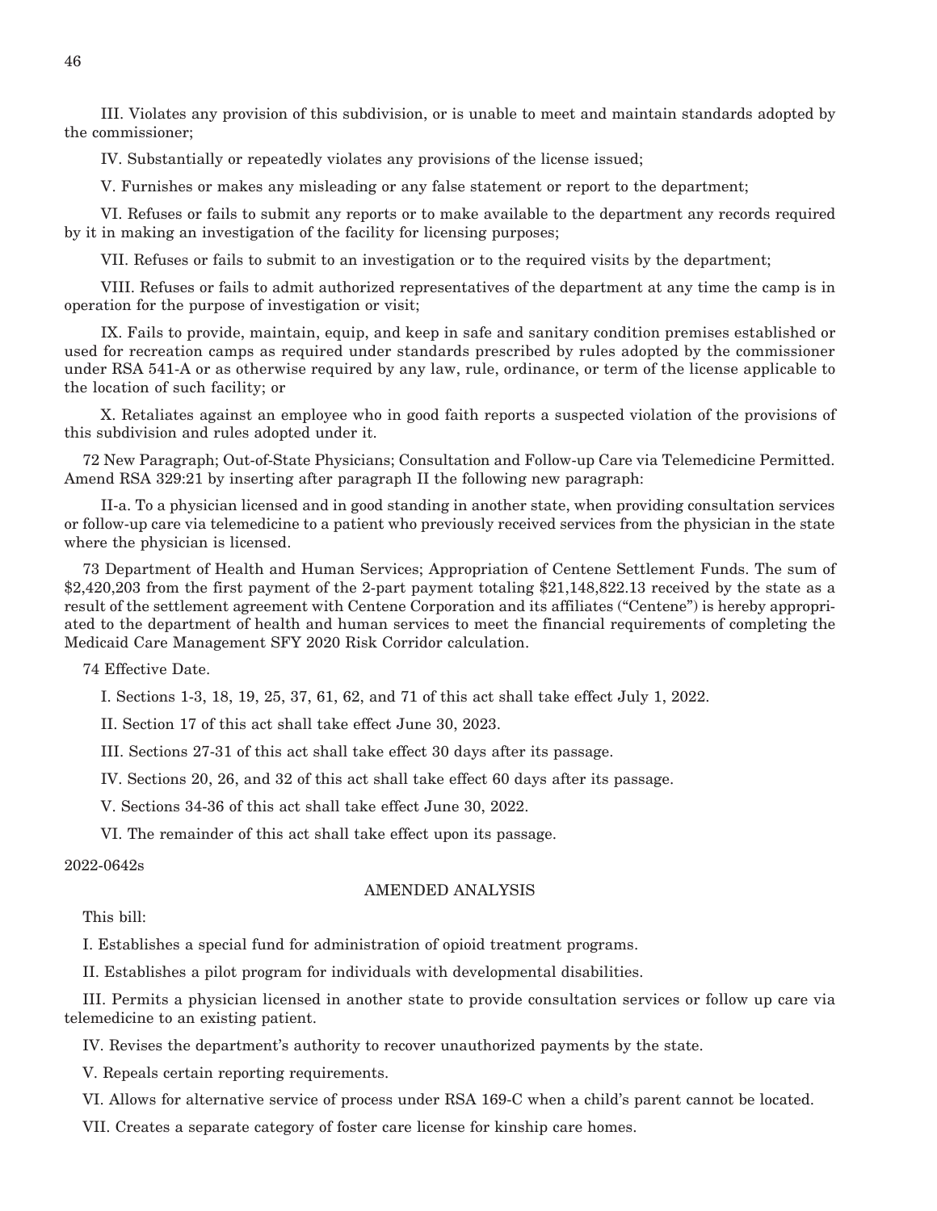III. Violates any provision of this subdivision, or is unable to meet and maintain standards adopted by the commissioner;

IV. Substantially or repeatedly violates any provisions of the license issued;

V. Furnishes or makes any misleading or any false statement or report to the department;

VI. Refuses or fails to submit any reports or to make available to the department any records required by it in making an investigation of the facility for licensing purposes;

VII. Refuses or fails to submit to an investigation or to the required visits by the department;

VIII. Refuses or fails to admit authorized representatives of the department at any time the camp is in operation for the purpose of investigation or visit;

IX. Fails to provide, maintain, equip, and keep in safe and sanitary condition premises established or used for recreation camps as required under standards prescribed by rules adopted by the commissioner under RSA 541-A or as otherwise required by any law, rule, ordinance, or term of the license applicable to the location of such facility; or

X. Retaliates against an employee who in good faith reports a suspected violation of the provisions of this subdivision and rules adopted under it.

72 New Paragraph; Out-of-State Physicians; Consultation and Follow-up Care via Telemedicine Permitted. Amend RSA 329:21 by inserting after paragraph II the following new paragraph:

II-a. To a physician licensed and in good standing in another state, when providing consultation services or follow-up care via telemedicine to a patient who previously received services from the physician in the state where the physician is licensed.

73 Department of Health and Human Services; Appropriation of Centene Settlement Funds. The sum of $2,420,203 from the first payment of the 2-part payment totaling $21,148,822.13 received by the state as a result of the settlement agreement with Centene Corporation and its affiliates ("Centene") is hereby appropriated to the department of health and human services to meet the financial requirements of completing the Medicaid Care Management SFY 2020 Risk Corridor calculation.

74 Effective Date.

I. Sections 1-3, 18, 19, 25, 37, 61, 62, and 71 of this act shall take effect July 1, 2022.

II. Section 17 of this act shall take effect June 30, 2023.

III. Sections 27-31 of this act shall take effect 30 days after its passage.

IV. Sections 20, 26, and 32 of this act shall take effect 60 days after its passage.

V. Sections 34-36 of this act shall take effect June 30, 2022.

VI. The remainder of this act shall take effect upon its passage.

2022-0642s

AMENDED ANALYSIS

This bill:

I. Establishes a special fund for administration of opioid treatment programs.

II. Establishes a pilot program for individuals with developmental disabilities.

III. Permits a physician licensed in another state to provide consultation services or follow up care via telemedicine to an existing patient.

IV. Revises the department's authority to recover unauthorized payments by the state.

V. Repeals certain reporting requirements.

VI. Allows for alternative service of process under RSA 169-C when a child's parent cannot be located.

VII. Creates a separate category of foster care license for kinship care homes.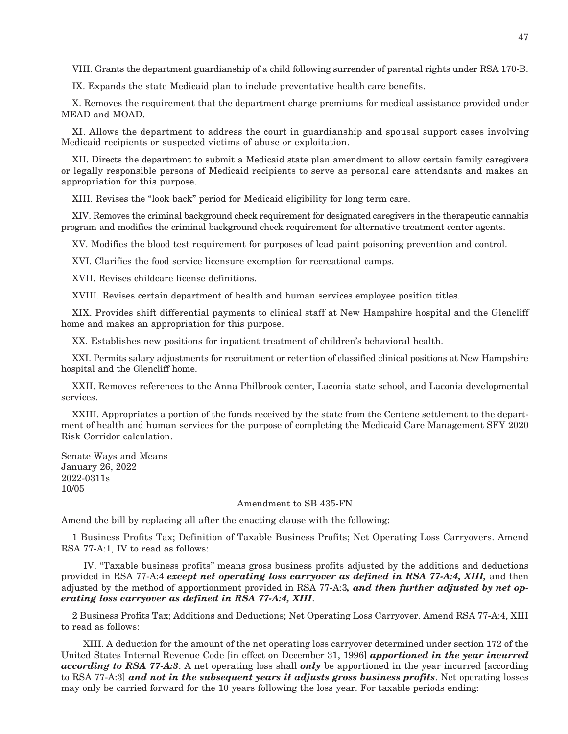VIII. Grants the department guardianship of a child following surrender of parental rights under RSA 170-B.

IX. Expands the state Medicaid plan to include preventative health care benefits.

X. Removes the requirement that the department charge premiums for medical assistance provided under MEAD and MOAD.

XI. Allows the department to address the court in guardianship and spousal support cases involving Medicaid recipients or suspected victims of abuse or exploitation.

XII. Directs the department to submit a Medicaid state plan amendment to allow certain family caregivers or legally responsible persons of Medicaid recipients to serve as personal care attendants and makes an appropriation for this purpose.

XIII. Revises the "look back" period for Medicaid eligibility for long term care.

XIV. Removes the criminal background check requirement for designated caregivers in the therapeutic cannabis program and modifies the criminal background check requirement for alternative treatment center agents.

XV. Modifies the blood test requirement for purposes of lead paint poisoning prevention and control.

XVI. Clarifies the food service licensure exemption for recreational camps.

XVII. Revises childcare license definitions.

XVIII. Revises certain department of health and human services employee position titles.

XIX. Provides shift differential payments to clinical staff at New Hampshire hospital and the Glencliff home and makes an appropriation for this purpose.

XX. Establishes new positions for inpatient treatment of children's behavioral health.

XXI. Permits salary adjustments for recruitment or retention of classified clinical positions at New Hampshire hospital and the Glencliff home.

XXII. Removes references to the Anna Philbrook center, Laconia state school, and Laconia developmental services.

XXIII. Appropriates a portion of the funds received by the state from the Centene settlement to the department of health and human services for the purpose of completing the Medicaid Care Management SFY 2020 Risk Corridor calculation.

Senate Ways and Means
January 26, 2022
2022-0311s
10/05

Amendment to SB 435-FN

Amend the bill by replacing all after the enacting clause with the following:

1 Business Profits Tax; Definition of Taxable Business Profits; Net Operating Loss Carryovers. Amend RSA 77-A:1, IV to read as follows:

IV. "Taxable business profits" means gross business profits adjusted by the additions and deductions provided in RSA 77-A:4 ***except net operating loss carryover as defined in RSA 77-A:4, XIII,*** and then adjusted by the method of apportionment provided in RSA 77-A:3***, and then further adjusted by net operating loss carryover as defined in RSA 77-A:4, XIII***.

2 Business Profits Tax; Additions and Deductions; Net Operating Loss Carryover. Amend RSA 77-A:4, XIII to read as follows:

XIII. A deduction for the amount of the net operating loss carryover determined under section 172 of the United States Internal Revenue Code [~~in effect on December 31, 1996~~] ***apportioned in the year incurred according to RSA 77-A:3***. A net operating loss shall ***only*** be apportioned in the year incurred [~~according to RSA 77-A:3~~] ***and not in the subsequent years it adjusts gross business profits***. Net operating losses may only be carried forward for the 10 years following the loss year. For taxable periods ending: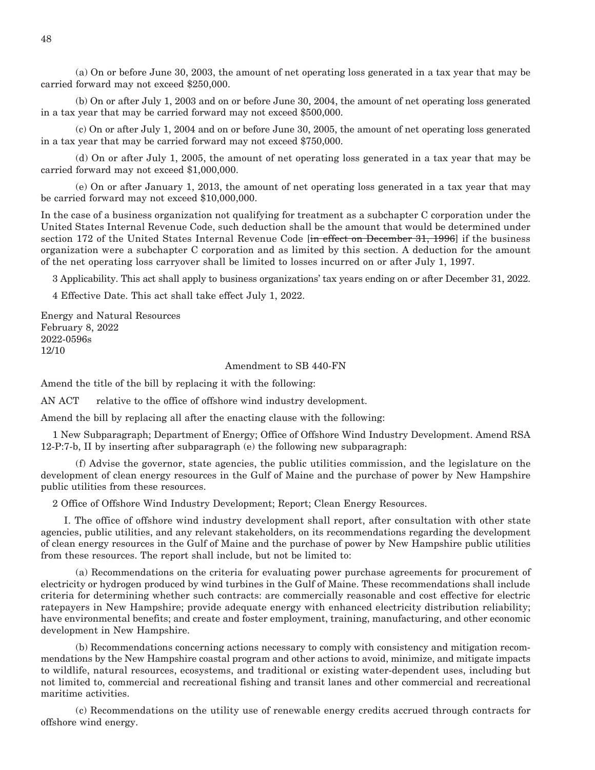(a) On or before June 30, 2003, the amount of net operating loss generated in a tax year that may be carried forward may not exceed $250,000.

(b) On or after July 1, 2003 and on or before June 30, 2004, the amount of net operating loss generated in a tax year that may be carried forward may not exceed $500,000.

(c) On or after July 1, 2004 and on or before June 30, 2005, the amount of net operating loss generated in a tax year that may be carried forward may not exceed $750,000.

(d) On or after July 1, 2005, the amount of net operating loss generated in a tax year that may be carried forward may not exceed $1,000,000.

(e) On or after January 1, 2013, the amount of net operating loss generated in a tax year that may be carried forward may not exceed $10,000,000.

In the case of a business organization not qualifying for treatment as a subchapter C corporation under the United States Internal Revenue Code, such deduction shall be the amount that would be determined under section 172 of the United States Internal Revenue Code [~~in effect on December 31, 1996~~] if the business organization were a subchapter C corporation and as limited by this section. A deduction for the amount of the net operating loss carryover shall be limited to losses incurred on or after July 1, 1997.

3 Applicability. This act shall apply to business organizations' tax years ending on or after December 31, 2022.

4 Effective Date. This act shall take effect July 1, 2022.

Energy and Natural Resources
February 8, 2022
2022-0596s
12/10

Amendment to SB 440-FN

Amend the title of the bill by replacing it with the following:

AN ACT relative to the office of offshore wind industry development.

Amend the bill by replacing all after the enacting clause with the following:

1 New Subparagraph; Department of Energy; Office of Offshore Wind Industry Development. Amend RSA 12-P:7-b, II by inserting after subparagraph (e) the following new subparagraph:

(f) Advise the governor, state agencies, the public utilities commission, and the legislature on the development of clean energy resources in the Gulf of Maine and the purchase of power by New Hampshire public utilities from these resources.

2 Office of Offshore Wind Industry Development; Report; Clean Energy Resources.

I. The office of offshore wind industry development shall report, after consultation with other state agencies, public utilities, and any relevant stakeholders, on its recommendations regarding the development of clean energy resources in the Gulf of Maine and the purchase of power by New Hampshire public utilities from these resources. The report shall include, but not be limited to:

(a) Recommendations on the criteria for evaluating power purchase agreements for procurement of electricity or hydrogen produced by wind turbines in the Gulf of Maine. These recommendations shall include criteria for determining whether such contracts: are commercially reasonable and cost effective for electric ratepayers in New Hampshire; provide adequate energy with enhanced electricity distribution reliability; have environmental benefits; and create and foster employment, training, manufacturing, and other economic development in New Hampshire.

(b) Recommendations concerning actions necessary to comply with consistency and mitigation recommendations by the New Hampshire coastal program and other actions to avoid, minimize, and mitigate impacts to wildlife, natural resources, ecosystems, and traditional or existing water-dependent uses, including but not limited to, commercial and recreational fishing and transit lanes and other commercial and recreational maritime activities.

(c) Recommendations on the utility use of renewable energy credits accrued through contracts for offshore wind energy.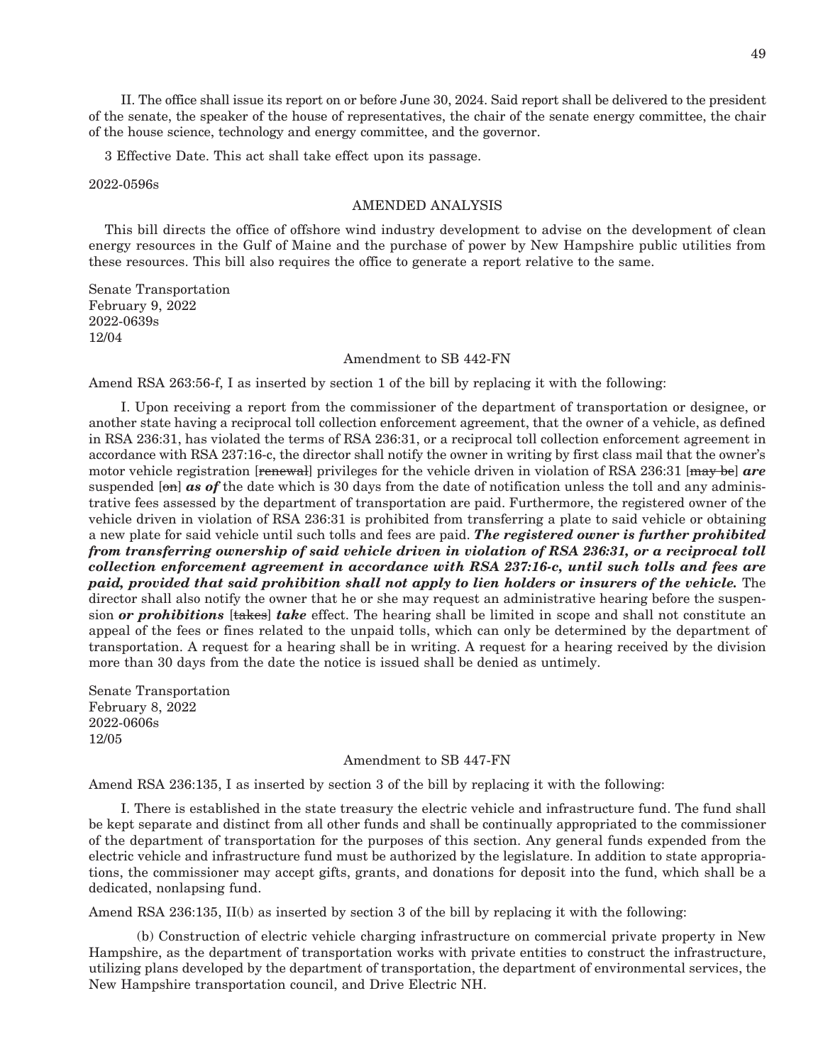II. The office shall issue its report on or before June 30, 2024. Said report shall be delivered to the president of the senate, the speaker of the house of representatives, the chair of the senate energy committee, the chair of the house science, technology and energy committee, and the governor.

3 Effective Date. This act shall take effect upon its passage.

2022-0596s

AMENDED ANALYSIS

This bill directs the office of offshore wind industry development to advise on the development of clean energy resources in the Gulf of Maine and the purchase of power by New Hampshire public utilities from these resources. This bill also requires the office to generate a report relative to the same.

Senate Transportation
February 9, 2022
2022-0639s
12/04

Amendment to SB 442-FN

Amend RSA 263:56-f, I as inserted by section 1 of the bill by replacing it with the following:

I. Upon receiving a report from the commissioner of the department of transportation or designee, or another state having a reciprocal toll collection enforcement agreement, that the owner of a vehicle, as defined in RSA 236:31, has violated the terms of RSA 236:31, or a reciprocal toll collection enforcement agreement in accordance with RSA 237:16-c, the director shall notify the owner in writing by first class mail that the owner's motor vehicle registration [~~renewal~~] privileges for the vehicle driven in violation of RSA 236:31 [~~may be~~] ***are*** suspended [~~on~~] ***as of*** the date which is 30 days from the date of notification unless the toll and any administrative fees assessed by the department of transportation are paid. Furthermore, the registered owner of the vehicle driven in violation of RSA 236:31 is prohibited from transferring a plate to said vehicle or obtaining a new plate for said vehicle until such tolls and fees are paid. ***The registered owner is further prohibited from transferring ownership of said vehicle driven in violation of RSA 236:31, or a reciprocal toll collection enforcement agreement in accordance with RSA 237:16-c, until such tolls and fees are paid, provided that said prohibition shall not apply to lien holders or insurers of the vehicle.*** The director shall also notify the owner that he or she may request an administrative hearing before the suspension ***or prohibitions*** [~~takes~~] ***take*** effect. The hearing shall be limited in scope and shall not constitute an appeal of the fees or fines related to the unpaid tolls, which can only be determined by the department of transportation. A request for a hearing shall be in writing. A request for a hearing received by the division more than 30 days from the date the notice is issued shall be denied as untimely.

Senate Transportation
February 8, 2022
2022-0606s
12/05

Amendment to SB 447-FN

Amend RSA 236:135, I as inserted by section 3 of the bill by replacing it with the following:

I. There is established in the state treasury the electric vehicle and infrastructure fund. The fund shall be kept separate and distinct from all other funds and shall be continually appropriated to the commissioner of the department of transportation for the purposes of this section. Any general funds expended from the electric vehicle and infrastructure fund must be authorized by the legislature. In addition to state appropriations, the commissioner may accept gifts, grants, and donations for deposit into the fund, which shall be a dedicated, nonlapsing fund.

Amend RSA 236:135, II(b) as inserted by section 3 of the bill by replacing it with the following:

(b) Construction of electric vehicle charging infrastructure on commercial private property in New Hampshire, as the department of transportation works with private entities to construct the infrastructure, utilizing plans developed by the department of transportation, the department of environmental services, the New Hampshire transportation council, and Drive Electric NH.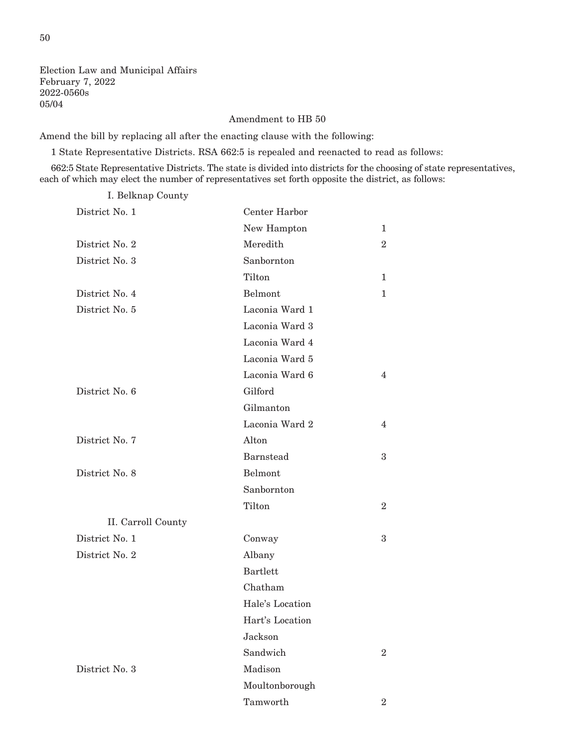Election Law and Municipal Affairs
February 7, 2022
2022-0560s
05/04

Amendment to HB 50

Amend the bill by replacing all after the enacting clause with the following:

1 State Representative Districts. RSA 662:5 is repealed and reenacted to read as follows:

662:5 State Representative Districts. The state is divided into districts for the choosing of state representatives, each of which may elect the number of representatives set forth opposite the district, as follows:

I. Belknap County

| | | |
|---|---|---|
| District No. 1 | Center Harbor | |
| | New Hampton | 1 |
| District No. 2 | Meredith | 2 |
| District No. 3 | Sanbornton | |
| | Tilton | 1 |
| District No. 4 | Belmont | 1 |
| District No. 5 | Laconia Ward 1 | |
| | Laconia Ward 3 | |
| | Laconia Ward 4 | |
| | Laconia Ward 5 | |
| | Laconia Ward 6 | 4 |
| District No. 6 | Gilford | |
| | Gilmanton | |
| | Laconia Ward 2 | 4 |
| District No. 7 | Alton | |
| | Barnstead | 3 |
| District No. 8 | Belmont | |
| | Sanbornton | |
| | Tilton | 2 |

II. Carroll County

| | | |
|---|---|---|
| District No. 1 | Conway | 3 |
| District No. 2 | Albany | |
| | Bartlett | |
| | Chatham | |
| | Hale's Location | |
| | Hart's Location | |
| | Jackson | |
| | Sandwich | 2 |
| District No. 3 | Madison | |
| | Moultonborough | |
| | Tamworth | 2 |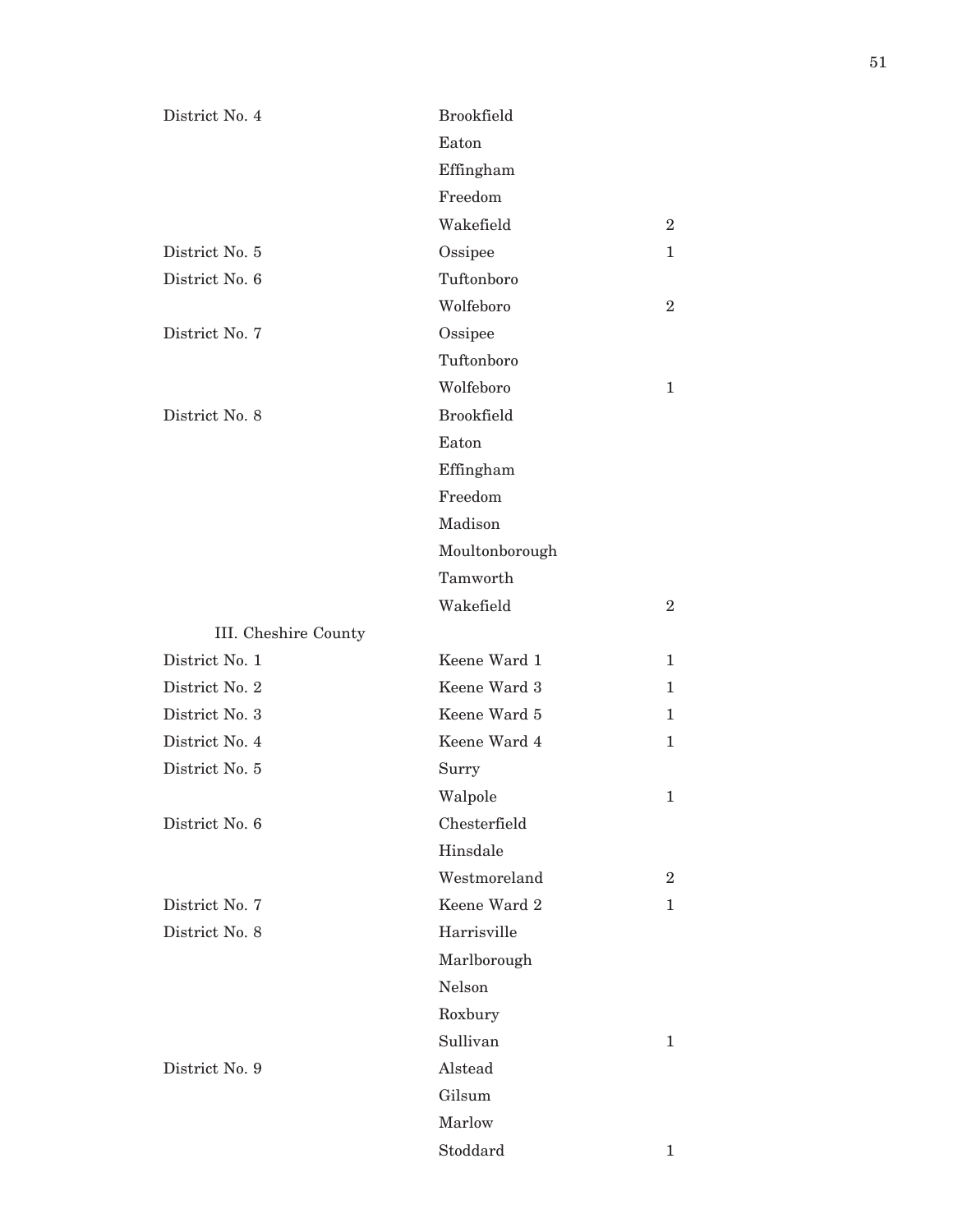| | | |
|---|---|---|
| District No. 4 | Brookfield | |
| | Eaton | |
| | Effingham | |
| | Freedom | |
| | Wakefield | 2 |
| District No. 5 | Ossipee | 1 |
| District No. 6 | Tuftonboro | |
| | Wolfeboro | 2 |
| District No. 7 | Ossipee | |
| | Tuftonboro | |
| | Wolfeboro | 1 |
| District No. 8 | Brookfield | |
| | Eaton | |
| | Effingham | |
| | Freedom | |
| | Madison | |
| | Moultonborough | |
| | Tamworth | |
| | Wakefield | 2 |
| III. Cheshire County | | |
| District No. 1 | Keene Ward 1 | 1 |
| District No. 2 | Keene Ward 3 | 1 |
| District No. 3 | Keene Ward 5 | 1 |
| District No. 4 | Keene Ward 4 | 1 |
| District No. 5 | Surry | |
| | Walpole | 1 |
| District No. 6 | Chesterfield | |
| | Hinsdale | |
| | Westmoreland | 2 |
| District No. 7 | Keene Ward 2 | 1 |
| District No. 8 | Harrisville | |
| | Marlborough | |
| | Nelson | |
| | Roxbury | |
| | Sullivan | 1 |
| District No. 9 | Alstead | |
| | Gilsum | |
| | Marlow | |
| | Stoddard | 1 |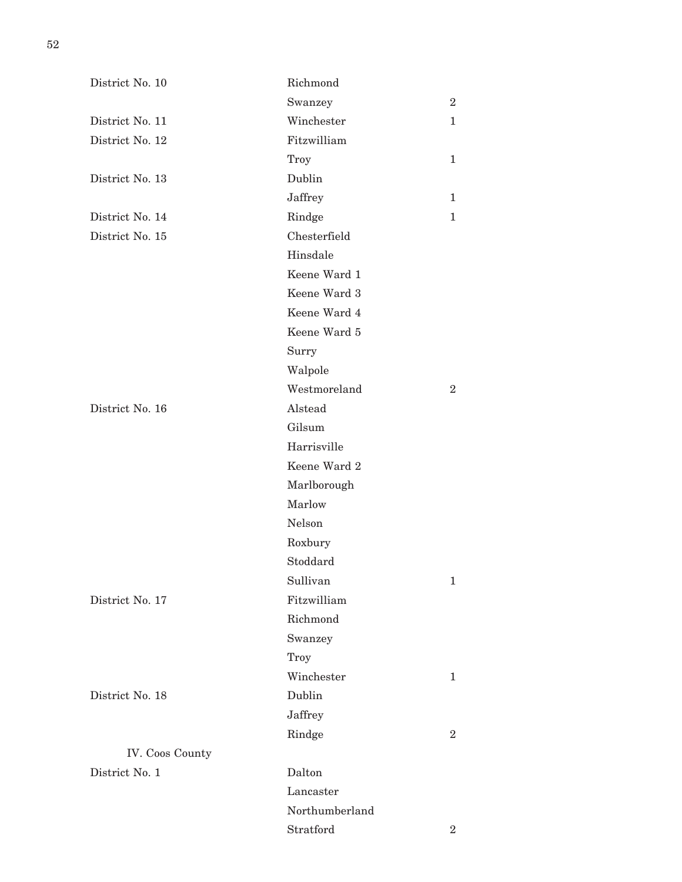| | | |
|---|---|---|
| District No. 10 | Richmond | |
| | Swanzey | 2 |
| District No. 11 | Winchester | 1 |
| District No. 12 | Fitzwilliam | |
| | Troy | 1 |
| District No. 13 | Dublin | |
| | Jaffrey | 1 |
| District No. 14 | Rindge | 1 |
| District No. 15 | Chesterfield | |
| | Hinsdale | |
| | Keene Ward 1 | |
| | Keene Ward 3 | |
| | Keene Ward 4 | |
| | Keene Ward 5 | |
| | Surry | |
| | Walpole | |
| | Westmoreland | 2 |
| District No. 16 | Alstead | |
| | Gilsum | |
| | Harrisville | |
| | Keene Ward 2 | |
| | Marlborough | |
| | Marlow | |
| | Nelson | |
| | Roxbury | |
| | Stoddard | |
| | Sullivan | 1 |
| District No. 17 | Fitzwilliam | |
| | Richmond | |
| | Swanzey | |
| | Troy | |
| | Winchester | 1 |
| District No. 18 | Dublin | |
| | Jaffrey | |
| | Rindge | 2 |

IV. Coos County

| | | |
|---|---|---|
| District No. 1 | Dalton | |
| | Lancaster | |
| | Northumberland | |
| | Stratford | 2 |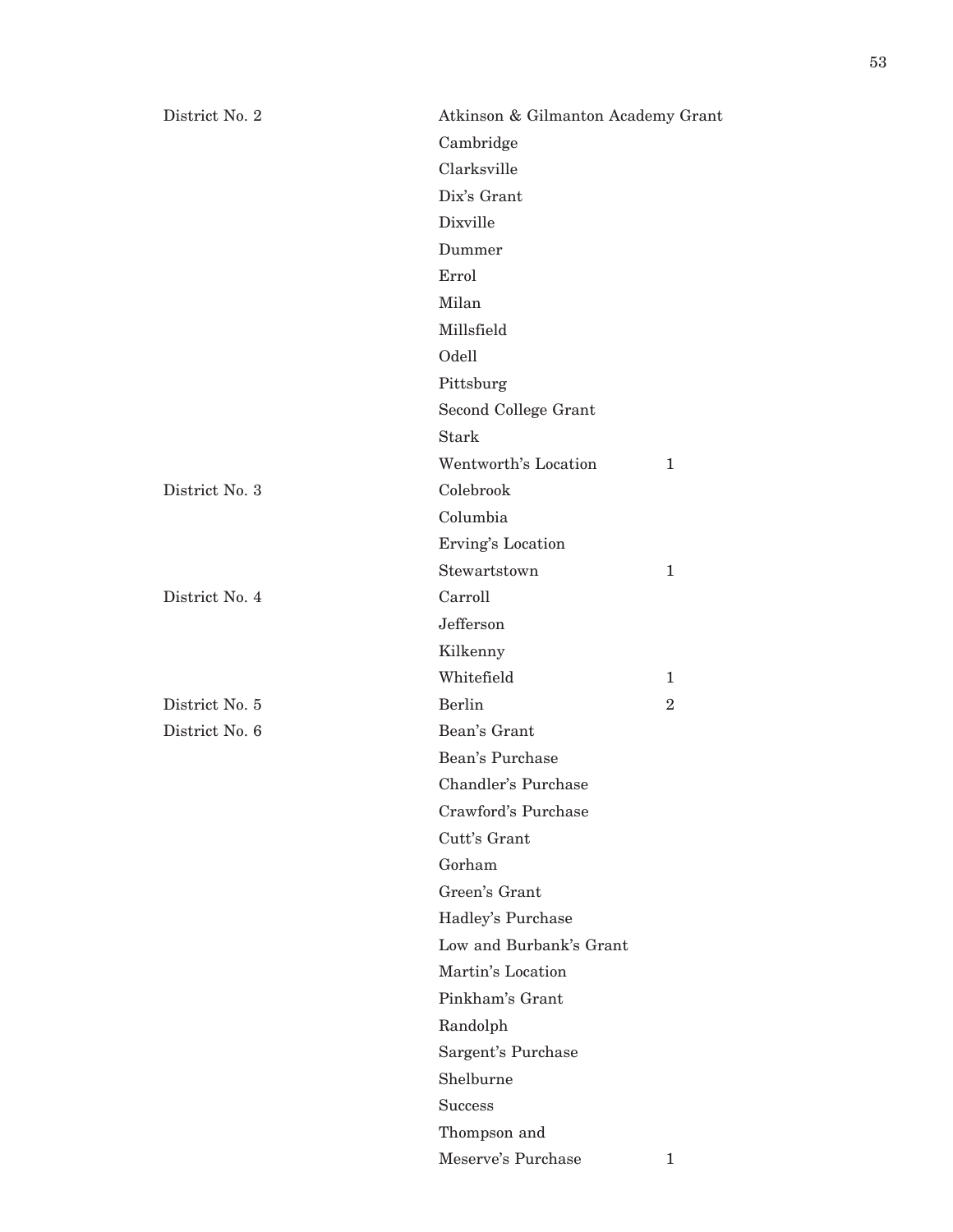| | | |
|---|---|---|
| District No. 2 | Atkinson & Gilmanton Academy Grant | |
| | Cambridge | |
| | Clarksville | |
| | Dix's Grant | |
| | Dixville | |
| | Dummer | |
| | Errol | |
| | Milan | |
| | Millsfield | |
| | Odell | |
| | Pittsburg | |
| | Second College Grant | |
| | Stark | |
| | Wentworth's Location | 1 |
| District No. 3 | Colebrook | |
| | Columbia | |
| | Erving's Location | |
| | Stewartstown | 1 |
| District No. 4 | Carroll | |
| | Jefferson | |
| | Kilkenny | |
| | Whitefield | 1 |
| District No. 5 | Berlin | 2 |
| District No. 6 | Bean's Grant | |
| | Bean's Purchase | |
| | Chandler's Purchase | |
| | Crawford's Purchase | |
| | Cutt's Grant | |
| | Gorham | |
| | Green's Grant | |
| | Hadley's Purchase | |
| | Low and Burbank's Grant | |
| | Martin's Location | |
| | Pinkham's Grant | |
| | Randolph | |
| | Sargent's Purchase | |
| | Shelburne | |
| | Success | |
| | Thompson and Meserve's Purchase | 1 |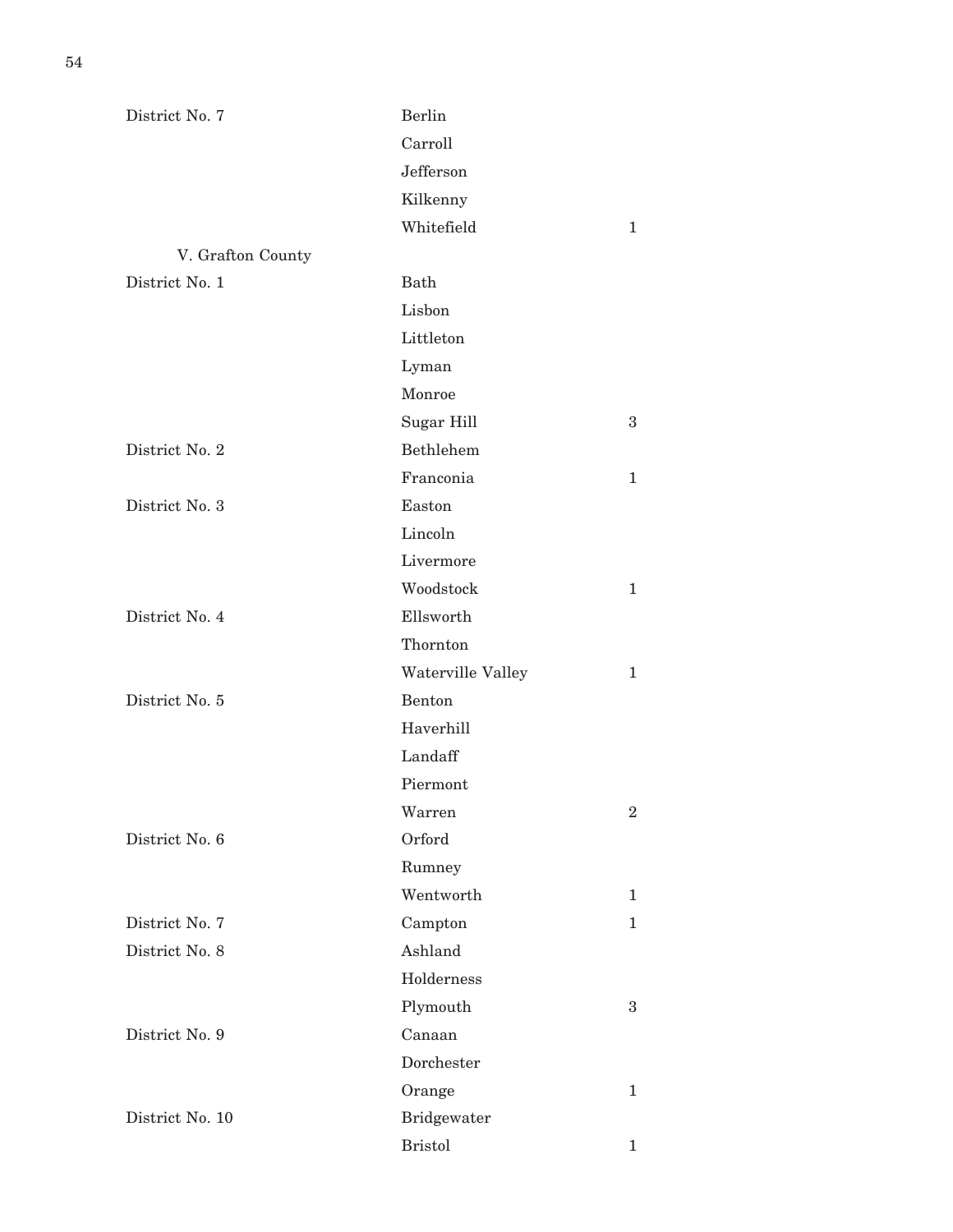| District | Towns | Representatives |
|---|---|---|
| District No. 7 | Berlin | |
| | Carroll | |
| | Jefferson | |
| | Kilkenny | |
| | Whitefield | 1 |
| V. Grafton County | | |
| District No. 1 | Bath | |
| | Lisbon | |
| | Littleton | |
| | Lyman | |
| | Monroe | |
| | Sugar Hill | 3 |
| District No. 2 | Bethlehem | |
| | Franconia | 1 |
| District No. 3 | Easton | |
| | Lincoln | |
| | Livermore | |
| | Woodstock | 1 |
| District No. 4 | Ellsworth | |
| | Thornton | |
| | Waterville Valley | 1 |
| District No. 5 | Benton | |
| | Haverhill | |
| | Landaff | |
| | Piermont | |
| | Warren | 2 |
| District No. 6 | Orford | |
| | Rumney | |
| | Wentworth | 1 |
| District No. 7 | Campton | 1 |
| District No. 8 | Ashland | |
| | Holderness | |
| | Plymouth | 3 |
| District No. 9 | Canaan | |
| | Dorchester | |
| | Orange | 1 |
| District No. 10 | Bridgewater | |
| | Bristol | 1 |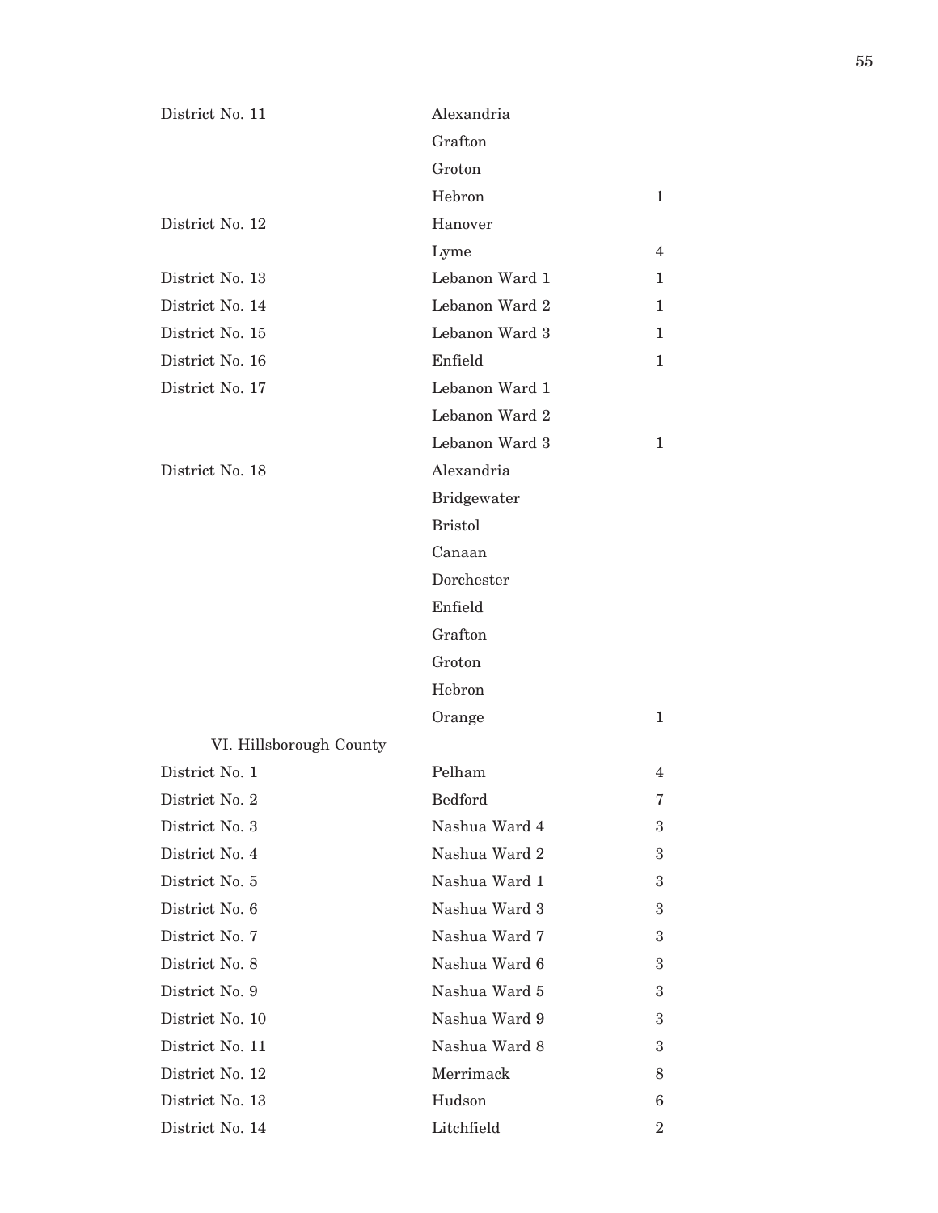| | | |
|---|---|---|
| District No. 11 | Alexandria | |
| | Grafton | |
| | Groton | |
| | Hebron | 1 |
| District No. 12 | Hanover | |
| | Lyme | 4 |
| District No. 13 | Lebanon Ward 1 | 1 |
| District No. 14 | Lebanon Ward 2 | 1 |
| District No. 15 | Lebanon Ward 3 | 1 |
| District No. 16 | Enfield | 1 |
| District No. 17 | Lebanon Ward 1 | |
| | Lebanon Ward 2 | |
| | Lebanon Ward 3 | 1 |
| District No. 18 | Alexandria | |
| | Bridgewater | |
| | Bristol | |
| | Canaan | |
| | Dorchester | |
| | Enfield | |
| | Grafton | |
| | Groton | |
| | Hebron | |
| | Orange | 1 |

VI. Hillsborough County

| | | |
|---|---|---|
| District No. 1 | Pelham | 4 |
| District No. 2 | Bedford | 7 |
| District No. 3 | Nashua Ward 4 | 3 |
| District No. 4 | Nashua Ward 2 | 3 |
| District No. 5 | Nashua Ward 1 | 3 |
| District No. 6 | Nashua Ward 3 | 3 |
| District No. 7 | Nashua Ward 7 | 3 |
| District No. 8 | Nashua Ward 6 | 3 |
| District No. 9 | Nashua Ward 5 | 3 |
| District No. 10 | Nashua Ward 9 | 3 |
| District No. 11 | Nashua Ward 8 | 3 |
| District No. 12 | Merrimack | 8 |
| District No. 13 | Hudson | 6 |
| District No. 14 | Litchfield | 2 |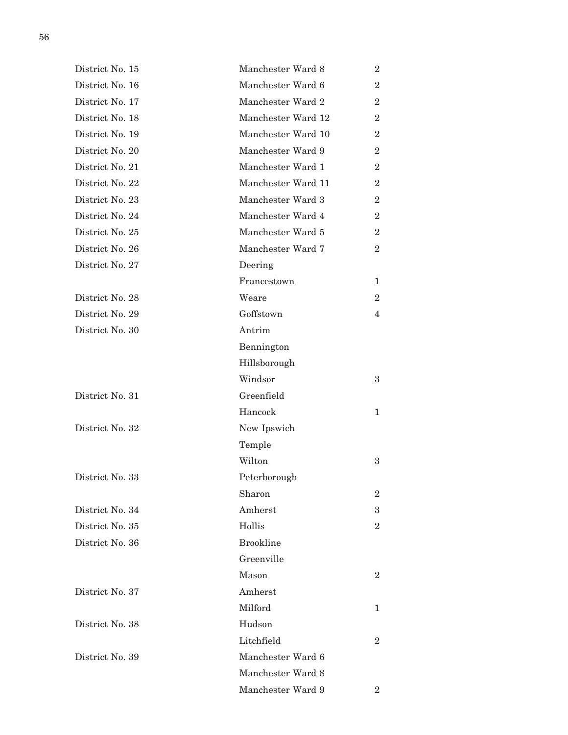| | | |
|---|---|---|
| District No. 15 | Manchester Ward 8 | 2 |
| District No. 16 | Manchester Ward 6 | 2 |
| District No. 17 | Manchester Ward 2 | 2 |
| District No. 18 | Manchester Ward 12 | 2 |
| District No. 19 | Manchester Ward 10 | 2 |
| District No. 20 | Manchester Ward 9 | 2 |
| District No. 21 | Manchester Ward 1 | 2 |
| District No. 22 | Manchester Ward 11 | 2 |
| District No. 23 | Manchester Ward 3 | 2 |
| District No. 24 | Manchester Ward 4 | 2 |
| District No. 25 | Manchester Ward 5 | 2 |
| District No. 26 | Manchester Ward 7 | 2 |
| District No. 27 | Deering | |
| | Francestown | 1 |
| District No. 28 | Weare | 2 |
| District No. 29 | Goffstown | 4 |
| District No. 30 | Antrim | |
| | Bennington | |
| | Hillsborough | |
| | Windsor | 3 |
| District No. 31 | Greenfield | |
| | Hancock | 1 |
| District No. 32 | New Ipswich | |
| | Temple | |
| | Wilton | 3 |
| District No. 33 | Peterborough | |
| | Sharon | 2 |
| District No. 34 | Amherst | 3 |
| District No. 35 | Hollis | 2 |
| District No. 36 | Brookline | |
| | Greenville | |
| | Mason | 2 |
| District No. 37 | Amherst | |
| | Milford | 1 |
| District No. 38 | Hudson | |
| | Litchfield | 2 |
| District No. 39 | Manchester Ward 6 | |
| | Manchester Ward 8 | |
| | Manchester Ward 9 | 2 |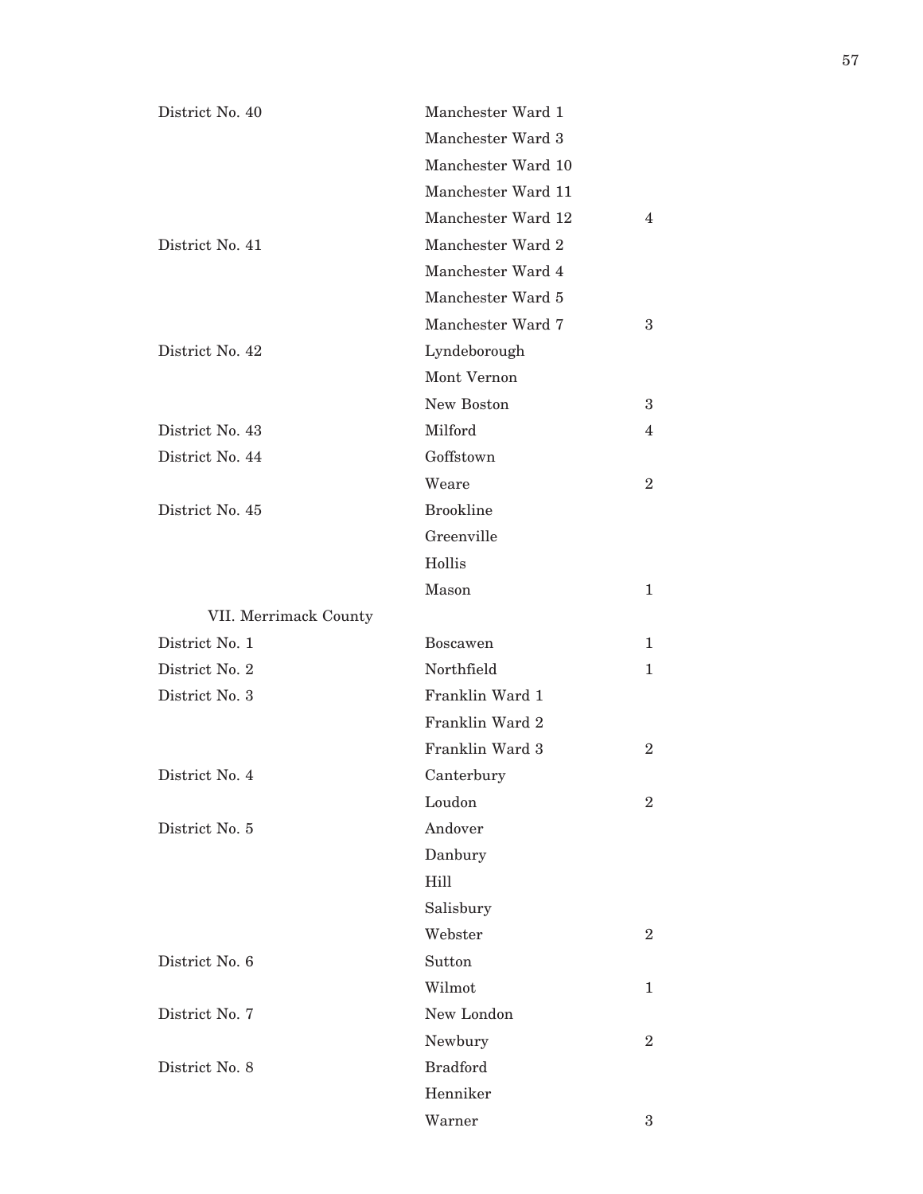| District | Towns/Wards | Representatives |
|---|---|---|
| District No. 40 | Manchester Ward 1 | |
| | Manchester Ward 3 | |
| | Manchester Ward 10 | |
| | Manchester Ward 11 | |
| | Manchester Ward 12 | 4 |
| District No. 41 | Manchester Ward 2 | |
| | Manchester Ward 4 | |
| | Manchester Ward 5 | |
| | Manchester Ward 7 | 3 |
| District No. 42 | Lyndeborough | |
| | Mont Vernon | |
| | New Boston | 3 |
| District No. 43 | Milford | 4 |
| District No. 44 | Goffstown | |
| | Weare | 2 |
| District No. 45 | Brookline | |
| | Greenville | |
| | Hollis | |
| | Mason | 1 |

VII. Merrimack County

| District | Towns/Wards | Representatives |
|---|---|---|
| District No. 1 | Boscawen | 1 |
| District No. 2 | Northfield | 1 |
| District No. 3 | Franklin Ward 1 | |
| | Franklin Ward 2 | |
| | Franklin Ward 3 | 2 |
| District No. 4 | Canterbury | |
| | Loudon | 2 |
| District No. 5 | Andover | |
| | Danbury | |
| | Hill | |
| | Salisbury | |
| | Webster | 2 |
| District No. 6 | Sutton | |
| | Wilmot | 1 |
| District No. 7 | New London | |
| | Newbury | 2 |
| District No. 8 | Bradford | |
| | Henniker | |
| | Warner | 3 |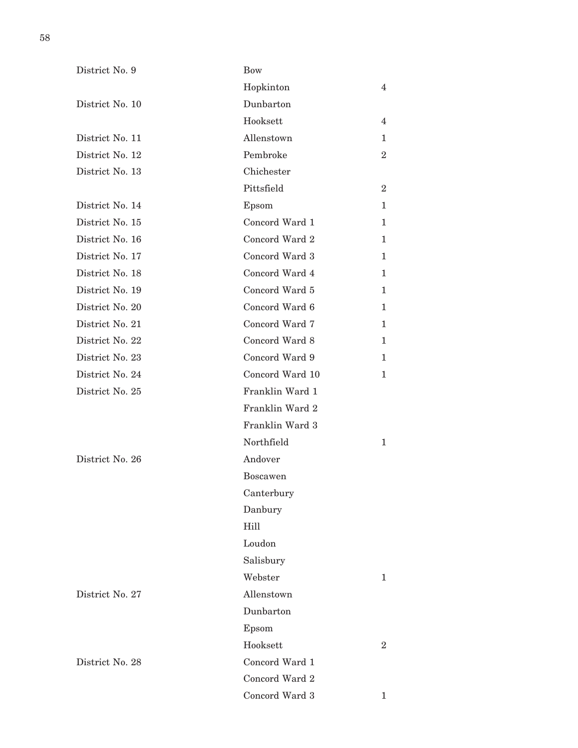| | | |
|---|---|---|
| District No. 9 | Bow | |
| | Hopkinton | 4 |
| District No. 10 | Dunbarton | |
| | Hooksett | 4 |
| District No. 11 | Allenstown | 1 |
| District No. 12 | Pembroke | 2 |
| District No. 13 | Chichester | |
| | Pittsfield | 2 |
| District No. 14 | Epsom | 1 |
| District No. 15 | Concord Ward 1 | 1 |
| District No. 16 | Concord Ward 2 | 1 |
| District No. 17 | Concord Ward 3 | 1 |
| District No. 18 | Concord Ward 4 | 1 |
| District No. 19 | Concord Ward 5 | 1 |
| District No. 20 | Concord Ward 6 | 1 |
| District No. 21 | Concord Ward 7 | 1 |
| District No. 22 | Concord Ward 8 | 1 |
| District No. 23 | Concord Ward 9 | 1 |
| District No. 24 | Concord Ward 10 | 1 |
| District No. 25 | Franklin Ward 1 | |
| | Franklin Ward 2 | |
| | Franklin Ward 3 | |
| | Northfield | 1 |
| District No. 26 | Andover | |
| | Boscawen | |
| | Canterbury | |
| | Danbury | |
| | Hill | |
| | Loudon | |
| | Salisbury | |
| | Webster | 1 |
| District No. 27 | Allenstown | |
| | Dunbarton | |
| | Epsom | |
| | Hooksett | 2 |
| District No. 28 | Concord Ward 1 | |
| | Concord Ward 2 | |
| | Concord Ward 3 | 1 |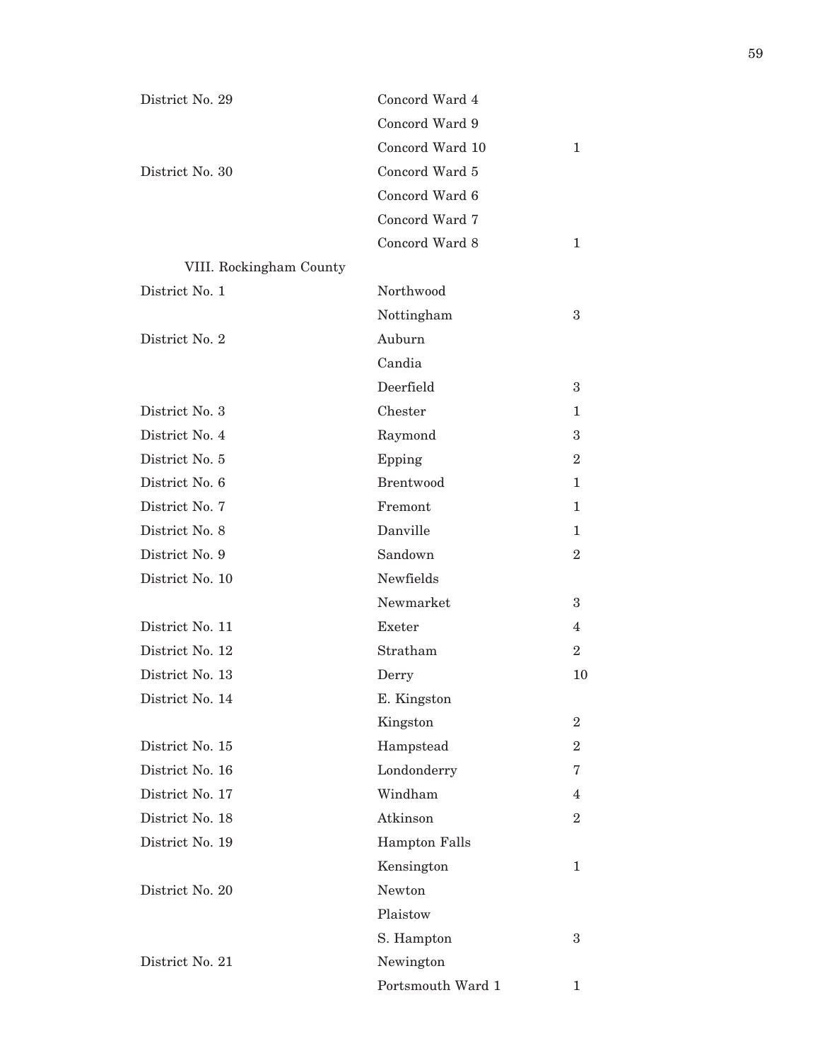| | | |
|---|---|---|
| District No. 29 | Concord Ward 4 | |
| | Concord Ward 9 | |
| | Concord Ward 10 | 1 |
| District No. 30 | Concord Ward 5 | |
| | Concord Ward 6 | |
| | Concord Ward 7 | |
| | Concord Ward 8 | 1 |
| VIII. Rockingham County | | |
| District No. 1 | Northwood | |
| | Nottingham | 3 |
| District No. 2 | Auburn | |
| | Candia | |
| | Deerfield | 3 |
| District No. 3 | Chester | 1 |
| District No. 4 | Raymond | 3 |
| District No. 5 | Epping | 2 |
| District No. 6 | Brentwood | 1 |
| District No. 7 | Fremont | 1 |
| District No. 8 | Danville | 1 |
| District No. 9 | Sandown | 2 |
| District No. 10 | Newfields | |
| | Newmarket | 3 |
| District No. 11 | Exeter | 4 |
| District No. 12 | Stratham | 2 |
| District No. 13 | Derry | 10 |
| District No. 14 | E. Kingston | |
| | Kingston | 2 |
| District No. 15 | Hampstead | 2 |
| District No. 16 | Londonderry | 7 |
| District No. 17 | Windham | 4 |
| District No. 18 | Atkinson | 2 |
| District No. 19 | Hampton Falls | |
| | Kensington | 1 |
| District No. 20 | Newton | |
| | Plaistow | |
| | S. Hampton | 3 |
| District No. 21 | Newington | |
| | Portsmouth Ward 1 | 1 |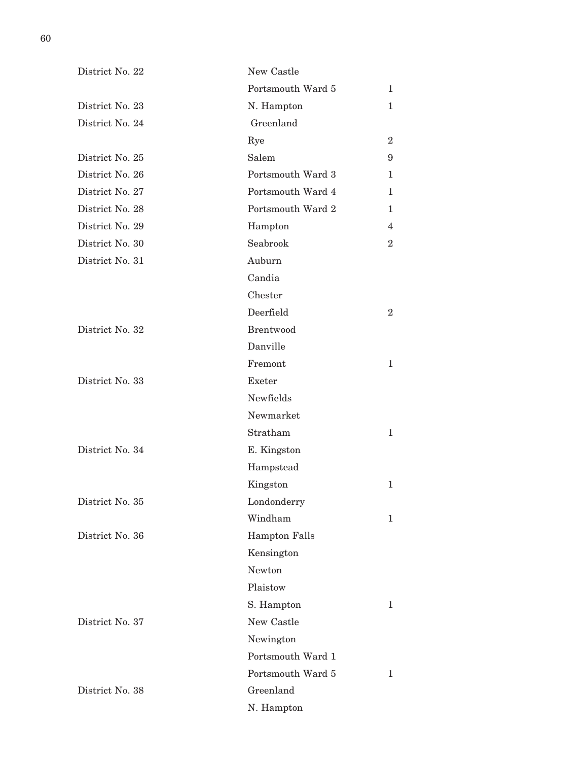| | | |
|---|---|---|
| District No. 22 | New Castle | |
| | Portsmouth Ward 5 | 1 |
| District No. 23 | N. Hampton | 1 |
| District No. 24 | Greenland | |
| | Rye | 2 |
| District No. 25 | Salem | 9 |
| District No. 26 | Portsmouth Ward 3 | 1 |
| District No. 27 | Portsmouth Ward 4 | 1 |
| District No. 28 | Portsmouth Ward 2 | 1 |
| District No. 29 | Hampton | 4 |
| District No. 30 | Seabrook | 2 |
| District No. 31 | Auburn | |
| | Candia | |
| | Chester | |
| | Deerfield | 2 |
| District No. 32 | Brentwood | |
| | Danville | |
| | Fremont | 1 |
| District No. 33 | Exeter | |
| | Newfields | |
| | Newmarket | |
| | Stratham | 1 |
| District No. 34 | E. Kingston | |
| | Hampstead | |
| | Kingston | 1 |
| District No. 35 | Londonderry | |
| | Windham | 1 |
| District No. 36 | Hampton Falls | |
| | Kensington | |
| | Newton | |
| | Plaistow | |
| | S. Hampton | 1 |
| District No. 37 | New Castle | |
| | Newington | |
| | Portsmouth Ward 1 | |
| | Portsmouth Ward 5 | 1 |
| District No. 38 | Greenland | |
| | N. Hampton | |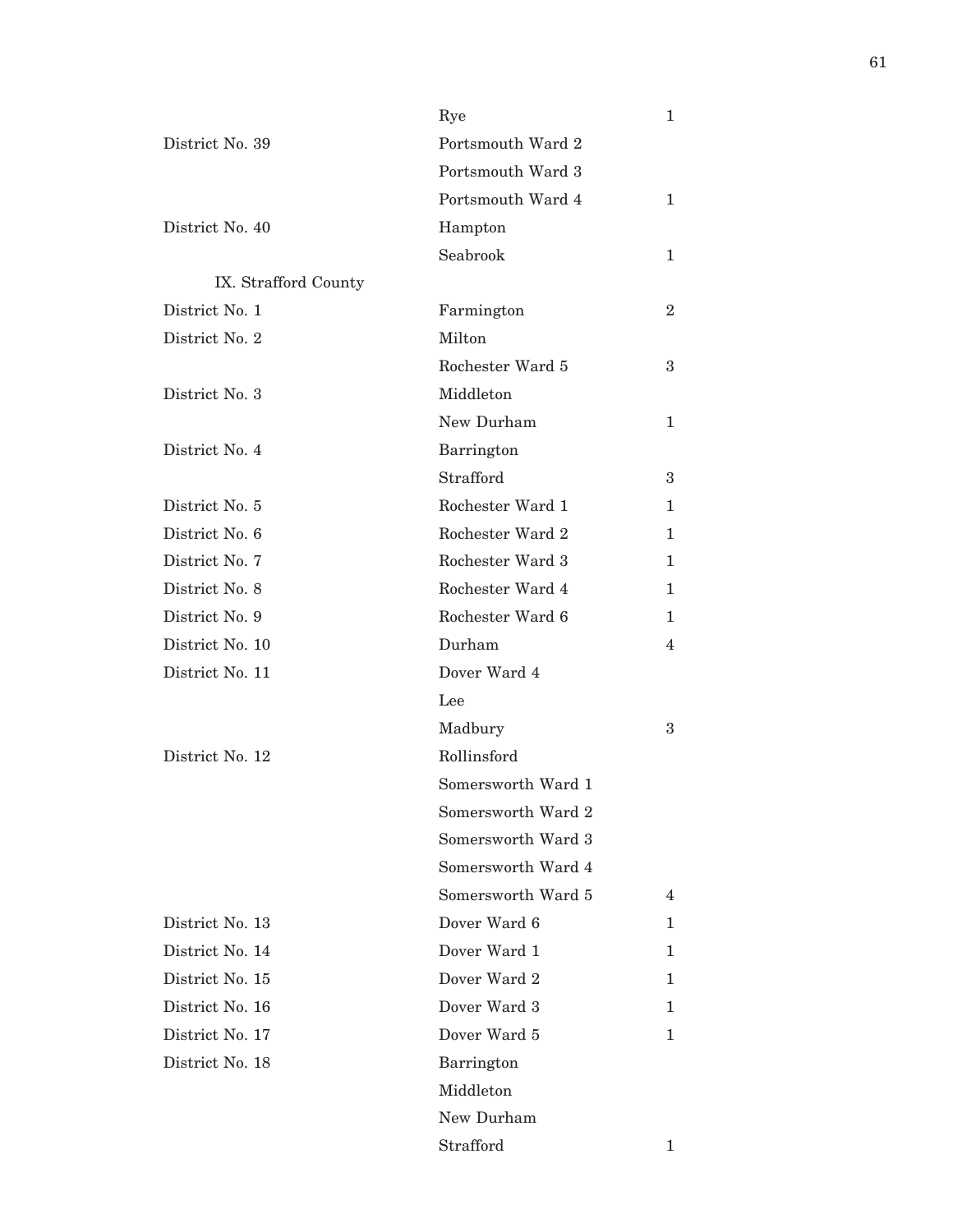| | | |
|---|---|---|
| | Rye | 1 |
| District No. 39 | Portsmouth Ward 2 | |
| | Portsmouth Ward 3 | |
| | Portsmouth Ward 4 | 1 |
| District No. 40 | Hampton | |
| | Seabrook | 1 |

IX. Strafford County

| | | |
|---|---|---|
| District No. 1 | Farmington | 2 |
| District No. 2 | Milton | |
| | Rochester Ward 5 | 3 |
| District No. 3 | Middleton | |
| | New Durham | 1 |
| District No. 4 | Barrington | |
| | Strafford | 3 |
| District No. 5 | Rochester Ward 1 | 1 |
| District No. 6 | Rochester Ward 2 | 1 |
| District No. 7 | Rochester Ward 3 | 1 |
| District No. 8 | Rochester Ward 4 | 1 |
| District No. 9 | Rochester Ward 6 | 1 |
| District No. 10 | Durham | 4 |
| District No. 11 | Dover Ward 4 | |
| | Lee | |
| | Madbury | 3 |
| District No. 12 | Rollinsford | |
| | Somersworth Ward 1 | |
| | Somersworth Ward 2 | |
| | Somersworth Ward 3 | |
| | Somersworth Ward 4 | |
| | Somersworth Ward 5 | 4 |
| District No. 13 | Dover Ward 6 | 1 |
| District No. 14 | Dover Ward 1 | 1 |
| District No. 15 | Dover Ward 2 | 1 |
| District No. 16 | Dover Ward 3 | 1 |
| District No. 17 | Dover Ward 5 | 1 |
| District No. 18 | Barrington | |
| | Middleton | |
| | New Durham | |
| | Strafford | 1 |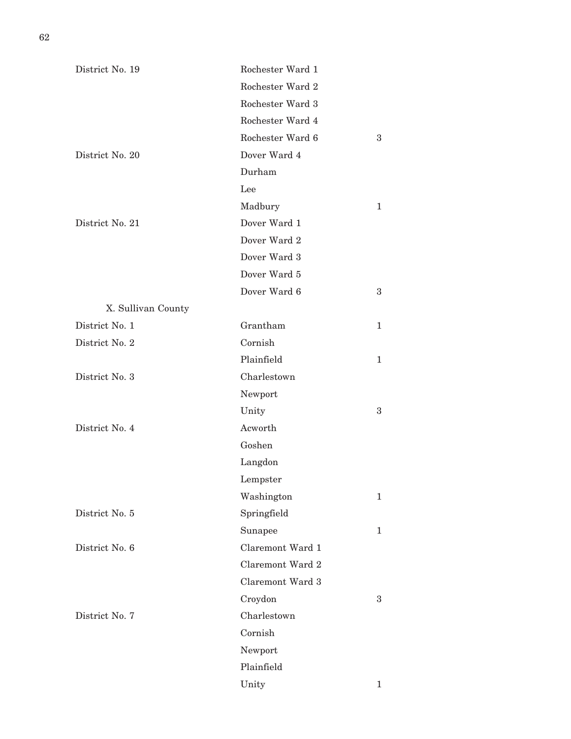| | | |
|---|---|---|
| District No. 19 | Rochester Ward 1 | |
| | Rochester Ward 2 | |
| | Rochester Ward 3 | |
| | Rochester Ward 4 | |
| | Rochester Ward 6 | 3 |
| District No. 20 | Dover Ward 4 | |
| | Durham | |
| | Lee | |
| | Madbury | 1 |
| District No. 21 | Dover Ward 1 | |
| | Dover Ward 2 | |
| | Dover Ward 3 | |
| | Dover Ward 5 | |
| | Dover Ward 6 | 3 |
| X. Sullivan County | | |
| District No. 1 | Grantham | 1 |
| District No. 2 | Cornish | |
| | Plainfield | 1 |
| District No. 3 | Charlestown | |
| | Newport | |
| | Unity | 3 |
| District No. 4 | Acworth | |
| | Goshen | |
| | Langdon | |
| | Lempster | |
| | Washington | 1 |
| District No. 5 | Springfield | |
| | Sunapee | 1 |
| District No. 6 | Claremont Ward 1 | |
| | Claremont Ward 2 | |
| | Claremont Ward 3 | |
| | Croydon | 3 |
| District No. 7 | Charlestown | |
| | Cornish | |
| | Newport | |
| | Plainfield | |
| | Unity | 1 |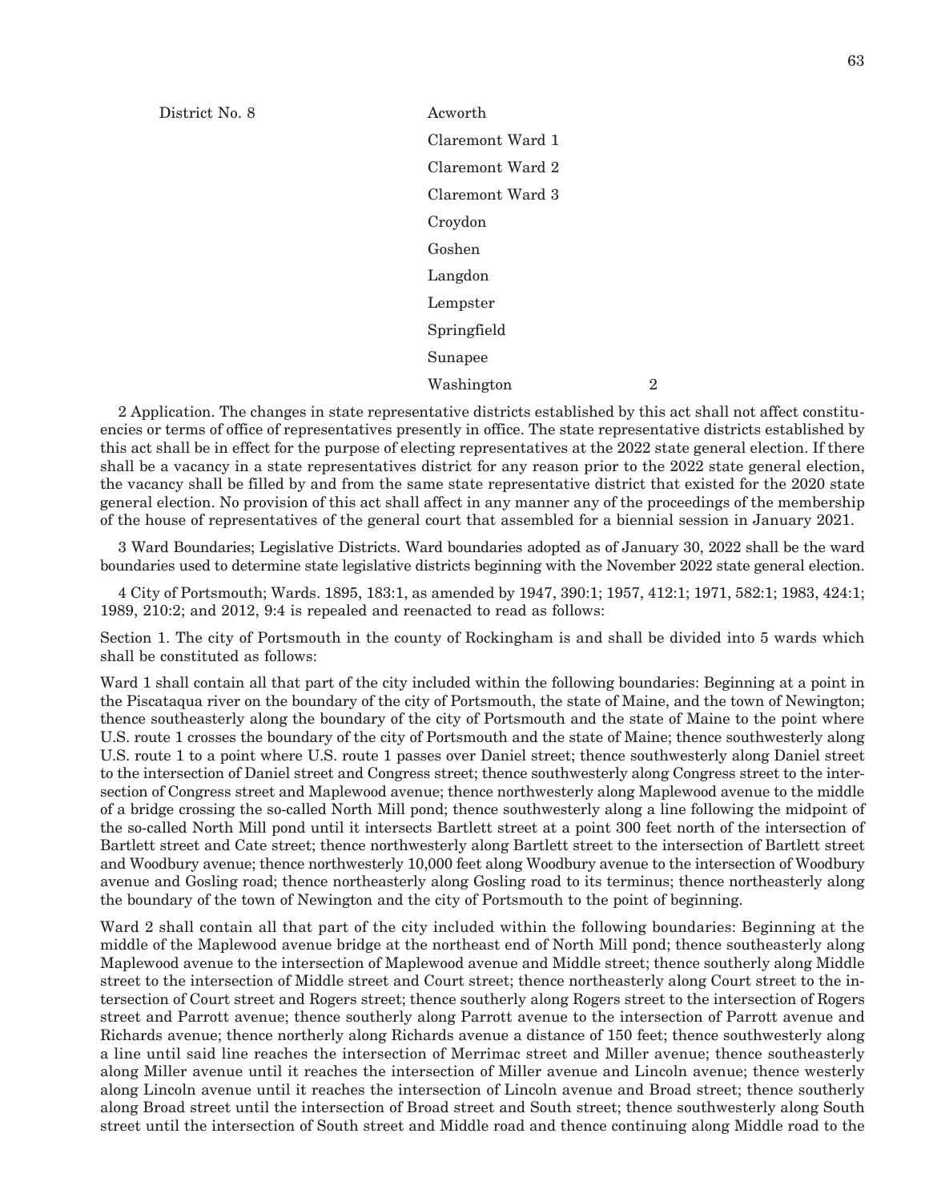| | | |
|---|---|---|
| District No. 8 | Acworth | |
| | Claremont Ward 1 | |
| | Claremont Ward 2 | |
| | Claremont Ward 3 | |
| | Croydon | |
| | Goshen | |
| | Langdon | |
| | Lempster | |
| | Springfield | |
| | Sunapee | |
| | Washington | 2 |

2 Application. The changes in state representative districts established by this act shall not affect constituencies or terms of office of representatives presently in office. The state representative districts established by this act shall be in effect for the purpose of electing representatives at the 2022 state general election. If there shall be a vacancy in a state representatives district for any reason prior to the 2022 state general election, the vacancy shall be filled by and from the same state representative district that existed for the 2020 state general election. No provision of this act shall affect in any manner any of the proceedings of the membership of the house of representatives of the general court that assembled for a biennial session in January 2021.

3 Ward Boundaries; Legislative Districts. Ward boundaries adopted as of January 30, 2022 shall be the ward boundaries used to determine state legislative districts beginning with the November 2022 state general election.

4 City of Portsmouth; Wards. 1895, 183:1, as amended by 1947, 390:1; 1957, 412:1; 1971, 582:1; 1983, 424:1; 1989, 210:2; and 2012, 9:4 is repealed and reenacted to read as follows:

Section 1. The city of Portsmouth in the county of Rockingham is and shall be divided into 5 wards which shall be constituted as follows:

Ward 1 shall contain all that part of the city included within the following boundaries: Beginning at a point in the Piscataqua river on the boundary of the city of Portsmouth, the state of Maine, and the town of Newington; thence southeasterly along the boundary of the city of Portsmouth and the state of Maine to the point where U.S. route 1 crosses the boundary of the city of Portsmouth and the state of Maine; thence southwesterly along U.S. route 1 to a point where U.S. route 1 passes over Daniel street; thence southwesterly along Daniel street to the intersection of Daniel street and Congress street; thence southwesterly along Congress street to the intersection of Congress street and Maplewood avenue; thence northwesterly along Maplewood avenue to the middle of a bridge crossing the so-called North Mill pond; thence southwesterly along a line following the midpoint of the so-called North Mill pond until it intersects Bartlett street at a point 300 feet north of the intersection of Bartlett street and Cate street; thence northwesterly along Bartlett street to the intersection of Bartlett street and Woodbury avenue; thence northwesterly 10,000 feet along Woodbury avenue to the intersection of Woodbury avenue and Gosling road; thence northeasterly along Gosling road to its terminus; thence northeasterly along the boundary of the town of Newington and the city of Portsmouth to the point of beginning.

Ward 2 shall contain all that part of the city included within the following boundaries: Beginning at the middle of the Maplewood avenue bridge at the northeast end of North Mill pond; thence southeasterly along Maplewood avenue to the intersection of Maplewood avenue and Middle street; thence southerly along Middle street to the intersection of Middle street and Court street; thence northeasterly along Court street to the intersection of Court street and Rogers street; thence southerly along Rogers street to the intersection of Rogers street and Parrott avenue; thence southerly along Parrott avenue to the intersection of Parrott avenue and Richards avenue; thence northerly along Richards avenue a distance of 150 feet; thence southwesterly along a line until said line reaches the intersection of Merrimac street and Miller avenue; thence southeasterly along Miller avenue until it reaches the intersection of Miller avenue and Lincoln avenue; thence westerly along Lincoln avenue until it reaches the intersection of Lincoln avenue and Broad street; thence southerly along Broad street until the intersection of Broad street and South street; thence southwesterly along South street until the intersection of South street and Middle road and thence continuing along Middle road to the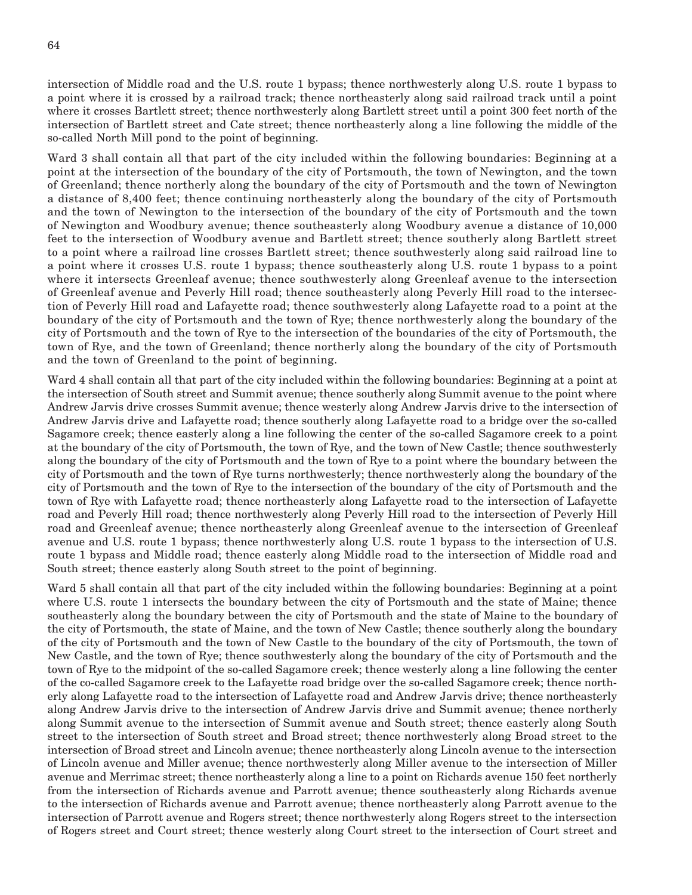intersection of Middle road and the U.S. route 1 bypass; thence northwesterly along U.S. route 1 bypass to a point where it is crossed by a railroad track; thence northeasterly along said railroad track until a point where it crosses Bartlett street; thence northwesterly along Bartlett street until a point 300 feet north of the intersection of Bartlett street and Cate street; thence northeasterly along a line following the middle of the so-called North Mill pond to the point of beginning.

Ward 3 shall contain all that part of the city included within the following boundaries: Beginning at a point at the intersection of the boundary of the city of Portsmouth, the town of Newington, and the town of Greenland; thence northerly along the boundary of the city of Portsmouth and the town of Newington a distance of 8,400 feet; thence continuing northeasterly along the boundary of the city of Portsmouth and the town of Newington to the intersection of the boundary of the city of Portsmouth and the town of Newington and Woodbury avenue; thence southeasterly along Woodbury avenue a distance of 10,000 feet to the intersection of Woodbury avenue and Bartlett street; thence southerly along Bartlett street to a point where a railroad line crosses Bartlett street; thence southwesterly along said railroad line to a point where it crosses U.S. route 1 bypass; thence southeasterly along U.S. route 1 bypass to a point where it intersects Greenleaf avenue; thence southwesterly along Greenleaf avenue to the intersection of Greenleaf avenue and Peverly Hill road; thence southeasterly along Peverly Hill road to the intersection of Peverly Hill road and Lafayette road; thence southwesterly along Lafayette road to a point at the boundary of the city of Portsmouth and the town of Rye; thence northwesterly along the boundary of the city of Portsmouth and the town of Rye to the intersection of the boundaries of the city of Portsmouth, the town of Rye, and the town of Greenland; thence northerly along the boundary of the city of Portsmouth and the town of Greenland to the point of beginning.

Ward 4 shall contain all that part of the city included within the following boundaries: Beginning at a point at the intersection of South street and Summit avenue; thence southerly along Summit avenue to the point where Andrew Jarvis drive crosses Summit avenue; thence westerly along Andrew Jarvis drive to the intersection of Andrew Jarvis drive and Lafayette road; thence southerly along Lafayette road to a bridge over the so-called Sagamore creek; thence easterly along a line following the center of the so-called Sagamore creek to a point at the boundary of the city of Portsmouth, the town of Rye, and the town of New Castle; thence southwesterly along the boundary of the city of Portsmouth and the town of Rye to a point where the boundary between the city of Portsmouth and the town of Rye turns northwesterly; thence northwesterly along the boundary of the city of Portsmouth and the town of Rye to the intersection of the boundary of the city of Portsmouth and the town of Rye with Lafayette road; thence northeasterly along Lafayette road to the intersection of Lafayette road and Peverly Hill road; thence northwesterly along Peverly Hill road to the intersection of Peverly Hill road and Greenleaf avenue; thence northeasterly along Greenleaf avenue to the intersection of Greenleaf avenue and U.S. route 1 bypass; thence northwesterly along U.S. route 1 bypass to the intersection of U.S. route 1 bypass and Middle road; thence easterly along Middle road to the intersection of Middle road and South street; thence easterly along South street to the point of beginning.

Ward 5 shall contain all that part of the city included within the following boundaries: Beginning at a point where U.S. route 1 intersects the boundary between the city of Portsmouth and the state of Maine; thence southeasterly along the boundary between the city of Portsmouth and the state of Maine to the boundary of the city of Portsmouth, the state of Maine, and the town of New Castle; thence southerly along the boundary of the city of Portsmouth and the town of New Castle to the boundary of the city of Portsmouth, the town of New Castle, and the town of Rye; thence southwesterly along the boundary of the city of Portsmouth and the town of Rye to the midpoint of the so-called Sagamore creek; thence westerly along a line following the center of the co-called Sagamore creek to the Lafayette road bridge over the so-called Sagamore creek; thence northerly along Lafayette road to the intersection of Lafayette road and Andrew Jarvis drive; thence northeasterly along Andrew Jarvis drive to the intersection of Andrew Jarvis drive and Summit avenue; thence northerly along Summit avenue to the intersection of Summit avenue and South street; thence easterly along South street to the intersection of South street and Broad street; thence northwesterly along Broad street to the intersection of Broad street and Lincoln avenue; thence northeasterly along Lincoln avenue to the intersection of Lincoln avenue and Miller avenue; thence northwesterly along Miller avenue to the intersection of Miller avenue and Merrimac street; thence northeasterly along a line to a point on Richards avenue 150 feet northerly from the intersection of Richards avenue and Parrott avenue; thence southeasterly along Richards avenue to the intersection of Richards avenue and Parrott avenue; thence northeasterly along Parrott avenue to the intersection of Parrott avenue and Rogers street; thence northwesterly along Rogers street to the intersection of Rogers street and Court street; thence westerly along Court street to the intersection of Court street and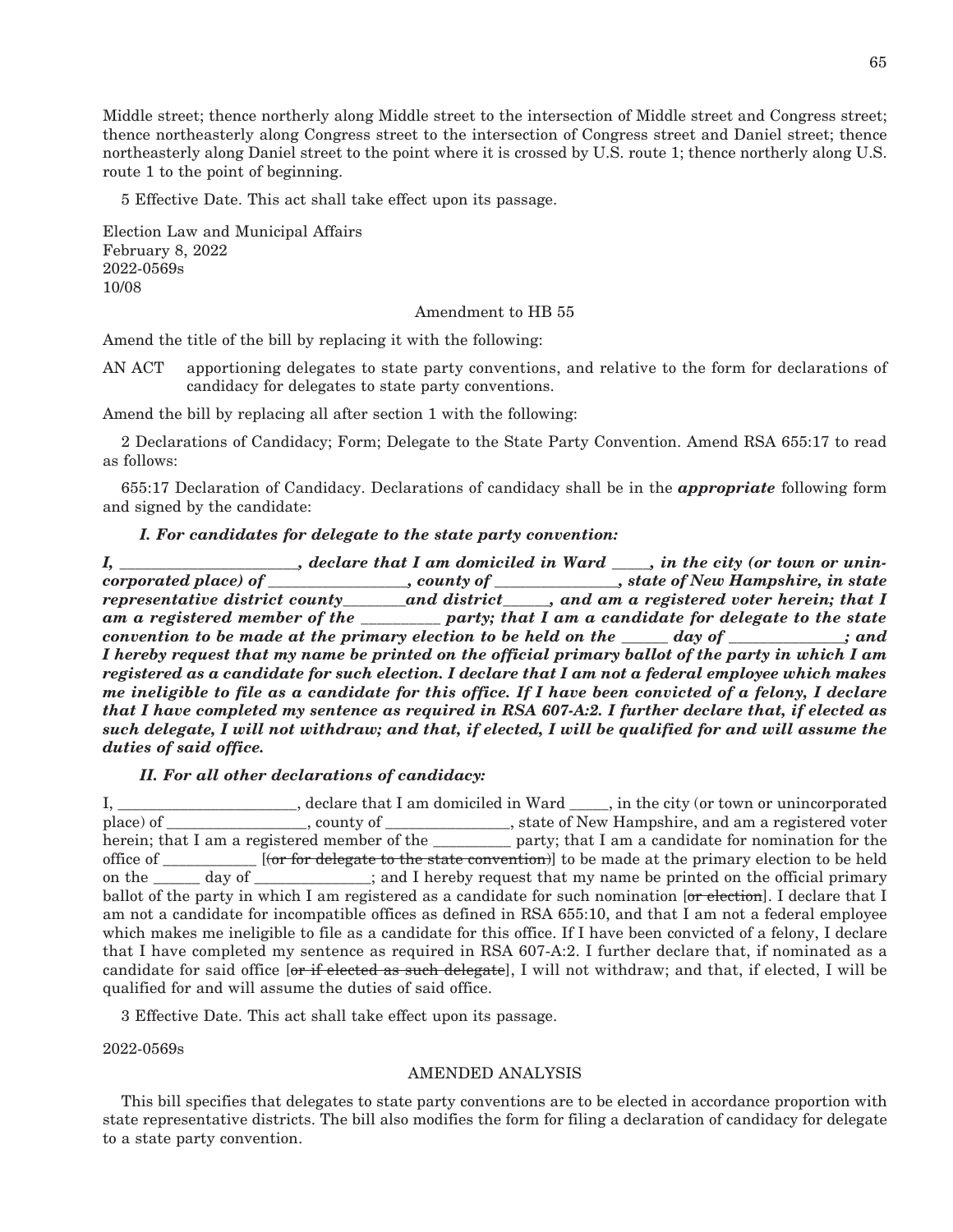Middle street; thence northerly along Middle street to the intersection of Middle street and Congress street; thence northeasterly along Congress street to the intersection of Congress street and Daniel street; thence northeasterly along Daniel street to the point where it is crossed by U.S. route 1; thence northerly along U.S. route 1 to the point of beginning.

5 Effective Date. This act shall take effect upon its passage.

Election Law and Municipal Affairs
February 8, 2022
2022-0569s
10/08

Amendment to HB 55

Amend the title of the bill by replacing it with the following:

AN ACT apportioning delegates to state party conventions, and relative to the form for declarations of candidacy for delegates to state party conventions.

Amend the bill by replacing all after section 1 with the following:

2 Declarations of Candidacy; Form; Delegate to the State Party Convention. Amend RSA 655:17 to read as follows:

655:17 Declaration of Candidacy. Declarations of candidacy shall be in the ***appropriate*** following form and signed by the candidate:

***I. For candidates for delegate to the state party convention:***

***I, ______________________, declare that I am domiciled in Ward _____, in the city (or town or unincorporated place) of _________________, county of _______________, state of New Hampshire, in state representative district county________and district______, and am a registered voter herein; that I am a registered member of the __________ party; that I am a candidate for delegate to the state convention to be made at the primary election to be held on the ______ day of ______________; and I hereby request that my name be printed on the official primary ballot of the party in which I am registered as a candidate for such election. I declare that I am not a federal employee which makes me ineligible to file as a candidate for this office. If I have been convicted of a felony, I declare that I have completed my sentence as required in RSA 607-A:2. I further declare that, if elected as such delegate, I will not withdraw; and that, if elected, I will be qualified for and will assume the duties of said office.***

***II. For all other declarations of candidacy:***

I, _______________________, declare that I am domiciled in Ward _____, in the city (or town or unincorporated place) of __________________, county of ________________, state of New Hampshire, and am a registered voter herein; that I am a registered member of the __________ party; that I am a candidate for nomination for the office of ____________ [~~(or for delegate to the state convention)~~] to be made at the primary election to be held on the ______ day of _______________; and I hereby request that my name be printed on the official primary ballot of the party in which I am registered as a candidate for such nomination [~~or election~~]. I declare that I am not a candidate for incompatible offices as defined in RSA 655:10, and that I am not a federal employee which makes me ineligible to file as a candidate for this office. If I have been convicted of a felony, I declare that I have completed my sentence as required in RSA 607-A:2. I further declare that, if nominated as a candidate for said office [~~or if elected as such delegate~~], I will not withdraw; and that, if elected, I will be qualified for and will assume the duties of said office.

3 Effective Date. This act shall take effect upon its passage.

2022-0569s

AMENDED ANALYSIS

This bill specifies that delegates to state party conventions are to be elected in accordance proportion with state representative districts. The bill also modifies the form for filing a declaration of candidacy for delegate to a state party convention.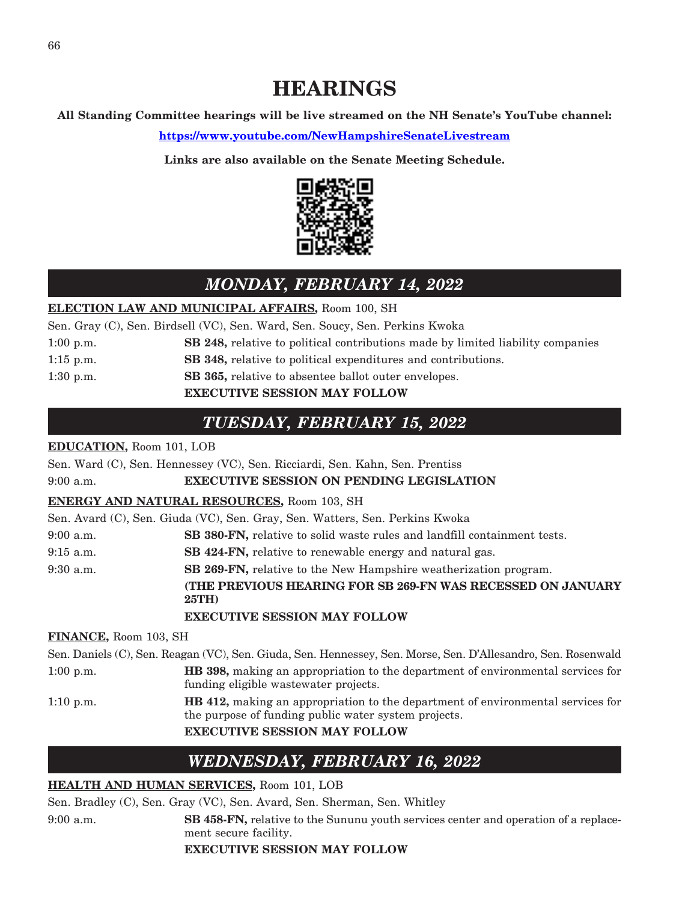# HEARINGS

**All Standing Committee hearings will be live streamed on the NH Senate's YouTube channel:**

**https://www.youtube.com/NewHampshireSenateLivestream**

**Links are also available on the Senate Meeting Schedule.**

## *MONDAY, FEBRUARY 14, 2022*

**ELECTION LAW AND MUNICIPAL AFFAIRS,** Room 100, SH

Sen. Gray (C), Sen. Birdsell (VC), Sen. Ward, Sen. Soucy, Sen. Perkins Kwoka

1:00 p.m. **SB 248,** relative to political contributions made by limited liability companies

1:15 p.m. **SB 348,** relative to political expenditures and contributions.

1:30 p.m. **SB 365,** relative to absentee ballot outer envelopes.

**EXECUTIVE SESSION MAY FOLLOW**

## *TUESDAY, FEBRUARY 15, 2022*

**EDUCATION,** Room 101, LOB

Sen. Ward (C), Sen. Hennessey (VC), Sen. Ricciardi, Sen. Kahn, Sen. Prentiss

9:00 a.m. **EXECUTIVE SESSION ON PENDING LEGISLATION**

**ENERGY AND NATURAL RESOURCES,** Room 103, SH

Sen. Avard (C), Sen. Giuda (VC), Sen. Gray, Sen. Watters, Sen. Perkins Kwoka

9:00 a.m. **SB 380-FN,** relative to solid waste rules and landfill containment tests.

9:15 a.m. **SB 424-FN,** relative to renewable energy and natural gas.

9:30 a.m. **SB 269-FN,** relative to the New Hampshire weatherization program.

**(THE PREVIOUS HEARING FOR SB 269-FN WAS RECESSED ON JANUARY 25TH)**

**EXECUTIVE SESSION MAY FOLLOW**

**FINANCE,** Room 103, SH

Sen. Daniels (C), Sen. Reagan (VC), Sen. Giuda, Sen. Hennessey, Sen. Morse, Sen. D'Allesandro, Sen. Rosenwald

1:00 p.m. **HB 398,** making an appropriation to the department of environmental services for funding eligible wastewater projects.

1:10 p.m. **HB 412,** making an appropriation to the department of environmental services for the purpose of funding public water system projects.

**EXECUTIVE SESSION MAY FOLLOW**

## *WEDNESDAY, FEBRUARY 16, 2022*

**HEALTH AND HUMAN SERVICES,** Room 101, LOB

Sen. Bradley (C), Sen. Gray (VC), Sen. Avard, Sen. Sherman, Sen. Whitley

9:00 a.m. **SB 458-FN,** relative to the Sununu youth services center and operation of a replacement secure facility.

**EXECUTIVE SESSION MAY FOLLOW**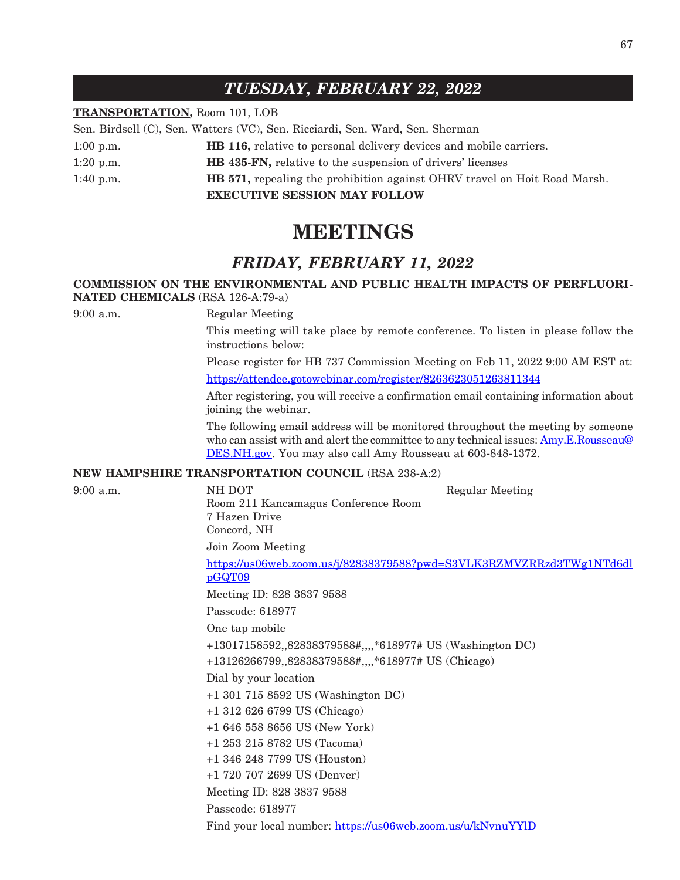## *TUESDAY, FEBRUARY 22, 2022*

**TRANSPORTATION,** Room 101, LOB

Sen. Birdsell (C), Sen. Watters (VC), Sen. Ricciardi, Sen. Ward, Sen. Sherman

1:00 p.m. **HB 116,** relative to personal delivery devices and mobile carriers.

1:20 p.m. **HB 435-FN,** relative to the suspension of drivers' licenses

1:40 p.m. **HB 571,** repealing the prohibition against OHRV travel on Hoit Road Marsh.

**EXECUTIVE SESSION MAY FOLLOW**

# MEETINGS

## *FRIDAY, FEBRUARY 11, 2022*

**COMMISSION ON THE ENVIRONMENTAL AND PUBLIC HEALTH IMPACTS OF PERFLUORINATED CHEMICALS** (RSA 126-A:79-a)

9:00 a.m. Regular Meeting

This meeting will take place by remote conference. To listen in please follow the instructions below:

Please register for HB 737 Commission Meeting on Feb 11, 2022 9:00 AM EST at:

https://attendee.gotowebinar.com/register/8263623051263811344

After registering, you will receive a confirmation email containing information about joining the webinar.

The following email address will be monitored throughout the meeting by someone who can assist with and alert the committee to any technical issues: Amy.E.Rousseau@DES.NH.gov. You may also call Amy Rousseau at 603-848-1372.

**NEW HAMPSHIRE TRANSPORTATION COUNCIL** (RSA 238-A:2)

9:00 a.m. NH DOT Regular Meeting

Room 211 Kancamagus Conference Room
7 Hazen Drive
Concord, NH

Join Zoom Meeting

https://us06web.zoom.us/j/82838379588?pwd=S3VLK3RZMVZRRzd3TWg1NTd6dlpGQT09

Meeting ID: 828 3837 9588

Passcode: 618977

One tap mobile

+13017158592,,82838379588#,,,,*618977# US (Washington DC)

+13126266799,,82838379588#,,,,*618977# US (Chicago)

Dial by your location

+1 301 715 8592 US (Washington DC)

+1 312 626 6799 US (Chicago)

+1 646 558 8656 US (New York)

+1 253 215 8782 US (Tacoma)

+1 346 248 7799 US (Houston)

+1 720 707 2699 US (Denver)

Meeting ID: 828 3837 9588

Passcode: 618977

Find your local number: https://us06web.zoom.us/u/kNvnuYYlD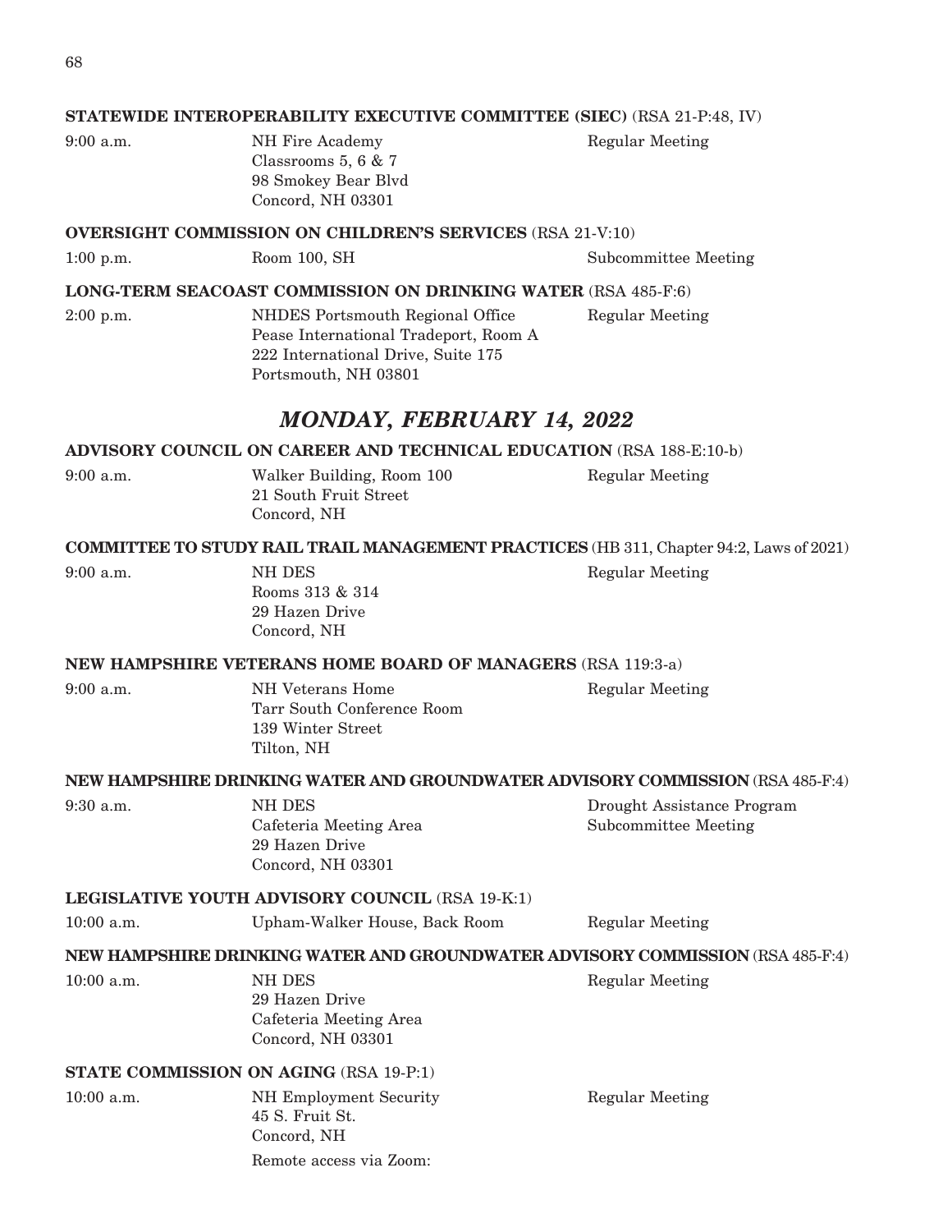**STATEWIDE INTEROPERABILITY EXECUTIVE COMMITTEE (SIEC)** (RSA 21-P:48, IV)

| | | |
|---|---|---|
| 9:00 a.m. | NH Fire Academy<br>Classrooms 5, 6 & 7<br>98 Smokey Bear Blvd<br>Concord, NH 03301 | Regular Meeting |

**OVERSIGHT COMMISSION ON CHILDREN'S SERVICES** (RSA 21-V:10)

| | | |
|---|---|---|
| 1:00 p.m. | Room 100, SH | Subcommittee Meeting |

**LONG-TERM SEACOAST COMMISSION ON DRINKING WATER** (RSA 485-F:6)

| | | |
|---|---|---|
| 2:00 p.m. | NHDES Portsmouth Regional Office<br>Pease International Tradeport, Room A<br>222 International Drive, Suite 175<br>Portsmouth, NH 03801 | Regular Meeting |

## *MONDAY, FEBRUARY 14, 2022*

**ADVISORY COUNCIL ON CAREER AND TECHNICAL EDUCATION** (RSA 188-E:10-b)

| | | |
|---|---|---|
| 9:00 a.m. | Walker Building, Room 100<br>21 South Fruit Street<br>Concord, NH | Regular Meeting |

**COMMITTEE TO STUDY RAIL TRAIL MANAGEMENT PRACTICES** (HB 311, Chapter 94:2, Laws of 2021)

| | | |
|---|---|---|
| 9:00 a.m. | NH DES<br>Rooms 313 & 314<br>29 Hazen Drive<br>Concord, NH | Regular Meeting |

**NEW HAMPSHIRE VETERANS HOME BOARD OF MANAGERS** (RSA 119:3-a)

| | | |
|---|---|---|
| 9:00 a.m. | NH Veterans Home<br>Tarr South Conference Room<br>139 Winter Street<br>Tilton, NH | Regular Meeting |

**NEW HAMPSHIRE DRINKING WATER AND GROUNDWATER ADVISORY COMMISSION** (RSA 485-F:4)

| | | |
|---|---|---|
| 9:30 a.m. | NH DES<br>Cafeteria Meeting Area<br>29 Hazen Drive<br>Concord, NH 03301 | Drought Assistance Program<br>Subcommittee Meeting |

**LEGISLATIVE YOUTH ADVISORY COUNCIL** (RSA 19-K:1)

| | | |
|---|---|---|
| 10:00 a.m. | Upham-Walker House, Back Room | Regular Meeting |

**NEW HAMPSHIRE DRINKING WATER AND GROUNDWATER ADVISORY COMMISSION** (RSA 485-F:4)

| | | |
|---|---|---|
| 10:00 a.m. | NH DES<br>29 Hazen Drive<br>Cafeteria Meeting Area<br>Concord, NH 03301 | Regular Meeting |

**STATE COMMISSION ON AGING** (RSA 19-P:1)

| | | |
|---|---|---|
| 10:00 a.m. | NH Employment Security<br>45 S. Fruit St.<br>Concord, NH<br>Remote access via Zoom: | Regular Meeting |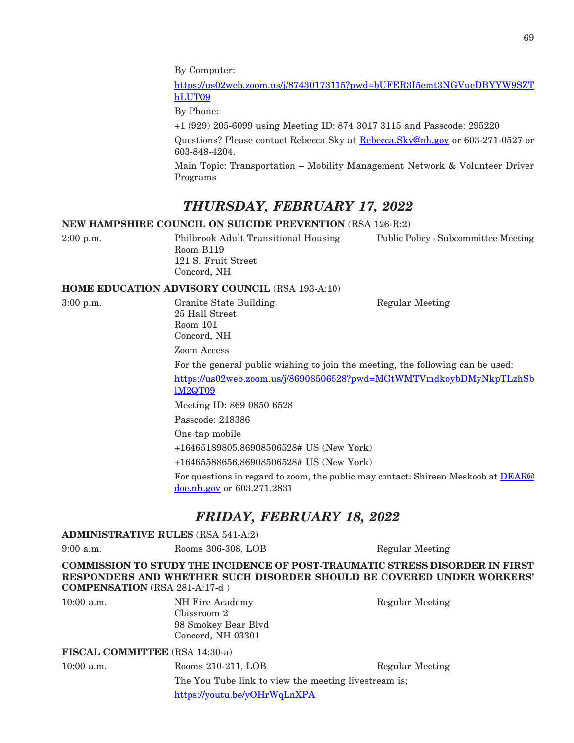By Computer:

https://us02web.zoom.us/j/87430173115?pwd=bUFER3I5emt3NGVueDBYYW9SZThLUT09

By Phone:

+1 (929) 205-6099 using Meeting ID: 874 3017 3115 and Passcode: 295220

Questions? Please contact Rebecca Sky at Rebecca.Sky@nh.gov or 603-271-0527 or 603-848-4204.

Main Topic: Transportation – Mobility Management Network & Volunteer Driver Programs

## *THURSDAY, FEBRUARY 17, 2022*

**NEW HAMPSHIRE COUNCIL ON SUICIDE PREVENTION** (RSA 126-R:2)

2:00 p.m.

Philbrook Adult Transitional Housing
Room B119
121 S. Fruit Street
Concord, NH

Public Policy - Subcommittee Meeting

**HOME EDUCATION ADVISORY COUNCIL** (RSA 193-A:10)

3:00 p.m.

Granite State Building
25 Hall Street
Room 101
Concord, NH

Regular Meeting

Zoom Access

For the general public wishing to join the meeting, the following can be used:

https://us02web.zoom.us/j/86908506528?pwd=MGtWMTVmdkoybDMyNkpTLzhSblM2QT09

Meeting ID: 869 0850 6528

Passcode: 218386

One tap mobile

+16465189805,86908506528# US (New York)

+16465588656,86908506528# US (New York)

For questions in regard to zoom, the public may contact: Shireen Meskoob at DEAR@doe.nh.gov or 603.271.2831

## *FRIDAY, FEBRUARY 18, 2022*

**ADMINISTRATIVE RULES** (RSA 541-A:2)

9:00 a.m. | Rooms 306-308, LOB | Regular Meeting

**COMMISSION TO STUDY THE INCIDENCE OF POST-TRAUMATIC STRESS DISORDER IN FIRST RESPONDERS AND WHETHER SUCH DISORDER SHOULD BE COVERED UNDER WORKERS' COMPENSATION** (RSA 281-A:17-d )

10:00 a.m.

NH Fire Academy
Classroom 2
98 Smokey Bear Blvd
Concord, NH 03301

Regular Meeting

**FISCAL COMMITTEE** (RSA 14:30-a)

10:00 a.m. | Rooms 210-211, LOB | Regular Meeting

The You Tube link to view the meeting livestream is;

https://youtu.be/yOHrWqLnXPA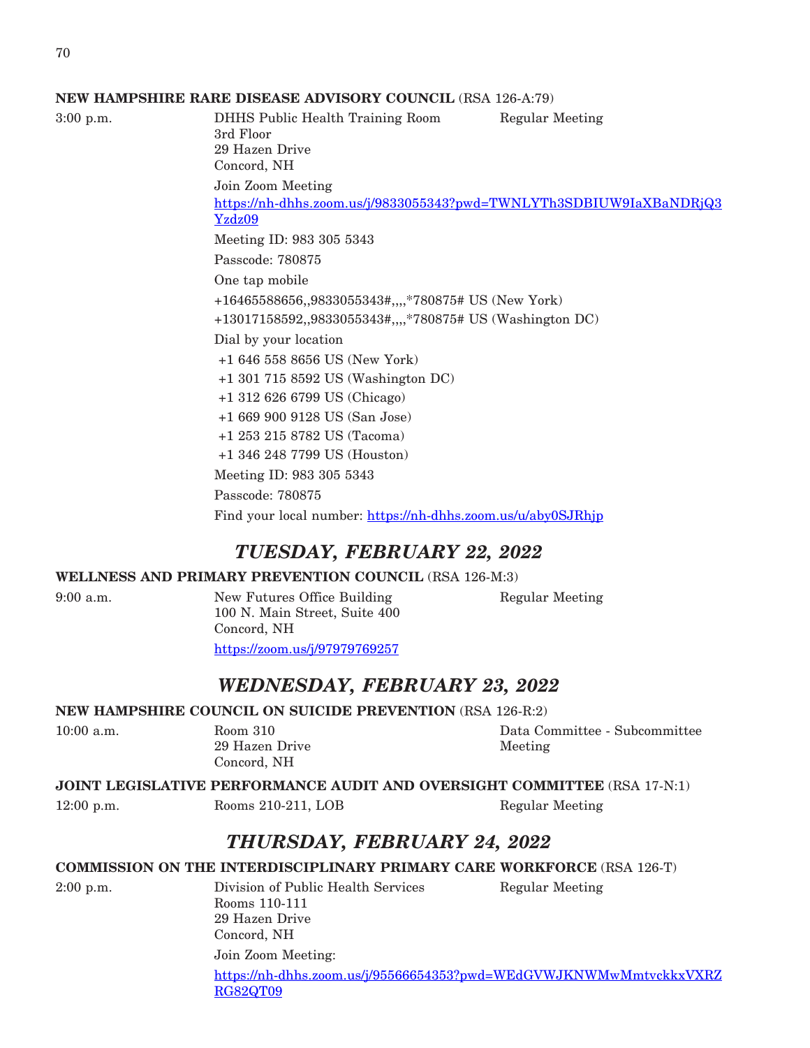**NEW HAMPSHIRE RARE DISEASE ADVISORY COUNCIL** (RSA 126-A:79)

3:00 p.m. DHHS Public Health Training Room Regular Meeting
3rd Floor
29 Hazen Drive
Concord, NH

Join Zoom Meeting
https://nh-dhhs.zoom.us/j/9833055343?pwd=TWNLYTh3SDBIUW9IaXBaNDRjQ3Yzdz09

Meeting ID: 983 305 5343

Passcode: 780875

One tap mobile

+16465588656,,9833055343#,,,,*780875# US (New York)

+13017158592,,9833055343#,,,,*780875# US (Washington DC)

Dial by your location

+1 646 558 8656 US (New York)

+1 301 715 8592 US (Washington DC)

+1 312 626 6799 US (Chicago)

+1 669 900 9128 US (San Jose)

+1 253 215 8782 US (Tacoma)

+1 346 248 7799 US (Houston)

Meeting ID: 983 305 5343

Passcode: 780875

Find your local number: https://nh-dhhs.zoom.us/u/aby0SJRhjp

## *TUESDAY, FEBRUARY 22, 2022*

**WELLNESS AND PRIMARY PREVENTION COUNCIL** (RSA 126-M:3)

9:00 a.m. New Futures Office Building Regular Meeting
100 N. Main Street, Suite 400
Concord, NH

https://zoom.us/j/97979769257

## *WEDNESDAY, FEBRUARY 23, 2022*

**NEW HAMPSHIRE COUNCIL ON SUICIDE PREVENTION** (RSA 126-R:2)

10:00 a.m. Room 310 Data Committee - Subcommittee Meeting
29 Hazen Drive
Concord, NH

**JOINT LEGISLATIVE PERFORMANCE AUDIT AND OVERSIGHT COMMITTEE** (RSA 17-N:1)

12:00 p.m. Rooms 210-211, LOB Regular Meeting

## *THURSDAY, FEBRUARY 24, 2022*

**COMMISSION ON THE INTERDISCIPLINARY PRIMARY CARE WORKFORCE** (RSA 126-T)

2:00 p.m. Division of Public Health Services Regular Meeting
Rooms 110-111
29 Hazen Drive
Concord, NH

Join Zoom Meeting:

https://nh-dhhs.zoom.us/j/95566654353?pwd=WEdGVWJKNWMwMmtvckkxVXRZRG82QT09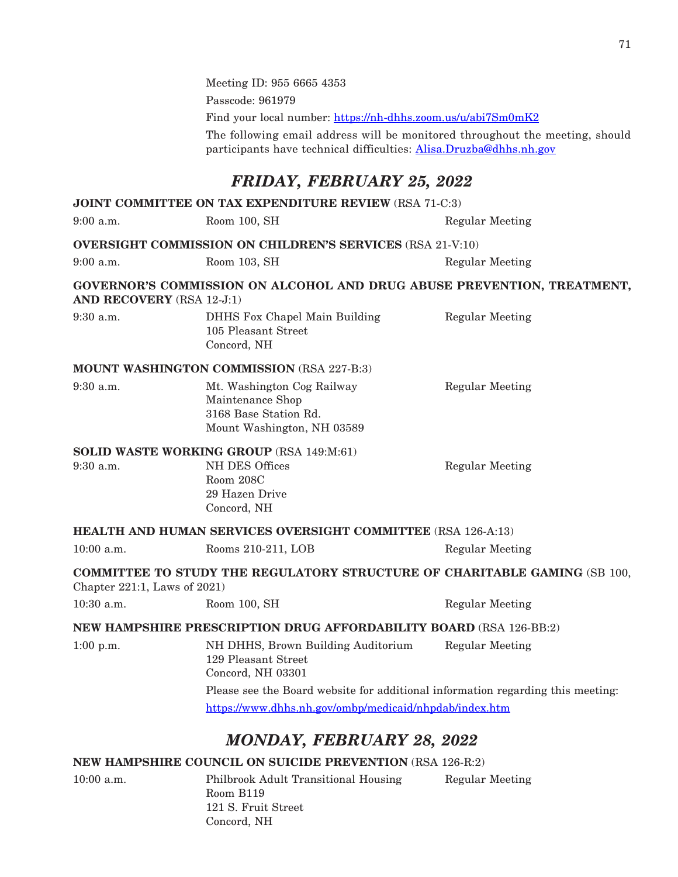Meeting ID: 955 6665 4353

Passcode: 961979

Find your local number: https://nh-dhhs.zoom.us/u/abi7Sm0mK2

The following email address will be monitored throughout the meeting, should participants have technical difficulties: Alisa.Druzba@dhhs.nh.gov

## *FRIDAY, FEBRUARY 25, 2022*

**JOINT COMMITTEE ON TAX EXPENDITURE REVIEW** (RSA 71-C:3)

9:00 a.m. — Room 100, SH — Regular Meeting

**OVERSIGHT COMMISSION ON CHILDREN'S SERVICES** (RSA 21-V:10)

9:00 a.m. — Room 103, SH — Regular Meeting

**GOVERNOR'S COMMISSION ON ALCOHOL AND DRUG ABUSE PREVENTION, TREATMENT, AND RECOVERY** (RSA 12-J:1)

9:30 a.m. — DHHS Fox Chapel Main Building, 105 Pleasant Street, Concord, NH — Regular Meeting

**MOUNT WASHINGTON COMMISSION** (RSA 227-B:3)

9:30 a.m. — Mt. Washington Cog Railway Maintenance Shop, 3168 Base Station Rd., Mount Washington, NH 03589 — Regular Meeting

**SOLID WASTE WORKING GROUP** (RSA 149:M:61)

9:30 a.m. — NH DES Offices, Room 208C, 29 Hazen Drive, Concord, NH — Regular Meeting

**HEALTH AND HUMAN SERVICES OVERSIGHT COMMITTEE** (RSA 126-A:13)

10:00 a.m. — Rooms 210-211, LOB — Regular Meeting

**COMMITTEE TO STUDY THE REGULATORY STRUCTURE OF CHARITABLE GAMING** (SB 100, Chapter 221:1, Laws of 2021)

10:30 a.m. — Room 100, SH — Regular Meeting

**NEW HAMPSHIRE PRESCRIPTION DRUG AFFORDABILITY BOARD** (RSA 126-BB:2)

1:00 p.m. — NH DHHS, Brown Building Auditorium, 129 Pleasant Street, Concord, NH 03301 — Regular Meeting

Please see the Board website for additional information regarding this meeting:

https://www.dhhs.nh.gov/ombp/medicaid/nhpdab/index.htm

## *MONDAY, FEBRUARY 28, 2022*

**NEW HAMPSHIRE COUNCIL ON SUICIDE PREVENTION** (RSA 126-R:2)

10:00 a.m. — Philbrook Adult Transitional Housing, Room B119, 121 S. Fruit Street, Concord, NH — Regular Meeting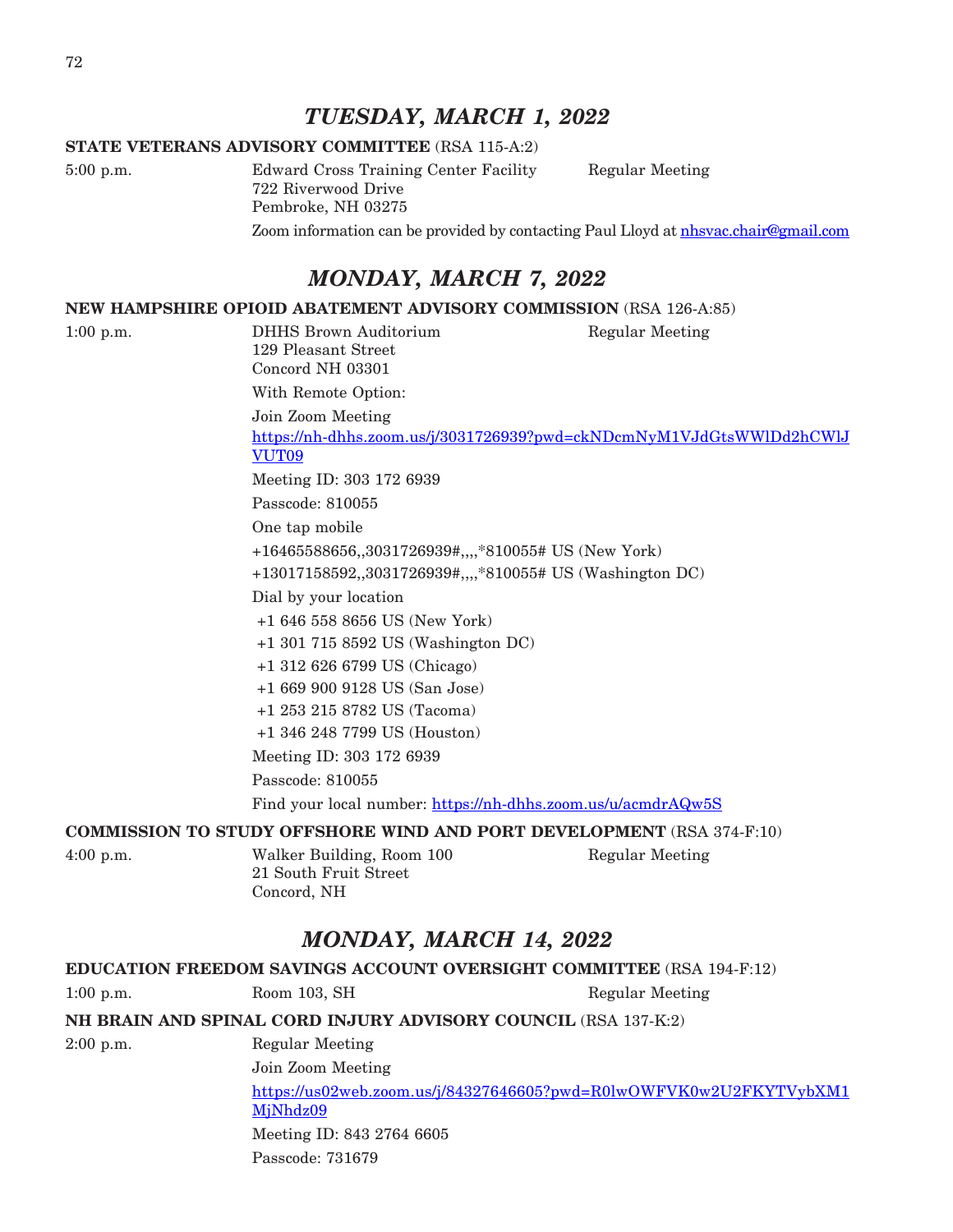## *TUESDAY, MARCH 1, 2022*

**STATE VETERANS ADVISORY COMMITTEE** (RSA 115-A:2)

5:00 p.m. Edward Cross Training Center Facility Regular Meeting
722 Riverwood Drive
Pembroke, NH 03275

Zoom information can be provided by contacting Paul Lloyd at nhsvac.chair@gmail.com

## *MONDAY, MARCH 7, 2022*

**NEW HAMPSHIRE OPIOID ABATEMENT ADVISORY COMMISSION** (RSA 126-A:85)

1:00 p.m. DHHS Brown Auditorium Regular Meeting
129 Pleasant Street
Concord NH 03301

With Remote Option:

Join Zoom Meeting

https://nh-dhhs.zoom.us/j/3031726939?pwd=ckNDcmNyM1VJdGtsWWlDd2hCWlJVUT09

Meeting ID: 303 172 6939

Passcode: 810055

One tap mobile

+16465588656,,3031726939#,,,,*810055# US (New York)

+13017158592,,3031726939#,,,,*810055# US (Washington DC)

Dial by your location

+1 646 558 8656 US (New York)

+1 301 715 8592 US (Washington DC)

+1 312 626 6799 US (Chicago)

+1 669 900 9128 US (San Jose)

+1 253 215 8782 US (Tacoma)

+1 346 248 7799 US (Houston)

Meeting ID: 303 172 6939

Passcode: 810055

Find your local number: https://nh-dhhs.zoom.us/u/acmdrAQw5S

**COMMISSION TO STUDY OFFSHORE WIND AND PORT DEVELOPMENT** (RSA 374-F:10)

4:00 p.m. Walker Building, Room 100 Regular Meeting
21 South Fruit Street
Concord, NH

## *MONDAY, MARCH 14, 2022*

**EDUCATION FREEDOM SAVINGS ACCOUNT OVERSIGHT COMMITTEE** (RSA 194-F:12)

1:00 p.m. Room 103, SH Regular Meeting

**NH BRAIN AND SPINAL CORD INJURY ADVISORY COUNCIL** (RSA 137-K:2)

2:00 p.m. Regular Meeting

Join Zoom Meeting

https://us02web.zoom.us/j/84327646605?pwd=R0lwOWFVK0w2U2FKYTVybXM1MjNhdz09

Meeting ID: 843 2764 6605

Passcode: 731679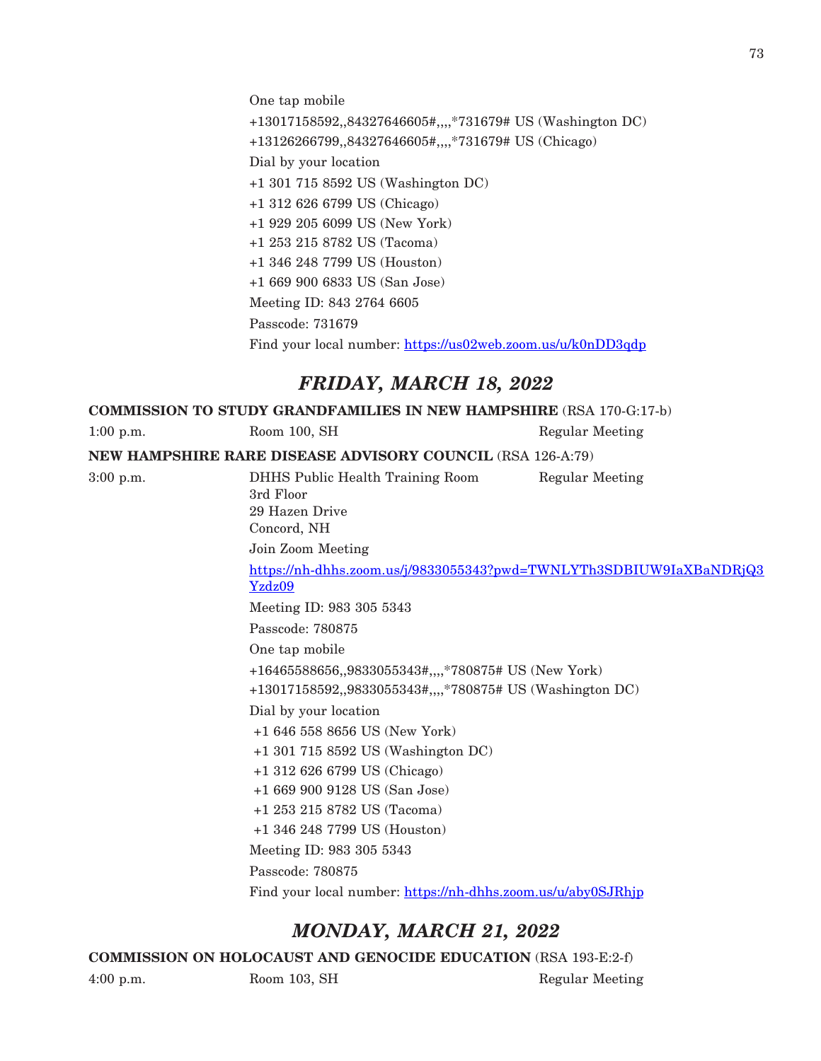One tap mobile

+13017158592,,84327646605#,,,,*731679# US (Washington DC)

+13126266799,,84327646605#,,,,*731679# US (Chicago)

Dial by your location

+1 301 715 8592 US (Washington DC)

+1 312 626 6799 US (Chicago)

+1 929 205 6099 US (New York)

+1 253 215 8782 US (Tacoma)

+1 346 248 7799 US (Houston)

+1 669 900 6833 US (San Jose)

Meeting ID: 843 2764 6605

Passcode: 731679

Find your local number: https://us02web.zoom.us/u/k0nDD3qdp

## *FRIDAY, MARCH 18, 2022*

**COMMISSION TO STUDY GRANDFAMILIES IN NEW HAMPSHIRE** (RSA 170-G:17-b)

1:00 p.m. Room 100, SH Regular Meeting

**NEW HAMPSHIRE RARE DISEASE ADVISORY COUNCIL** (RSA 126-A:79)

3:00 p.m. DHHS Public Health Training Room Regular Meeting
3rd Floor
29 Hazen Drive
Concord, NH

Join Zoom Meeting

https://nh-dhhs.zoom.us/j/9833055343?pwd=TWNLYTh3SDBIUW9IaXBaNDRjQ3Yzdz09

Meeting ID: 983 305 5343

Passcode: 780875

One tap mobile

+16465588656,,9833055343#,,,,*780875# US (New York)

+13017158592,,9833055343#,,,,*780875# US (Washington DC)

Dial by your location

+1 646 558 8656 US (New York)

+1 301 715 8592 US (Washington DC)

+1 312 626 6799 US (Chicago)

+1 669 900 9128 US (San Jose)

+1 253 215 8782 US (Tacoma)

+1 346 248 7799 US (Houston)

Meeting ID: 983 305 5343

Passcode: 780875

Find your local number: https://nh-dhhs.zoom.us/u/aby0SJRhjp

## *MONDAY, MARCH 21, 2022*

**COMMISSION ON HOLOCAUST AND GENOCIDE EDUCATION** (RSA 193-E:2-f)

4:00 p.m. Room 103, SH Regular Meeting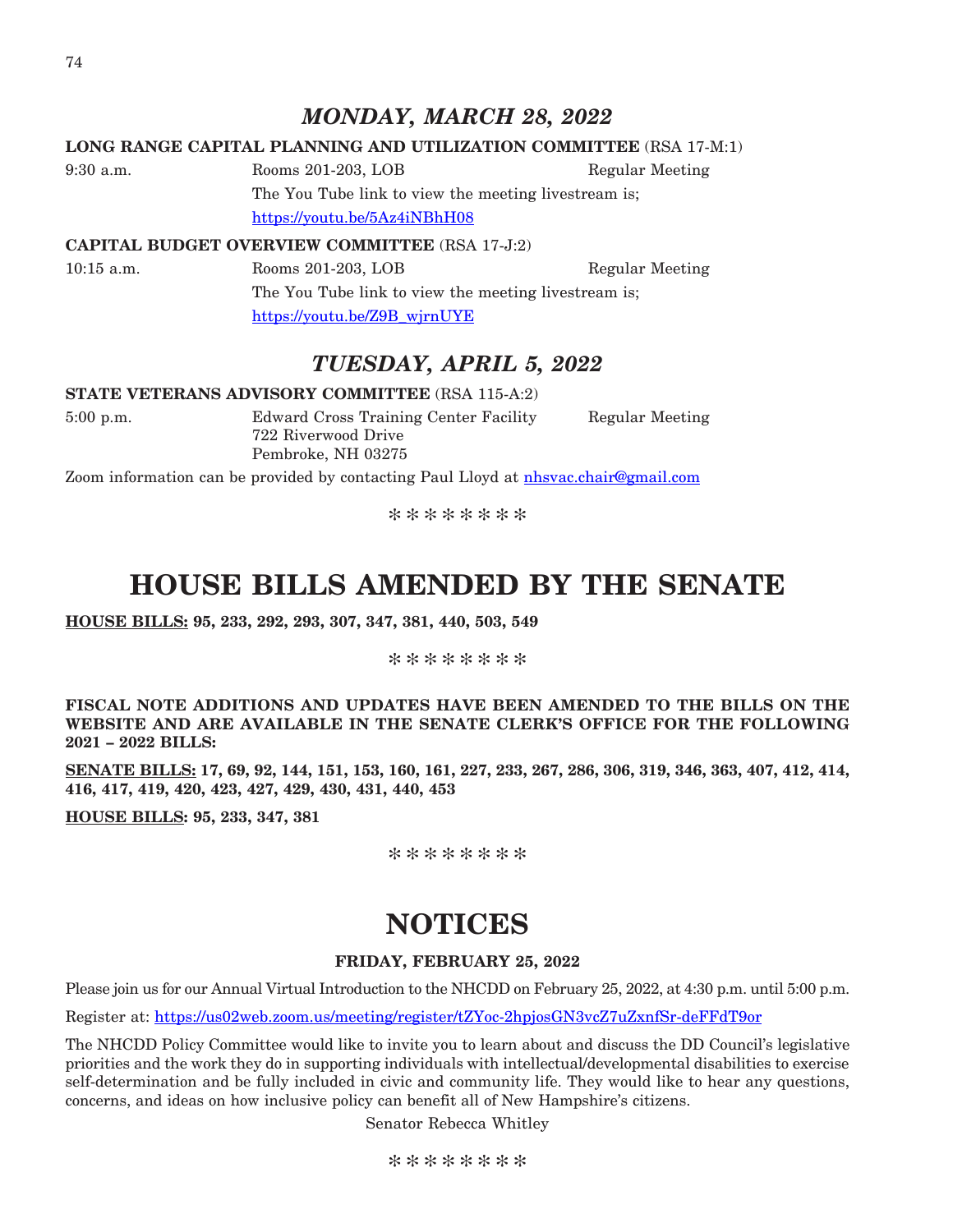## *MONDAY, MARCH 28, 2022*

**LONG RANGE CAPITAL PLANNING AND UTILIZATION COMMITTEE** (RSA 17-M:1)

9:30 a.m. Rooms 201-203, LOB Regular Meeting

The You Tube link to view the meeting livestream is;
https://youtu.be/5Az4iNBhH08

**CAPITAL BUDGET OVERVIEW COMMITTEE** (RSA 17-J:2)

10:15 a.m. Rooms 201-203, LOB Regular Meeting

The You Tube link to view the meeting livestream is;
https://youtu.be/Z9B_wjrnUYE

## *TUESDAY, APRIL 5, 2022*

**STATE VETERANS ADVISORY COMMITTEE** (RSA 115-A:2)

5:00 p.m. Edward Cross Training Center Facility Regular Meeting
722 Riverwood Drive
Pembroke, NH 03275

Zoom information can be provided by contacting Paul Lloyd at nhsvac.chair@gmail.com

\* \* \* \* \* \* \* \*

# HOUSE BILLS AMENDED BY THE SENATE

**HOUSE BILLS: 95, 233, 292, 293, 307, 347, 381, 440, 503, 549**

\* \* \* \* \* \* \* \*

**FISCAL NOTE ADDITIONS AND UPDATES HAVE BEEN AMENDED TO THE BILLS ON THE WEBSITE AND ARE AVAILABLE IN THE SENATE CLERK'S OFFICE FOR THE FOLLOWING 2021 – 2022 BILLS:**

**SENATE BILLS: 17, 69, 92, 144, 151, 153, 160, 161, 227, 233, 267, 286, 306, 319, 346, 363, 407, 412, 414, 416, 417, 419, 420, 423, 427, 429, 430, 431, 440, 453**

**HOUSE BILLS: 95, 233, 347, 381**

\* \* \* \* \* \* \* \*

# NOTICES

**FRIDAY, FEBRUARY 25, 2022**

Please join us for our Annual Virtual Introduction to the NHCDD on February 25, 2022, at 4:30 p.m. until 5:00 p.m.

Register at: https://us02web.zoom.us/meeting/register/tZYoc-2hpjosGN3vcZ7uZxnfSr-deFFdT9or

The NHCDD Policy Committee would like to invite you to learn about and discuss the DD Council's legislative priorities and the work they do in supporting individuals with intellectual/developmental disabilities to exercise self-determination and be fully included in civic and community life. They would like to hear any questions, concerns, and ideas on how inclusive policy can benefit all of New Hampshire's citizens.

Senator Rebecca Whitley

\* \* \* \* \* \* \* \*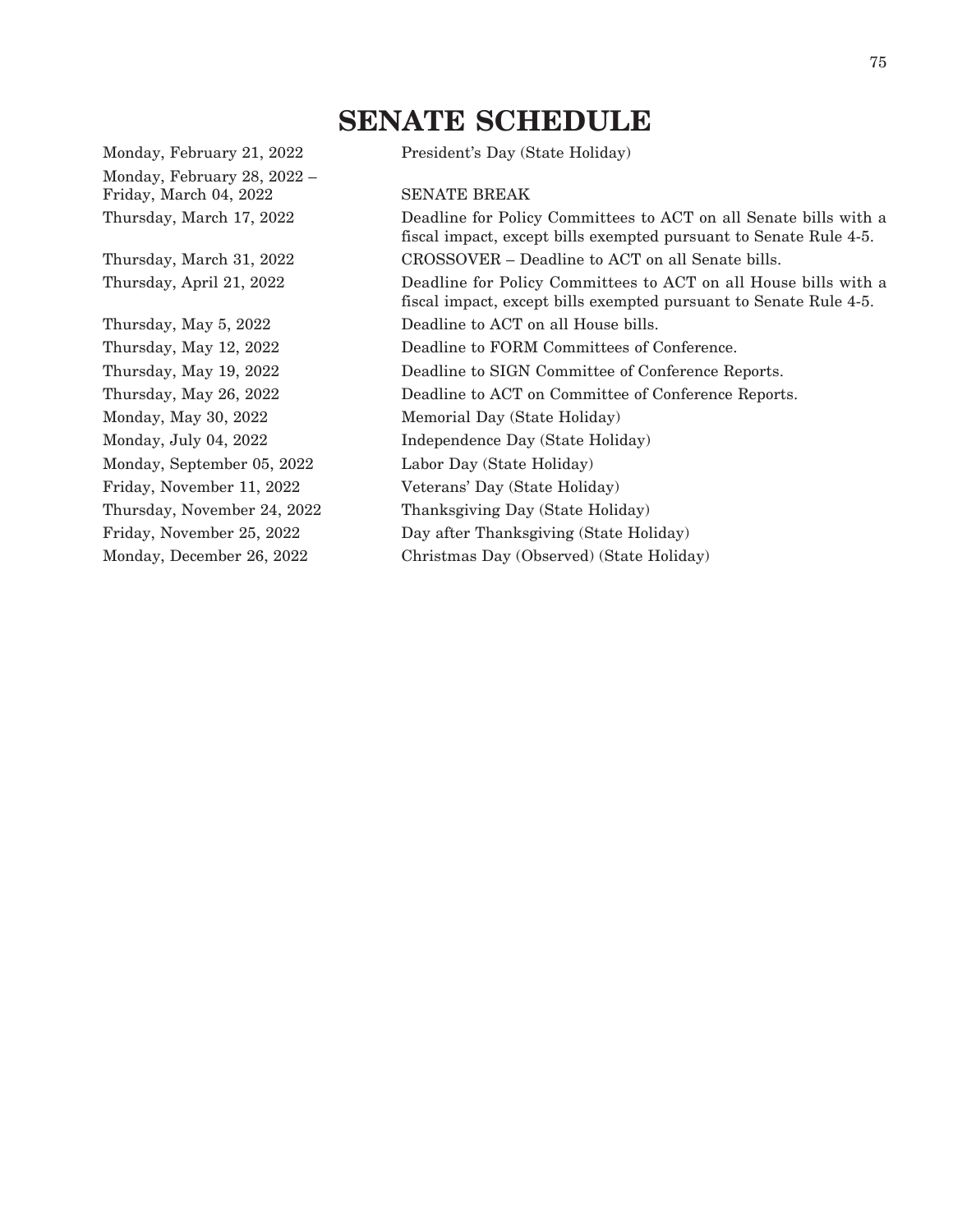# SENATE SCHEDULE

| | |
|---|---|
| Monday, February 21, 2022 | President's Day (State Holiday) |
| Monday, February 28, 2022 – Friday, March 04, 2022 | SENATE BREAK |
| Thursday, March 17, 2022 | Deadline for Policy Committees to ACT on all Senate bills with a fiscal impact, except bills exempted pursuant to Senate Rule 4-5. |
| Thursday, March 31, 2022 | CROSSOVER – Deadline to ACT on all Senate bills. |
| Thursday, April 21, 2022 | Deadline for Policy Committees to ACT on all House bills with a fiscal impact, except bills exempted pursuant to Senate Rule 4-5. |
| Thursday, May 5, 2022 | Deadline to ACT on all House bills. |
| Thursday, May 12, 2022 | Deadline to FORM Committees of Conference. |
| Thursday, May 19, 2022 | Deadline to SIGN Committee of Conference Reports. |
| Thursday, May 26, 2022 | Deadline to ACT on Committee of Conference Reports. |
| Monday, May 30, 2022 | Memorial Day (State Holiday) |
| Monday, July 04, 2022 | Independence Day (State Holiday) |
| Monday, September 05, 2022 | Labor Day (State Holiday) |
| Friday, November 11, 2022 | Veterans' Day (State Holiday) |
| Thursday, November 24, 2022 | Thanksgiving Day (State Holiday) |
| Friday, November 25, 2022 | Day after Thanksgiving (State Holiday) |
| Monday, December 26, 2022 | Christmas Day (Observed) (State Holiday) |